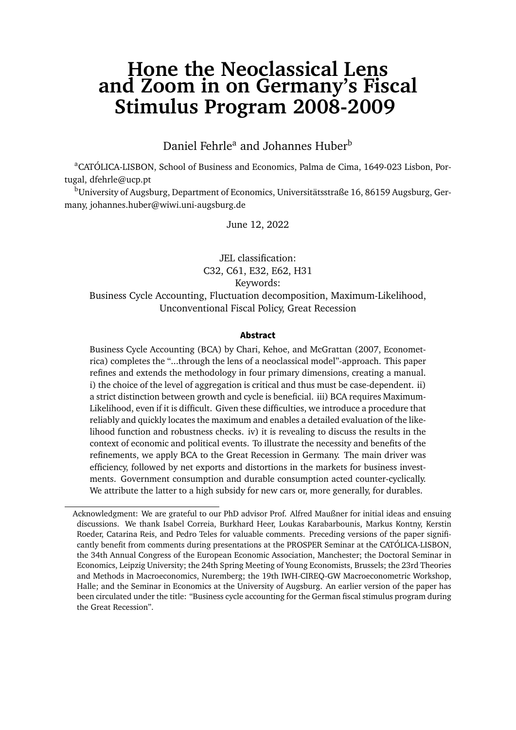# Hone the Neoclassical Lens and Zoom in on Germany's Fiscal Stimulus Program 2008-2009

Daniel Fehrle[a] and Johannes Huber[b]

[a]CATÓLICA-LISBON, School of Business and Economics, Palma de Cima, 1649-023 Lisbon, Portugal, dfehrle@ucp.pt

[b]University of Augsburg, Department of Economics, Universitätsstraße 16, 86159 Augsburg, Germany, johannes.huber@wiwi.uni-augsburg.de

June 12, 2022

JEL classification:
C32, C61, E32, E62, H31
Keywords:
Business Cycle Accounting, Fluctuation decomposition, Maximum-Likelihood, Unconventional Fiscal Policy, Great Recession

## Abstract

Business Cycle Accounting (BCA) by Chari, Kehoe, and McGrattan (2007, Econometrica) completes the "...through the lens of a neoclassical model"-approach. This paper refines and extends the methodology in four primary dimensions, creating a manual. i) the choice of the level of aggregation is critical and thus must be case-dependent. ii) a strict distinction between growth and cycle is beneficial. iii) BCA requires Maximum-Likelihood, even if it is difficult. Given these difficulties, we introduce a procedure that reliably and quickly locates the maximum and enables a detailed evaluation of the likelihood function and robustness checks. iv) it is revealing to discuss the results in the context of economic and political events. To illustrate the necessity and benefits of the refinements, we apply BCA to the Great Recession in Germany. The main driver was efficiency, followed by net exports and distortions in the markets for business investments. Government consumption and durable consumption acted counter-cyclically. We attribute the latter to a high subsidy for new cars or, more generally, for durables.

---

Acknowledgment: We are grateful to our PhD advisor Prof. Alfred Maußner for initial ideas and ensuing discussions. We thank Isabel Correia, Burkhard Heer, Loukas Karabarbounis, Markus Kontny, Kerstin Roeder, Catarina Reis, and Pedro Teles for valuable comments. Preceding versions of the paper significantly benefit from comments during presentations at the PROSPER Seminar at the CATÓLICA-LISBON, the 34th Annual Congress of the European Economic Association, Manchester; the Doctoral Seminar in Economics, Leipzig University; the 24th Spring Meeting of Young Economists, Brussels; the 23rd Theories and Methods in Macroeconomics, Nuremberg; the 19th IWH-CIREQ-GW Macroeconometric Workshop, Halle; and the Seminar in Economics at the University of Augsburg. An earlier version of the paper has been circulated under the title: "Business cycle accounting for the German fiscal stimulus program during the Great Recession".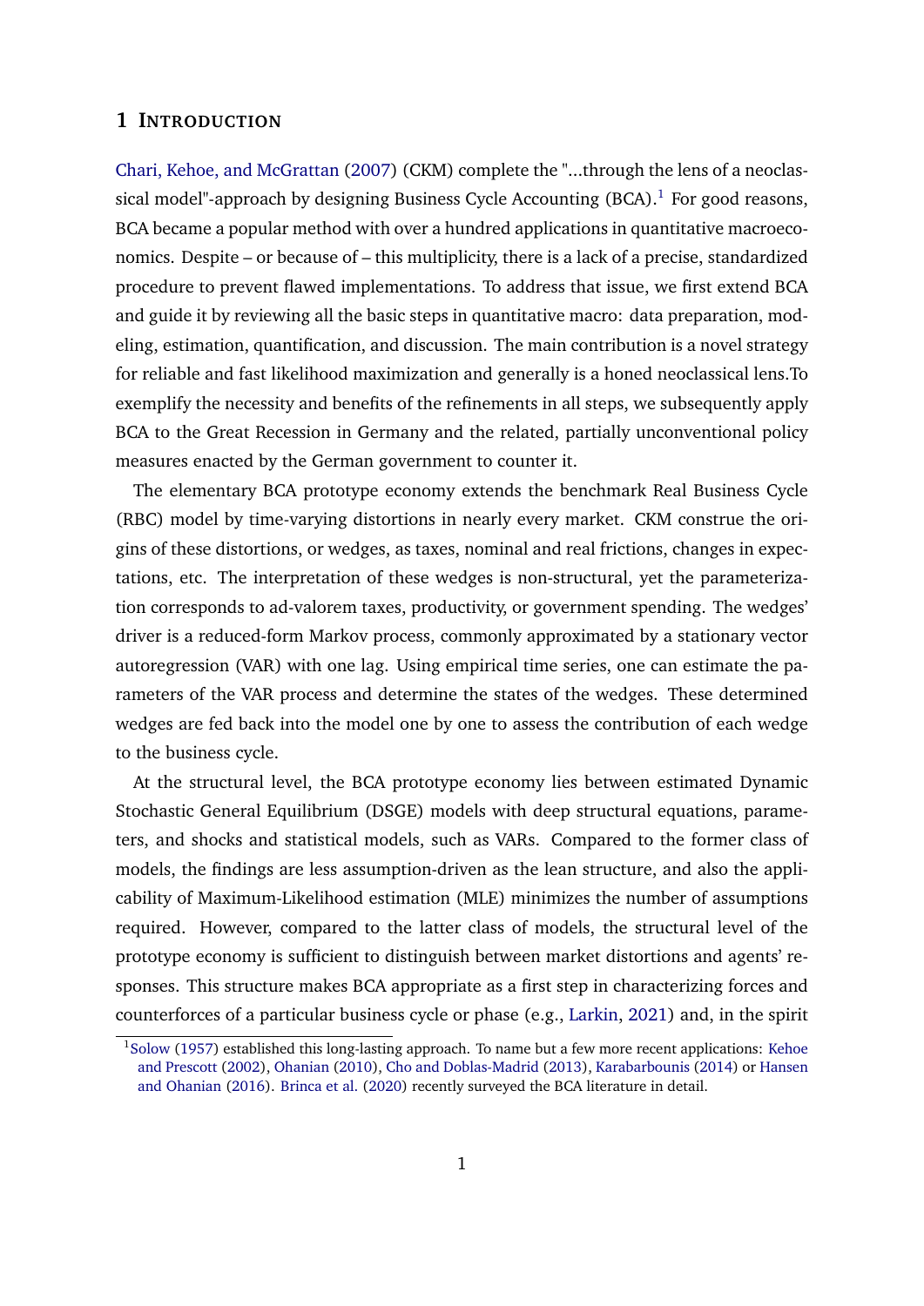## 1 Introduction

Chari, Kehoe, and McGrattan (2007) (CKM) complete the "...through the lens of a neoclassical model"-approach by designing Business Cycle Accounting (BCA).[1] For good reasons, BCA became a popular method with over a hundred applications in quantitative macroeconomics. Despite – or because of – this multiplicity, there is a lack of a precise, standardized procedure to prevent flawed implementations. To address that issue, we first extend BCA and guide it by reviewing all the basic steps in quantitative macro: data preparation, modeling, estimation, quantification, and discussion. The main contribution is a novel strategy for reliable and fast likelihood maximization and generally is a honed neoclassical lens.To exemplify the necessity and benefits of the refinements in all steps, we subsequently apply BCA to the Great Recession in Germany and the related, partially unconventional policy measures enacted by the German government to counter it.

The elementary BCA prototype economy extends the benchmark Real Business Cycle (RBC) model by time-varying distortions in nearly every market. CKM construe the origins of these distortions, or wedges, as taxes, nominal and real frictions, changes in expectations, etc. The interpretation of these wedges is non-structural, yet the parameterization corresponds to ad-valorem taxes, productivity, or government spending. The wedges' driver is a reduced-form Markov process, commonly approximated by a stationary vector autoregression (VAR) with one lag. Using empirical time series, one can estimate the parameters of the VAR process and determine the states of the wedges. These determined wedges are fed back into the model one by one to assess the contribution of each wedge to the business cycle.

At the structural level, the BCA prototype economy lies between estimated Dynamic Stochastic General Equilibrium (DSGE) models with deep structural equations, parameters, and shocks and statistical models, such as VARs. Compared to the former class of models, the findings are less assumption-driven as the lean structure, and also the applicability of Maximum-Likelihood estimation (MLE) minimizes the number of assumptions required. However, compared to the latter class of models, the structural level of the prototype economy is sufficient to distinguish between market distortions and agents' responses. This structure makes BCA appropriate as a first step in characterizing forces and counterforces of a particular business cycle or phase (e.g., Larkin, 2021) and, in the spirit

[1] Solow (1957) established this long-lasting approach. To name but a few more recent applications: Kehoe and Prescott (2002), Ohanian (2010), Cho and Doblas-Madrid (2013), Karabarbounis (2014) or Hansen and Ohanian (2016). Brinca et al. (2020) recently surveyed the BCA literature in detail.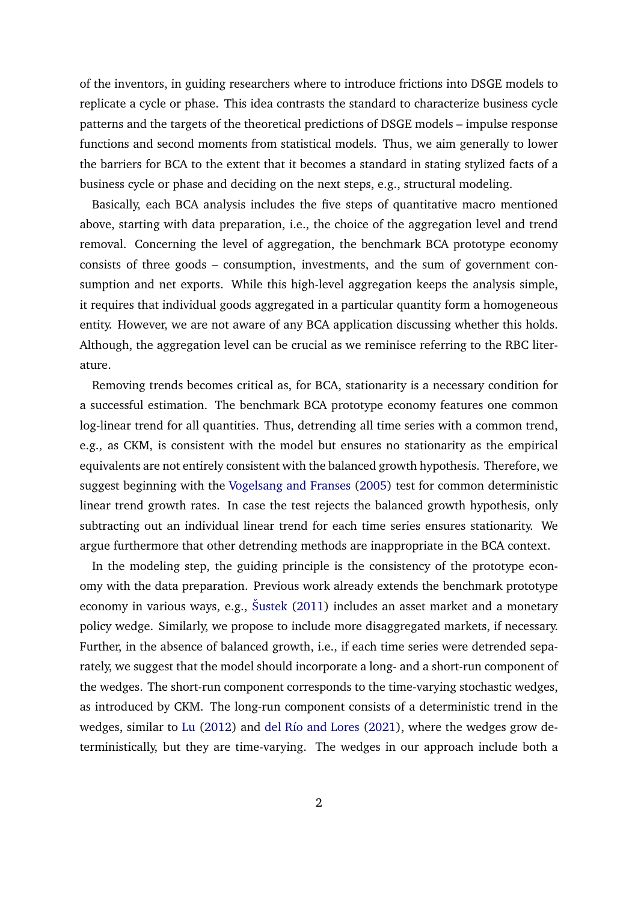of the inventors, in guiding researchers where to introduce frictions into DSGE models to replicate a cycle or phase. This idea contrasts the standard to characterize business cycle patterns and the targets of the theoretical predictions of DSGE models – impulse response functions and second moments from statistical models. Thus, we aim generally to lower the barriers for BCA to the extent that it becomes a standard in stating stylized facts of a business cycle or phase and deciding on the next steps, e.g., structural modeling.

Basically, each BCA analysis includes the five steps of quantitative macro mentioned above, starting with data preparation, i.e., the choice of the aggregation level and trend removal. Concerning the level of aggregation, the benchmark BCA prototype economy consists of three goods – consumption, investments, and the sum of government consumption and net exports. While this high-level aggregation keeps the analysis simple, it requires that individual goods aggregated in a particular quantity form a homogeneous entity. However, we are not aware of any BCA application discussing whether this holds. Although, the aggregation level can be crucial as we reminisce referring to the RBC literature.

Removing trends becomes critical as, for BCA, stationarity is a necessary condition for a successful estimation. The benchmark BCA prototype economy features one common log-linear trend for all quantities. Thus, detrending all time series with a common trend, e.g., as CKM, is consistent with the model but ensures no stationarity as the empirical equivalents are not entirely consistent with the balanced growth hypothesis. Therefore, we suggest beginning with the Vogelsang and Franses (2005) test for common deterministic linear trend growth rates. In case the test rejects the balanced growth hypothesis, only subtracting out an individual linear trend for each time series ensures stationarity. We argue furthermore that other detrending methods are inappropriate in the BCA context.

In the modeling step, the guiding principle is the consistency of the prototype economy with the data preparation. Previous work already extends the benchmark prototype economy in various ways, e.g., Šustek (2011) includes an asset market and a monetary policy wedge. Similarly, we propose to include more disaggregated markets, if necessary. Further, in the absence of balanced growth, i.e., if each time series were detrended separately, we suggest that the model should incorporate a long- and a short-run component of the wedges. The short-run component corresponds to the time-varying stochastic wedges, as introduced by CKM. The long-run component consists of a deterministic trend in the wedges, similar to Lu (2012) and del Río and Lores (2021), where the wedges grow deterministically, but they are time-varying. The wedges in our approach include both a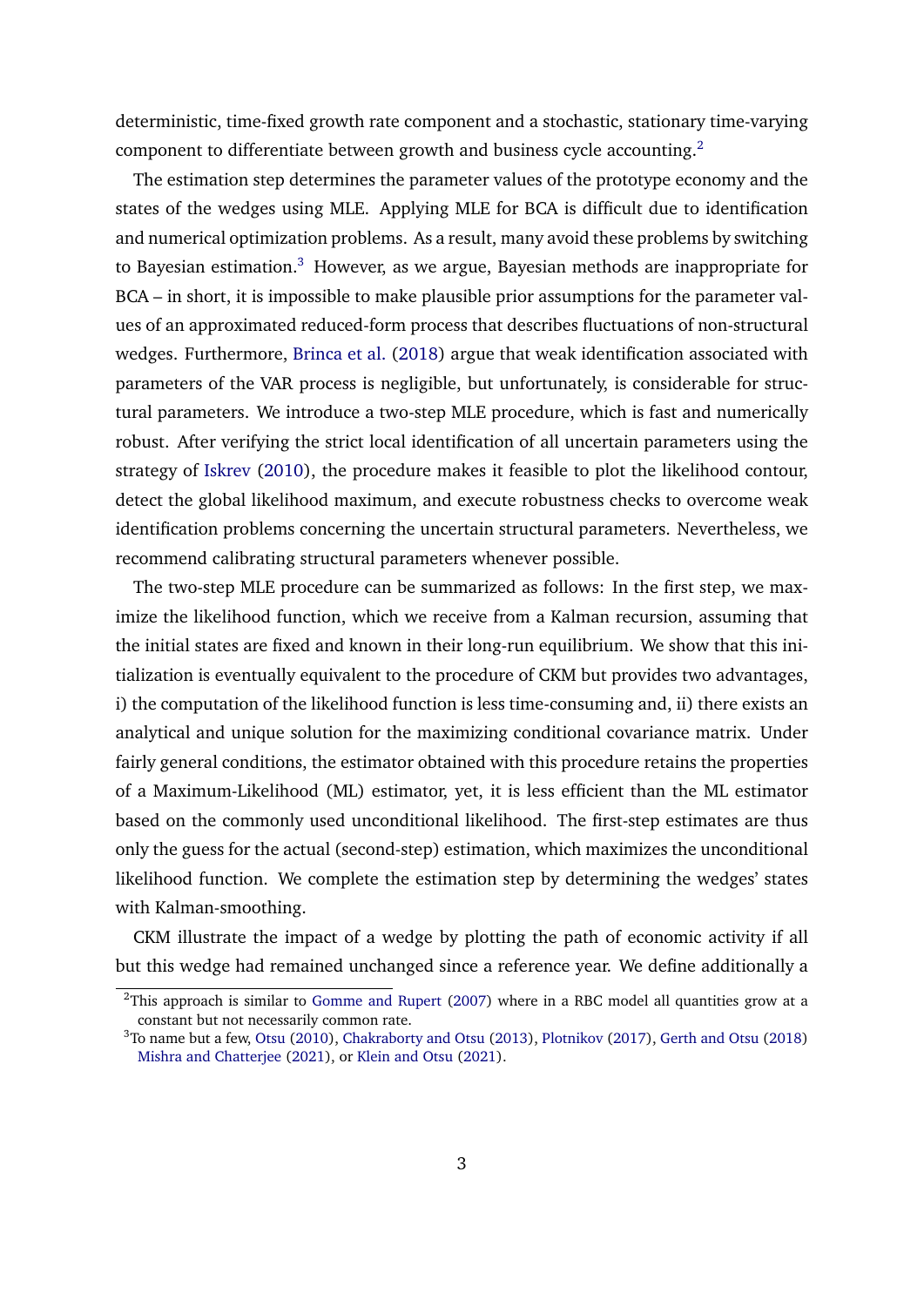deterministic, time-fixed growth rate component and a stochastic, stationary time-varying component to differentiate between growth and business cycle accounting.[2]

The estimation step determines the parameter values of the prototype economy and the states of the wedges using MLE. Applying MLE for BCA is difficult due to identification and numerical optimization problems. As a result, many avoid these problems by switching to Bayesian estimation.[3] However, as we argue, Bayesian methods are inappropriate for BCA – in short, it is impossible to make plausible prior assumptions for the parameter values of an approximated reduced-form process that describes fluctuations of non-structural wedges. Furthermore, Brinca et al. (2018) argue that weak identification associated with parameters of the VAR process is negligible, but unfortunately, is considerable for structural parameters. We introduce a two-step MLE procedure, which is fast and numerically robust. After verifying the strict local identification of all uncertain parameters using the strategy of Iskrev (2010), the procedure makes it feasible to plot the likelihood contour, detect the global likelihood maximum, and execute robustness checks to overcome weak identification problems concerning the uncertain structural parameters. Nevertheless, we recommend calibrating structural parameters whenever possible.

The two-step MLE procedure can be summarized as follows: In the first step, we maximize the likelihood function, which we receive from a Kalman recursion, assuming that the initial states are fixed and known in their long-run equilibrium. We show that this initialization is eventually equivalent to the procedure of CKM but provides two advantages, i) the computation of the likelihood function is less time-consuming and, ii) there exists an analytical and unique solution for the maximizing conditional covariance matrix. Under fairly general conditions, the estimator obtained with this procedure retains the properties of a Maximum-Likelihood (ML) estimator, yet, it is less efficient than the ML estimator based on the commonly used unconditional likelihood. The first-step estimates are thus only the guess for the actual (second-step) estimation, which maximizes the unconditional likelihood function. We complete the estimation step by determining the wedges' states with Kalman-smoothing.

CKM illustrate the impact of a wedge by plotting the path of economic activity if all but this wedge had remained unchanged since a reference year. We define additionally a

[2]This approach is similar to Gomme and Rupert (2007) where in a RBC model all quantities grow at a constant but not necessarily common rate.

[3]To name but a few, Otsu (2010), Chakraborty and Otsu (2013), Plotnikov (2017), Gerth and Otsu (2018) Mishra and Chatterjee (2021), or Klein and Otsu (2021).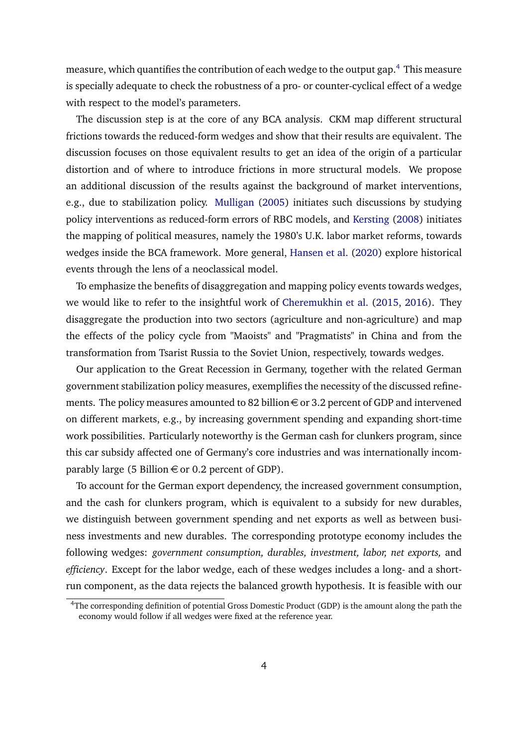measure, which quantifies the contribution of each wedge to the output gap.[4] This measure is specially adequate to check the robustness of a pro- or counter-cyclical effect of a wedge with respect to the model's parameters.

The discussion step is at the core of any BCA analysis. CKM map different structural frictions towards the reduced-form wedges and show that their results are equivalent. The discussion focuses on those equivalent results to get an idea of the origin of a particular distortion and of where to introduce frictions in more structural models. We propose an additional discussion of the results against the background of market interventions, e.g., due to stabilization policy. Mulligan (2005) initiates such discussions by studying policy interventions as reduced-form errors of RBC models, and Kersting (2008) initiates the mapping of political measures, namely the 1980's U.K. labor market reforms, towards wedges inside the BCA framework. More general, Hansen et al. (2020) explore historical events through the lens of a neoclassical model.

To emphasize the benefits of disaggregation and mapping policy events towards wedges, we would like to refer to the insightful work of Cheremukhin et al. (2015, 2016). They disaggregate the production into two sectors (agriculture and non-agriculture) and map the effects of the policy cycle from "Maoists" and "Pragmatists" in China and from the transformation from Tsarist Russia to the Soviet Union, respectively, towards wedges.

Our application to the Great Recession in Germany, together with the related German government stabilization policy measures, exemplifies the necessity of the discussed refinements. The policy measures amounted to 82 billion € or 3.2 percent of GDP and intervened on different markets, e.g., by increasing government spending and expanding short-time work possibilities. Particularly noteworthy is the German cash for clunkers program, since this car subsidy affected one of Germany's core industries and was internationally incomparably large (5 Billion € or 0.2 percent of GDP).

To account for the German export dependency, the increased government consumption, and the cash for clunkers program, which is equivalent to a subsidy for new durables, we distinguish between government spending and net exports as well as between business investments and new durables. The corresponding prototype economy includes the following wedges: *government consumption, durables, investment, labor, net exports,* and *efficiency*. Except for the labor wedge, each of these wedges includes a long- and a short-run component, as the data rejects the balanced growth hypothesis. It is feasible with our

[4]The corresponding definition of potential Gross Domestic Product (GDP) is the amount along the path the economy would follow if all wedges were fixed at the reference year.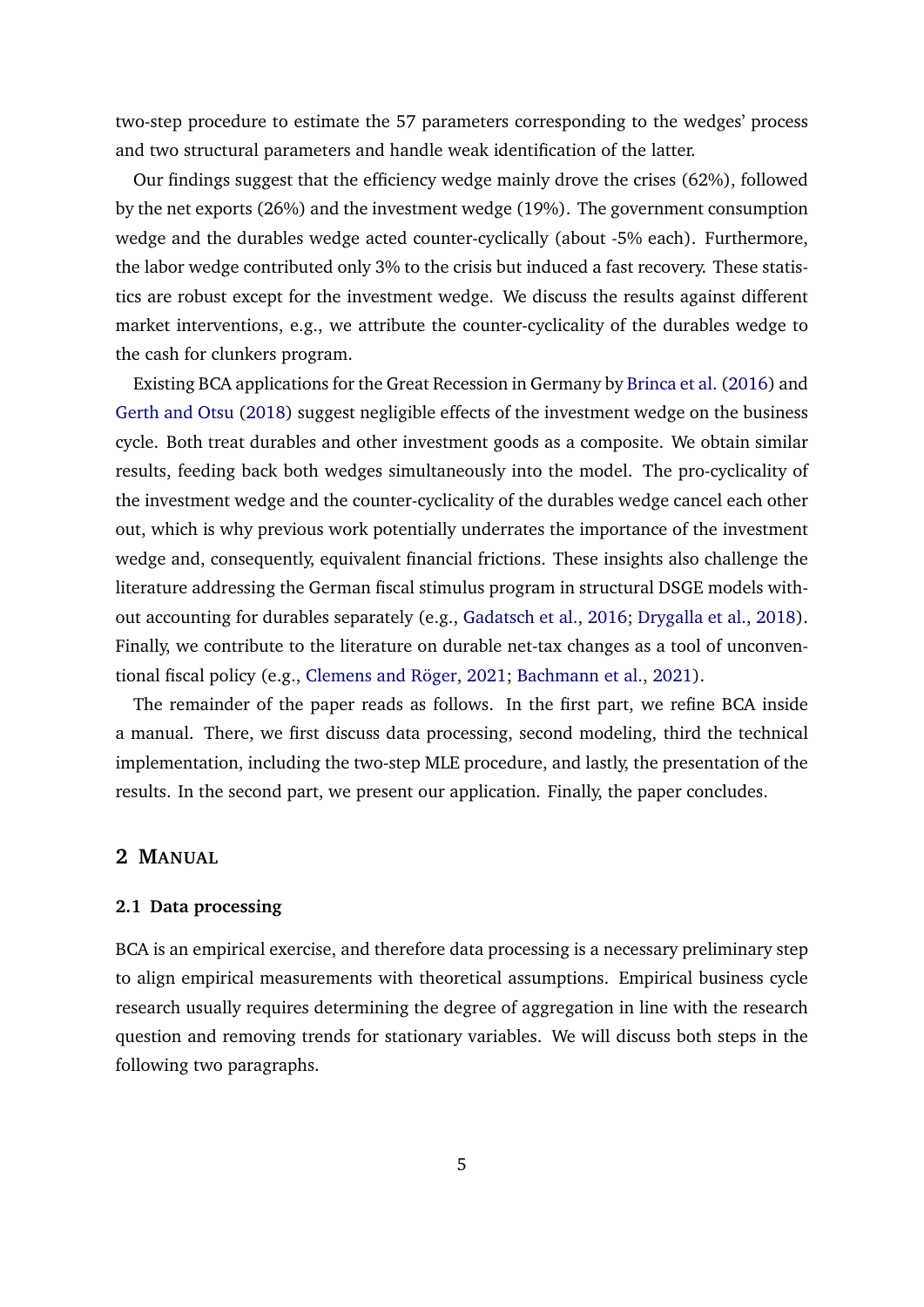two-step procedure to estimate the 57 parameters corresponding to the wedges' process and two structural parameters and handle weak identification of the latter.

Our findings suggest that the efficiency wedge mainly drove the crises (62%), followed by the net exports (26%) and the investment wedge (19%). The government consumption wedge and the durables wedge acted counter-cyclically (about -5% each). Furthermore, the labor wedge contributed only 3% to the crisis but induced a fast recovery. These statistics are robust except for the investment wedge. We discuss the results against different market interventions, e.g., we attribute the counter-cyclicality of the durables wedge to the cash for clunkers program.

Existing BCA applications for the Great Recession in Germany by Brinca et al. (2016) and Gerth and Otsu (2018) suggest negligible effects of the investment wedge on the business cycle. Both treat durables and other investment goods as a composite. We obtain similar results, feeding back both wedges simultaneously into the model. The pro-cyclicality of the investment wedge and the counter-cyclicality of the durables wedge cancel each other out, which is why previous work potentially underrates the importance of the investment wedge and, consequently, equivalent financial frictions. These insights also challenge the literature addressing the German fiscal stimulus program in structural DSGE models without accounting for durables separately (e.g., Gadatsch et al., 2016; Drygalla et al., 2018). Finally, we contribute to the literature on durable net-tax changes as a tool of unconventional fiscal policy (e.g., Clemens and Röger, 2021; Bachmann et al., 2021).

The remainder of the paper reads as follows. In the first part, we refine BCA inside a manual. There, we first discuss data processing, second modeling, third the technical implementation, including the two-step MLE procedure, and lastly, the presentation of the results. In the second part, we present our application. Finally, the paper concludes.

## 2 Manual

### 2.1 Data processing

BCA is an empirical exercise, and therefore data processing is a necessary preliminary step to align empirical measurements with theoretical assumptions. Empirical business cycle research usually requires determining the degree of aggregation in line with the research question and removing trends for stationary variables. We will discuss both steps in the following two paragraphs.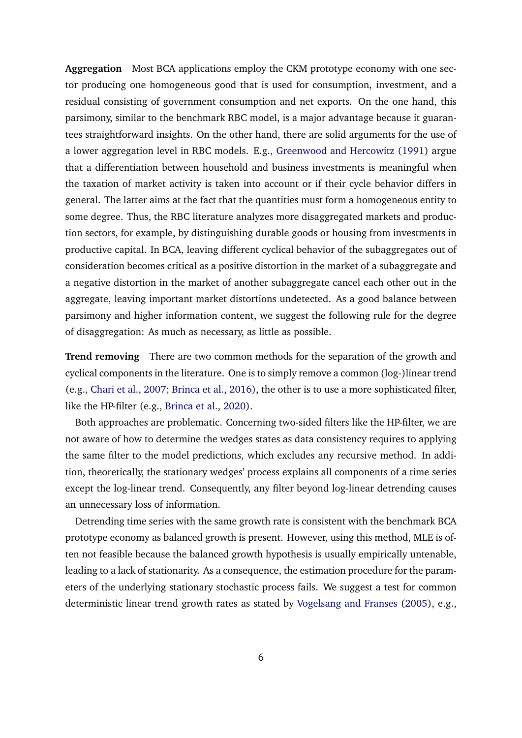**Aggregation** Most BCA applications employ the CKM prototype economy with one sector producing one homogeneous good that is used for consumption, investment, and a residual consisting of government consumption and net exports. On the one hand, this parsimony, similar to the benchmark RBC model, is a major advantage because it guarantees straightforward insights. On the other hand, there are solid arguments for the use of a lower aggregation level in RBC models. E.g., Greenwood and Hercowitz (1991) argue that a differentiation between household and business investments is meaningful when the taxation of market activity is taken into account or if their cycle behavior differs in general. The latter aims at the fact that the quantities must form a homogeneous entity to some degree. Thus, the RBC literature analyzes more disaggregated markets and production sectors, for example, by distinguishing durable goods or housing from investments in productive capital. In BCA, leaving different cyclical behavior of the subaggregates out of consideration becomes critical as a positive distortion in the market of a subaggregate and a negative distortion in the market of another subaggregate cancel each other out in the aggregate, leaving important market distortions undetected. As a good balance between parsimony and higher information content, we suggest the following rule for the degree of disaggregation: As much as necessary, as little as possible.

**Trend removing** There are two common methods for the separation of the growth and cyclical components in the literature. One is to simply remove a common (log-)linear trend (e.g., Chari et al., 2007; Brinca et al., 2016), the other is to use a more sophisticated filter, like the HP-filter (e.g., Brinca et al., 2020).

Both approaches are problematic. Concerning two-sided filters like the HP-filter, we are not aware of how to determine the wedges states as data consistency requires to applying the same filter to the model predictions, which excludes any recursive method. In addition, theoretically, the stationary wedges' process explains all components of a time series except the log-linear trend. Consequently, any filter beyond log-linear detrending causes an unnecessary loss of information.

Detrending time series with the same growth rate is consistent with the benchmark BCA prototype economy as balanced growth is present. However, using this method, MLE is often not feasible because the balanced growth hypothesis is usually empirically untenable, leading to a lack of stationarity. As a consequence, the estimation procedure for the parameters of the underlying stationary stochastic process fails. We suggest a test for common deterministic linear trend growth rates as stated by Vogelsang and Franses (2005), e.g.,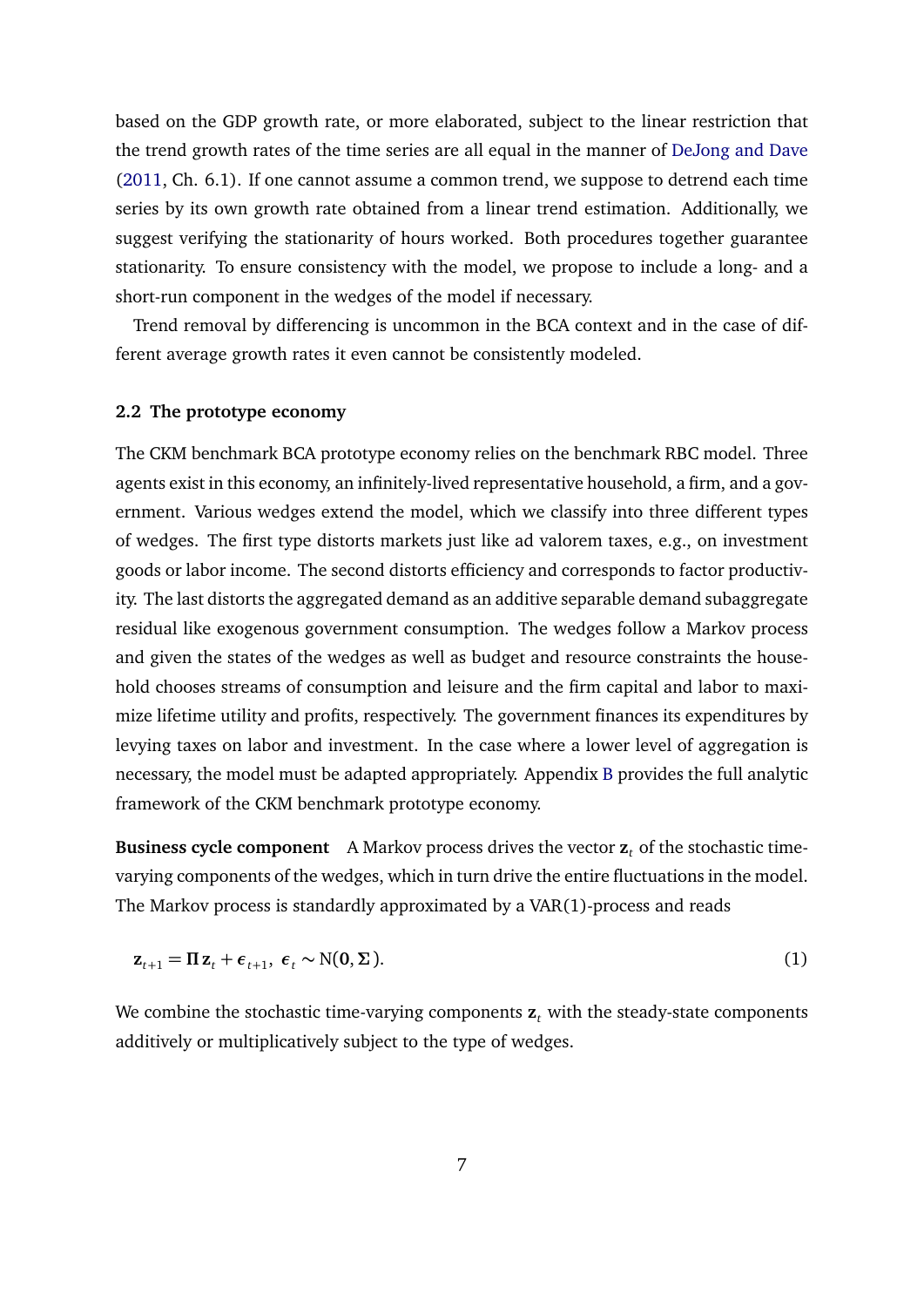based on the GDP growth rate, or more elaborated, subject to the linear restriction that the trend growth rates of the time series are all equal in the manner of DeJong and Dave (2011, Ch. 6.1). If one cannot assume a common trend, we suppose to detrend each time series by its own growth rate obtained from a linear trend estimation. Additionally, we suggest verifying the stationarity of hours worked. Both procedures together guarantee stationarity. To ensure consistency with the model, we propose to include a long- and a short-run component in the wedges of the model if necessary.

Trend removal by differencing is uncommon in the BCA context and in the case of different average growth rates it even cannot be consistently modeled.

### 2.2 The prototype economy

The CKM benchmark BCA prototype economy relies on the benchmark RBC model. Three agents exist in this economy, an infinitely-lived representative household, a firm, and a government. Various wedges extend the model, which we classify into three different types of wedges. The first type distorts markets just like ad valorem taxes, e.g., on investment goods or labor income. The second distorts efficiency and corresponds to factor productivity. The last distorts the aggregated demand as an additive separable demand subaggregate residual like exogenous government consumption. The wedges follow a Markov process and given the states of the wedges as well as budget and resource constraints the household chooses streams of consumption and leisure and the firm capital and labor to maximize lifetime utility and profits, respectively. The government finances its expenditures by levying taxes on labor and investment. In the case where a lower level of aggregation is necessary, the model must be adapted appropriately. Appendix B provides the full analytic framework of the CKM benchmark prototype economy.

**Business cycle component** A Markov process drives the vector $\mathbf{z}_t$ of the stochastic time-varying components of the wedges, which in turn drive the entire fluctuations in the model. The Markov process is standardly approximated by a VAR(1)-process and reads

$$\mathbf{z}_{t+1} = \mathbf{\Pi}\,\mathbf{z}_t + \boldsymbol{\epsilon}_{t+1},\ \boldsymbol{\epsilon}_t \sim \mathrm{N}(\mathbf{0}, \mathbf{\Sigma}). \tag{1}$$

We combine the stochastic time-varying components $\mathbf{z}_t$ with the steady-state components additively or multiplicatively subject to the type of wedges.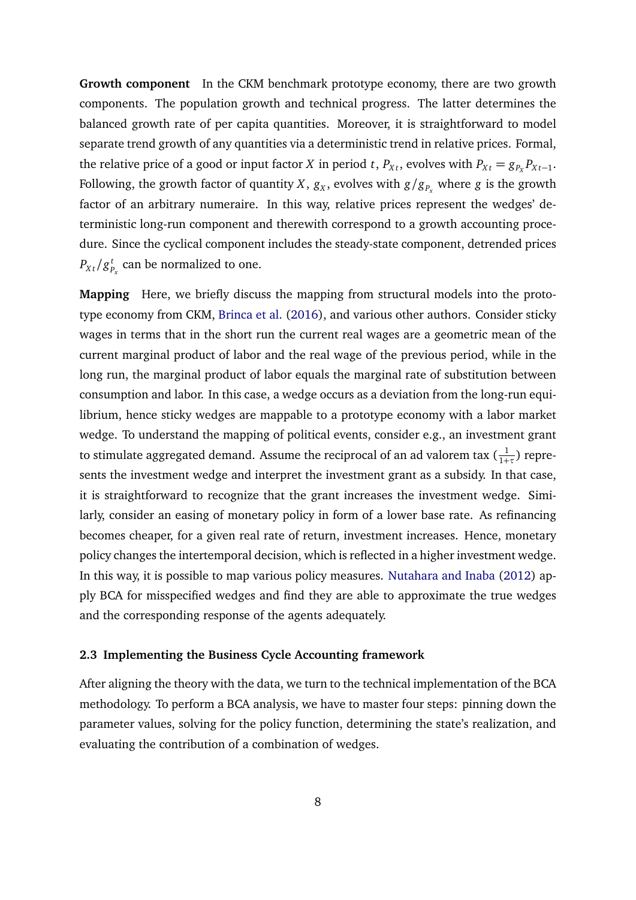**Growth component** In the CKM benchmark prototype economy, there are two growth components. The population growth and technical progress. The latter determines the balanced growth rate of per capita quantities. Moreover, it is straightforward to model separate trend growth of any quantities via a deterministic trend in relative prices. Formal, the relative price of a good or input factor $X$ in period $t$, $P_{Xt}$, evolves with $P_{Xt} = g_{P_X} P_{Xt-1}$. Following, the growth factor of quantity $X$, $g_X$, evolves with $g/g_{P_x}$ where $g$ is the growth factor of an arbitrary numeraire. In this way, relative prices represent the wedges' deterministic long-run component and therewith correspond to a growth accounting procedure. Since the cyclical component includes the steady-state component, detrended prices $P_{Xt}/g_{P_x}^t$ can be normalized to one.

**Mapping** Here, we briefly discuss the mapping from structural models into the prototype economy from CKM, Brinca et al. (2016), and various other authors. Consider sticky wages in terms that in the short run the current real wages are a geometric mean of the current marginal product of labor and the real wage of the previous period, while in the long run, the marginal product of labor equals the marginal rate of substitution between consumption and labor. In this case, a wedge occurs as a deviation from the long-run equilibrium, hence sticky wedges are mappable to a prototype economy with a labor market wedge. To understand the mapping of political events, consider e.g., an investment grant to stimulate aggregated demand. Assume the reciprocal of an ad valorem tax ($\frac{1}{1+\tau}$) represents the investment wedge and interpret the investment grant as a subsidy. In that case, it is straightforward to recognize that the grant increases the investment wedge. Similarly, consider an easing of monetary policy in form of a lower base rate. As refinancing becomes cheaper, for a given real rate of return, investment increases. Hence, monetary policy changes the intertemporal decision, which is reflected in a higher investment wedge. In this way, it is possible to map various policy measures. Nutahara and Inaba (2012) apply BCA for misspecified wedges and find they are able to approximate the true wedges and the corresponding response of the agents adequately.

### 2.3 Implementing the Business Cycle Accounting framework

After aligning the theory with the data, we turn to the technical implementation of the BCA methodology. To perform a BCA analysis, we have to master four steps: pinning down the parameter values, solving for the policy function, determining the state's realization, and evaluating the contribution of a combination of wedges.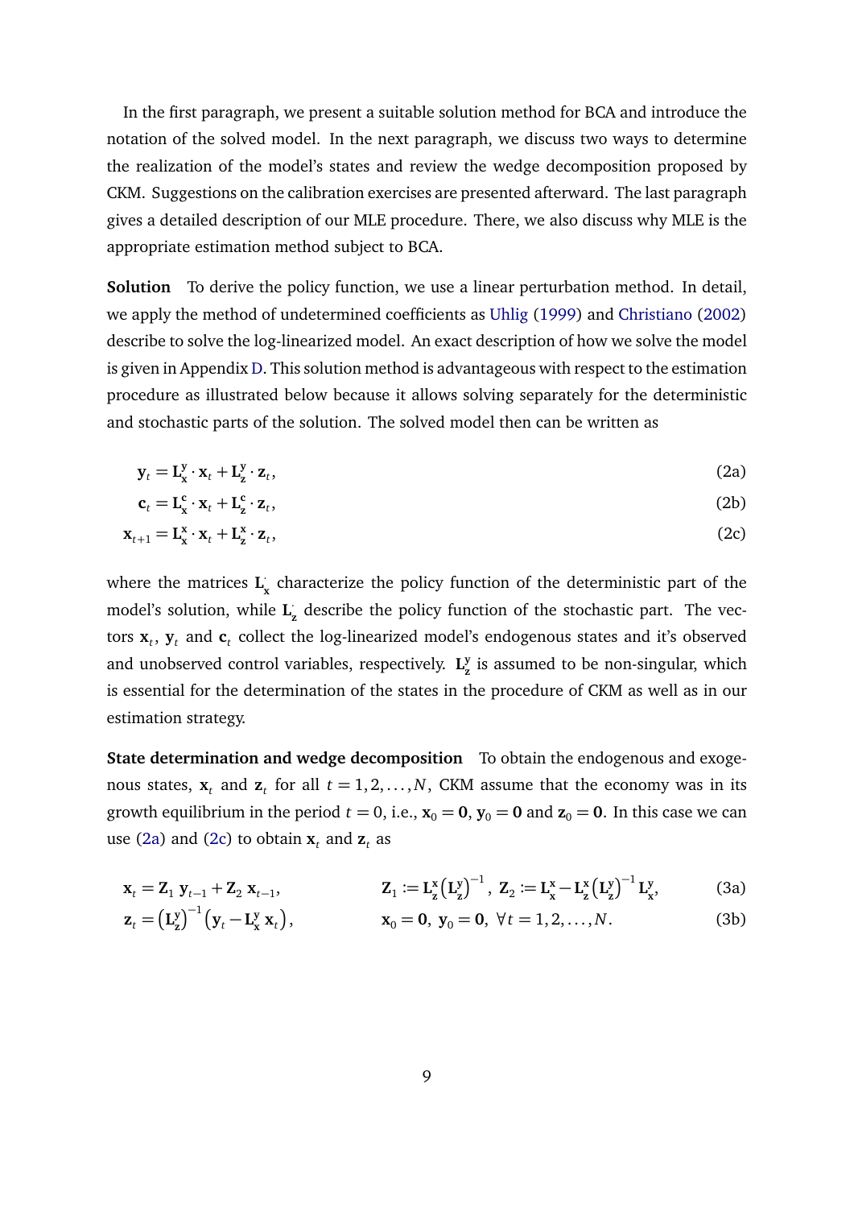In the first paragraph, we present a suitable solution method for BCA and introduce the notation of the solved model. In the next paragraph, we discuss two ways to determine the realization of the model's states and review the wedge decomposition proposed by CKM. Suggestions on the calibration exercises are presented afterward. The last paragraph gives a detailed description of our MLE procedure. There, we also discuss why MLE is the appropriate estimation method subject to BCA.

**Solution** To derive the policy function, we use a linear perturbation method. In detail, we apply the method of undetermined coefficients as Uhlig (1999) and Christiano (2002) describe to solve the log-linearized model. An exact description of how we solve the model is given in Appendix D. This solution method is advantageous with respect to the estimation procedure as illustrated below because it allows solving separately for the deterministic and stochastic parts of the solution. The solved model then can be written as

$$\mathbf{y}_t = \mathbf{L}_{\mathbf{x}}^{\mathbf{y}} \cdot \mathbf{x}_t + \mathbf{L}_{\mathbf{z}}^{\mathbf{y}} \cdot \mathbf{z}_t, \tag{2a}$$

$$\mathbf{c}_t = \mathbf{L}_{\mathbf{x}}^{\mathbf{c}} \cdot \mathbf{x}_t + \mathbf{L}_{\mathbf{z}}^{\mathbf{c}} \cdot \mathbf{z}_t, \tag{2b}$$

$$\mathbf{x}_{t+1} = \mathbf{L}_{\mathbf{x}}^{\mathbf{x}} \cdot \mathbf{x}_t + \mathbf{L}_{\mathbf{z}}^{\mathbf{x}} \cdot \mathbf{z}_t, \tag{2c}$$

where the matrices $\mathbf{L}_{\mathbf{x}}^{\cdot}$ characterize the policy function of the deterministic part of the model's solution, while $\mathbf{L}_{\mathbf{z}}^{\cdot}$ describe the policy function of the stochastic part. The vectors $\mathbf{x}_t$, $\mathbf{y}_t$ and $\mathbf{c}_t$ collect the log-linearized model's endogenous states and it's observed and unobserved control variables, respectively. $\mathbf{L}_{\mathbf{z}}^{\mathbf{y}}$ is assumed to be non-singular, which is essential for the determination of the states in the procedure of CKM as well as in our estimation strategy.

**State determination and wedge decomposition** To obtain the endogenous and exogenous states, $\mathbf{x}_t$ and $\mathbf{z}_t$ for all $t = 1, 2, \ldots, N$, CKM assume that the economy was in its growth equilibrium in the period $t = 0$, i.e., $\mathbf{x}_0 = \mathbf{0}$, $\mathbf{y}_0 = \mathbf{0}$ and $\mathbf{z}_0 = \mathbf{0}$. In this case we can use (2a) and (2c) to obtain $\mathbf{x}_t$ and $\mathbf{z}_t$ as

$$\mathbf{x}_t = \mathbf{Z}_1 \, \mathbf{y}_{t-1} + \mathbf{Z}_2 \, \mathbf{x}_{t-1}, \qquad \mathbf{Z}_1 := \mathbf{L}_{\mathbf{z}}^{\mathbf{x}} \left(\mathbf{L}_{\mathbf{z}}^{\mathbf{y}}\right)^{-1}, \; \mathbf{Z}_2 := \mathbf{L}_{\mathbf{x}}^{\mathbf{x}} - \mathbf{L}_{\mathbf{z}}^{\mathbf{x}} \left(\mathbf{L}_{\mathbf{z}}^{\mathbf{y}}\right)^{-1} \mathbf{L}_{\mathbf{x}}^{\mathbf{y}}, \tag{3a}$$

$$\mathbf{z}_t = \left(\mathbf{L}_{\mathbf{z}}^{\mathbf{y}}\right)^{-1} \left(\mathbf{y}_t - \mathbf{L}_{\mathbf{x}}^{\mathbf{y}} \, \mathbf{x}_t\right), \qquad \mathbf{x}_0 = \mathbf{0}, \; \mathbf{y}_0 = \mathbf{0}, \; \forall t = 1, 2, \ldots, N. \tag{3b}$$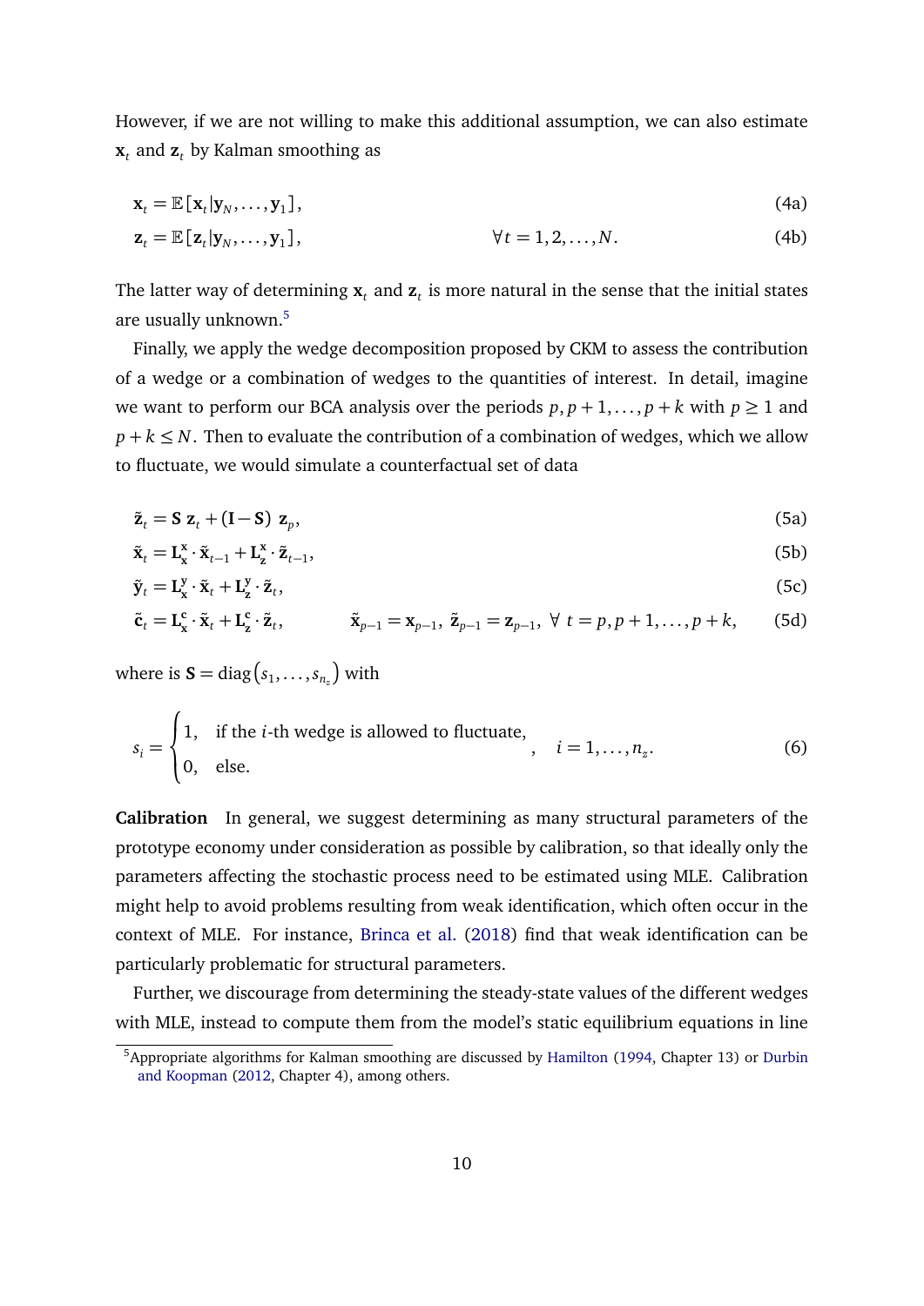However, if we are not willing to make this additional assumption, we can also estimate $\mathbf{x}_t$ and $\mathbf{z}_t$ by Kalman smoothing as

$$\mathbf{x}_t = \mathbb{E}[\mathbf{x}_t | \mathbf{y}_N, \ldots, \mathbf{y}_1], \tag{4a}$$

$$\mathbf{z}_t = \mathbb{E}[\mathbf{z}_t | \mathbf{y}_N, \ldots, \mathbf{y}_1], \qquad \forall t = 1, 2, \ldots, N. \tag{4b}$$

The latter way of determining $\mathbf{x}_t$ and $\mathbf{z}_t$ is more natural in the sense that the initial states are usually unknown.[5]

Finally, we apply the wedge decomposition proposed by CKM to assess the contribution of a wedge or a combination of wedges to the quantities of interest. In detail, imagine we want to perform our BCA analysis over the periods $p, p+1, \ldots, p+k$ with $p \geq 1$ and $p+k \leq N$. Then to evaluate the contribution of a combination of wedges, which we allow to fluctuate, we would simulate a counterfactual set of data

$$\tilde{\mathbf{z}}_t = \mathbf{S}\ \mathbf{z}_t + (\mathbf{I} - \mathbf{S})\ \mathbf{z}_p, \tag{5a}$$

$$\tilde{\mathbf{x}}_t = \mathbf{L}_{\mathbf{x}}^{\mathbf{x}} \cdot \tilde{\mathbf{x}}_{t-1} + \mathbf{L}_{\mathbf{z}}^{\mathbf{x}} \cdot \tilde{\mathbf{z}}_{t-1}, \tag{5b}$$

$$\tilde{\mathbf{y}}_t = \mathbf{L}_{\mathbf{x}}^{\mathbf{y}} \cdot \tilde{\mathbf{x}}_t + \mathbf{L}_{\mathbf{z}}^{\mathbf{y}} \cdot \tilde{\mathbf{z}}_t, \tag{5c}$$

$$\tilde{\mathbf{c}}_t = \mathbf{L}_{\mathbf{x}}^{\mathbf{c}} \cdot \tilde{\mathbf{x}}_t + \mathbf{L}_{\mathbf{z}}^{\mathbf{c}} \cdot \tilde{\mathbf{z}}_t, \qquad \tilde{\mathbf{x}}_{p-1} = \mathbf{x}_{p-1},\ \tilde{\mathbf{z}}_{p-1} = \mathbf{z}_{p-1},\ \forall\ t = p, p+1, \ldots, p+k, \tag{5d}$$

where is $\mathbf{S} = \text{diag}\left(s_1, \ldots, s_{n_z}\right)$ with

$$s_i = \begin{cases} 1, & \text{if the } i\text{-th wedge is allowed to fluctuate,} \\ 0, & \text{else.} \end{cases}, \quad i = 1, \ldots, n_z. \tag{6}$$

**Calibration** In general, we suggest determining as many structural parameters of the prototype economy under consideration as possible by calibration, so that ideally only the parameters affecting the stochastic process need to be estimated using MLE. Calibration might help to avoid problems resulting from weak identification, which often occur in the context of MLE. For instance, Brinca et al. (2018) find that weak identification can be particularly problematic for structural parameters.

Further, we discourage from determining the steady-state values of the different wedges with MLE, instead to compute them from the model's static equilibrium equations in line

[5] Appropriate algorithms for Kalman smoothing are discussed by Hamilton (1994, Chapter 13) or Durbin and Koopman (2012, Chapter 4), among others.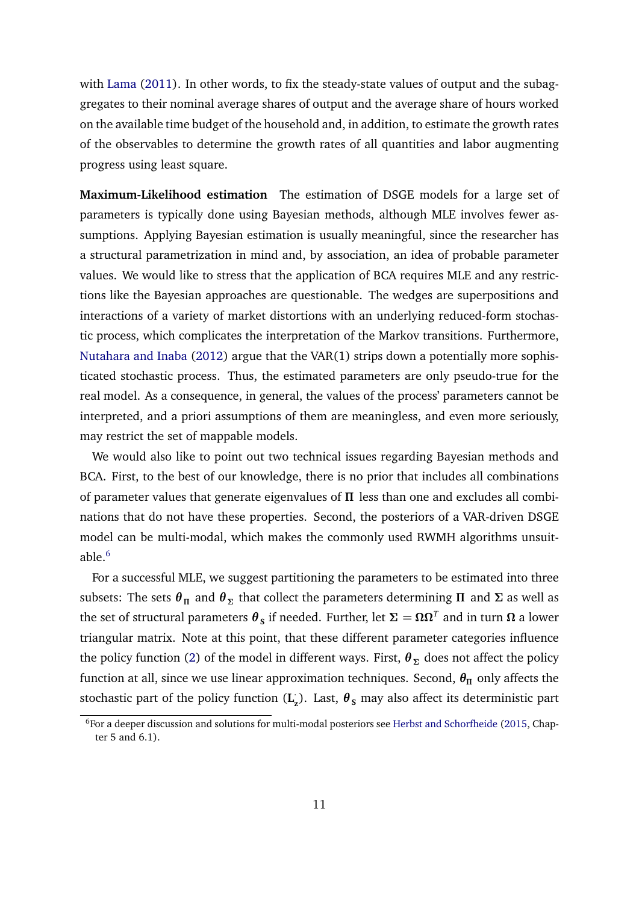with Lama (2011). In other words, to fix the steady-state values of output and the subaggregates to their nominal average shares of output and the average share of hours worked on the available time budget of the household and, in addition, to estimate the growth rates of the observables to determine the growth rates of all quantities and labor augmenting progress using least square.

**Maximum-Likelihood estimation** The estimation of DSGE models for a large set of parameters is typically done using Bayesian methods, although MLE involves fewer assumptions. Applying Bayesian estimation is usually meaningful, since the researcher has a structural parametrization in mind and, by association, an idea of probable parameter values. We would like to stress that the application of BCA requires MLE and any restrictions like the Bayesian approaches are questionable. The wedges are superpositions and interactions of a variety of market distortions with an underlying reduced-form stochastic process, which complicates the interpretation of the Markov transitions. Furthermore, Nutahara and Inaba (2012) argue that the VAR(1) strips down a potentially more sophisticated stochastic process. Thus, the estimated parameters are only pseudo-true for the real model. As a consequence, in general, the values of the process' parameters cannot be interpreted, and a priori assumptions of them are meaningless, and even more seriously, may restrict the set of mappable models.

We would also like to point out two technical issues regarding Bayesian methods and BCA. First, to the best of our knowledge, there is no prior that includes all combinations of parameter values that generate eigenvalues of $\mathbf{\Pi}$ less than one and excludes all combinations that do not have these properties. Second, the posteriors of a VAR-driven DSGE model can be multi-modal, which makes the commonly used RWMH algorithms unsuitable.[6]

For a successful MLE, we suggest partitioning the parameters to be estimated into three subsets: The sets $\boldsymbol{\theta}_{\mathbf{\Pi}}$ and $\boldsymbol{\theta}_{\mathbf{\Sigma}}$ that collect the parameters determining $\mathbf{\Pi}$ and $\mathbf{\Sigma}$ as well as the set of structural parameters $\boldsymbol{\theta}_{\mathbf{S}}$ if needed. Further, let $\mathbf{\Sigma} = \mathbf{\Omega}\mathbf{\Omega}^T$ and in turn $\mathbf{\Omega}$ a lower triangular matrix. Note at this point, that these different parameter categories influence the policy function (2) of the model in different ways. First, $\boldsymbol{\theta}_{\mathbf{\Sigma}}$ does not affect the policy function at all, since we use linear approximation techniques. Second, $\boldsymbol{\theta}_{\mathbf{\Pi}}$ only affects the stochastic part of the policy function ($\mathbf{L}_{\mathbf{z}}^{\cdot}$). Last, $\boldsymbol{\theta}_{\mathbf{S}}$ may also affect its deterministic part

[6] For a deeper discussion and solutions for multi-modal posteriors see Herbst and Schorfheide (2015, Chapter 5 and 6.1).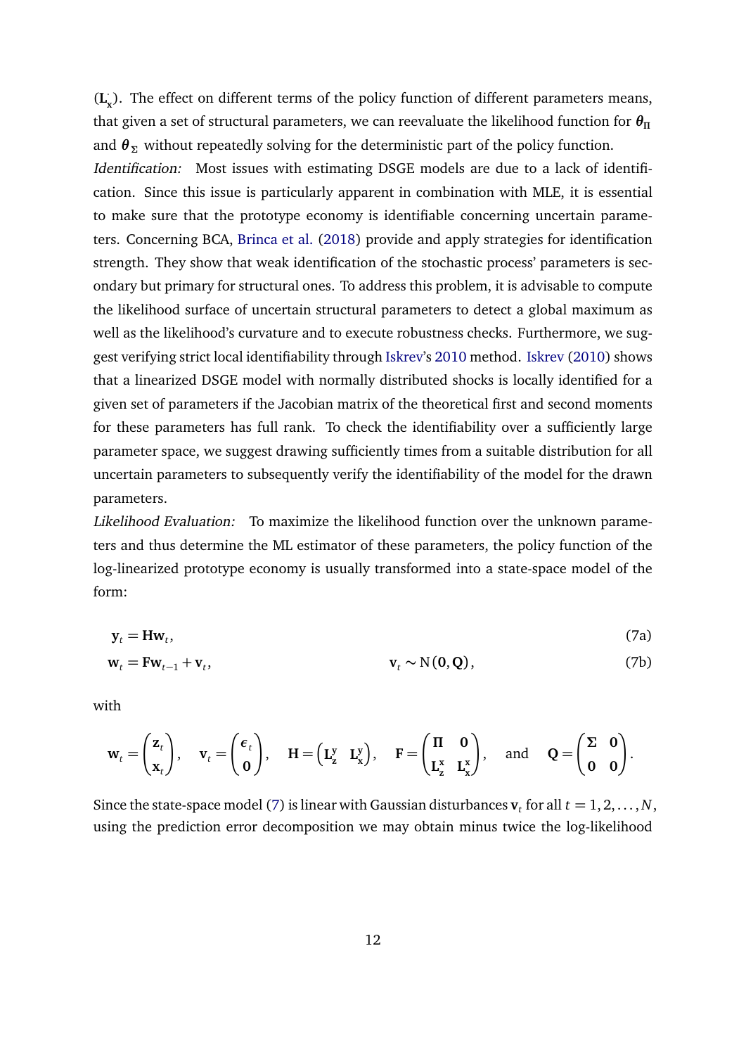($\mathbf{L}_{\mathbf{x}}^{\cdot}$). The effect on different terms of the policy function of different parameters means, that given a set of structural parameters, we can reevaluate the likelihood function for $\boldsymbol{\theta}_{\boldsymbol{\Pi}}$ and $\boldsymbol{\theta}_{\boldsymbol{\Sigma}}$ without repeatedly solving for the deterministic part of the policy function.

*Identification:* Most issues with estimating DSGE models are due to a lack of identification. Since this issue is particularly apparent in combination with MLE, it is essential to make sure that the prototype economy is identifiable concerning uncertain parameters. Concerning BCA, Brinca et al. (2018) provide and apply strategies for identification strength. They show that weak identification of the stochastic process' parameters is secondary but primary for structural ones. To address this problem, it is advisable to compute the likelihood surface of uncertain structural parameters to detect a global maximum as well as the likelihood's curvature and to execute robustness checks. Furthermore, we suggest verifying strict local identifiability through Iskrev's 2010 method. Iskrev (2010) shows that a linearized DSGE model with normally distributed shocks is locally identified for a given set of parameters if the Jacobian matrix of the theoretical first and second moments for these parameters has full rank. To check the identifiability over a sufficiently large parameter space, we suggest drawing sufficiently times from a suitable distribution for all uncertain parameters to subsequently verify the identifiability of the model for the drawn parameters.

*Likelihood Evaluation:* To maximize the likelihood function over the unknown parameters and thus determine the ML estimator of these parameters, the policy function of the log-linearized prototype economy is usually transformed into a state-space model of the form:

$$\mathbf{y}_t = \mathbf{H}\mathbf{w}_t, \tag{7a}$$

$$\mathbf{w}_t = \mathbf{F}\mathbf{w}_{t-1} + \mathbf{v}_t, \qquad \mathbf{v}_t \sim \mathrm{N}(\mathbf{0}, \mathbf{Q}), \tag{7b}$$

with

$$\mathbf{w}_t = \begin{pmatrix} \mathbf{z}_t \\ \mathbf{x}_t \end{pmatrix}, \quad \mathbf{v}_t = \begin{pmatrix} \boldsymbol{\epsilon}_t \\ \mathbf{0} \end{pmatrix}, \quad \mathbf{H} = \begin{pmatrix} \mathbf{L}_{\mathbf{z}}^{\mathbf{y}} & \mathbf{L}_{\mathbf{x}}^{\mathbf{y}} \end{pmatrix}, \quad \mathbf{F} = \begin{pmatrix} \boldsymbol{\Pi} & \mathbf{0} \\ \mathbf{L}_{\mathbf{z}}^{\mathbf{x}} & \mathbf{L}_{\mathbf{x}}^{\mathbf{x}} \end{pmatrix}, \quad \text{and} \quad \mathbf{Q} = \begin{pmatrix} \boldsymbol{\Sigma} & \mathbf{0} \\ \mathbf{0} & \mathbf{0} \end{pmatrix}.$$

Since the state-space model (7) is linear with Gaussian disturbances $\mathbf{v}_t$ for all $t = 1, 2, \ldots, N$, using the prediction error decomposition we may obtain minus twice the log-likelihood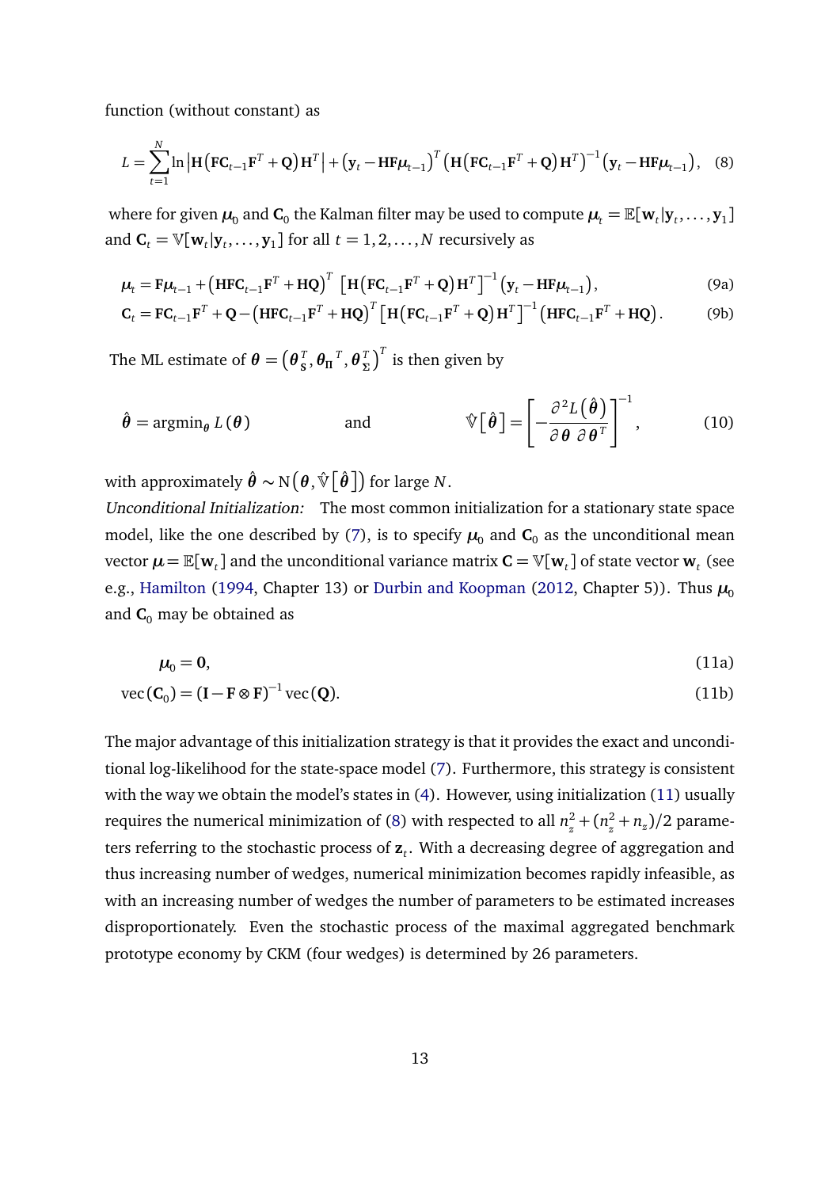function (without constant) as

$$L = \sum_{t=1}^{N} \ln \left| \mathbf{H}\left(\mathbf{F}\mathbf{C}_{t-1}\mathbf{F}^{T} + \mathbf{Q}\right)\mathbf{H}^{T} \right| + \left(\mathbf{y}_t - \mathbf{H}\mathbf{F}\boldsymbol{\mu}_{t-1}\right)^{T} \left(\mathbf{H}\left(\mathbf{F}\mathbf{C}_{t-1}\mathbf{F}^{T} + \mathbf{Q}\right)\mathbf{H}^{T}\right)^{-1} \left(\mathbf{y}_t - \mathbf{H}\mathbf{F}\boldsymbol{\mu}_{t-1}\right), \quad (8)$$

where for given $\boldsymbol{\mu}_0$ and $\mathbf{C}_0$ the Kalman filter may be used to compute $\boldsymbol{\mu}_t = \mathbb{E}[\mathbf{w}_t | \mathbf{y}_t, \ldots, \mathbf{y}_1]$ and $\mathbf{C}_t = \mathbb{V}[\mathbf{w}_t | \mathbf{y}_t, \ldots, \mathbf{y}_1]$ for all $t = 1, 2, \ldots, N$ recursively as

$$\boldsymbol{\mu}_t = \mathbf{F}\boldsymbol{\mu}_{t-1} + \left(\mathbf{H}\mathbf{F}\mathbf{C}_{t-1}\mathbf{F}^{T} + \mathbf{H}\mathbf{Q}\right)^{T} \left[\mathbf{H}\left(\mathbf{F}\mathbf{C}_{t-1}\mathbf{F}^{T} + \mathbf{Q}\right)\mathbf{H}^{T}\right]^{-1} \left(\mathbf{y}_t - \mathbf{H}\mathbf{F}\boldsymbol{\mu}_{t-1}\right), \quad (9a)$$

$$\mathbf{C}_t = \mathbf{F}\mathbf{C}_{t-1}\mathbf{F}^{T} + \mathbf{Q} - \left(\mathbf{H}\mathbf{F}\mathbf{C}_{t-1}\mathbf{F}^{T} + \mathbf{H}\mathbf{Q}\right)^{T} \left[\mathbf{H}\left(\mathbf{F}\mathbf{C}_{t-1}\mathbf{F}^{T} + \mathbf{Q}\right)\mathbf{H}^{T}\right]^{-1} \left(\mathbf{H}\mathbf{F}\mathbf{C}_{t-1}\mathbf{F}^{T} + \mathbf{H}\mathbf{Q}\right). \quad (9b)$$

The ML estimate of $\boldsymbol{\theta} = \left(\boldsymbol{\theta}_{\mathbf{S}}^{T}, \boldsymbol{\theta}_{\Pi}{}^{T}, \boldsymbol{\theta}_{\Sigma}^{T}\right)^{T}$ is then given by

$$\hat{\boldsymbol{\theta}} = \operatorname{argmin}_{\boldsymbol{\theta}} L(\boldsymbol{\theta}) \qquad \text{and} \qquad \hat{\mathbb{V}}\left[\hat{\boldsymbol{\theta}}\right] = \left[-\frac{\partial^2 L\left(\hat{\boldsymbol{\theta}}\right)}{\partial \boldsymbol{\theta}\, \partial \boldsymbol{\theta}^{T}}\right]^{-1}, \quad (10)$$

with approximately $\hat{\boldsymbol{\theta}} \sim \mathrm{N}\left(\boldsymbol{\theta}, \hat{\mathbb{V}}\left[\hat{\boldsymbol{\theta}}\right]\right)$ for large $N$.

*Unconditional Initialization:* The most common initialization for a stationary state space model, like the one described by (7), is to specify $\boldsymbol{\mu}_0$ and $\mathbf{C}_0$ as the unconditional mean vector $\boldsymbol{\mu} = \mathbb{E}[\mathbf{w}_t]$ and the unconditional variance matrix $\mathbf{C} = \mathbb{V}[\mathbf{w}_t]$ of state vector $\mathbf{w}_t$ (see e.g., Hamilton (1994, Chapter 13) or Durbin and Koopman (2012, Chapter 5)). Thus $\boldsymbol{\mu}_0$ and $\mathbf{C}_0$ may be obtained as

$$\boldsymbol{\mu}_0 = \mathbf{0}, \quad (11a)$$

$$\operatorname{vec}(\mathbf{C}_0) = (\mathbf{I} - \mathbf{F} \otimes \mathbf{F})^{-1} \operatorname{vec}(\mathbf{Q}). \quad (11b)$$

The major advantage of this initialization strategy is that it provides the exact and unconditional log-likelihood for the state-space model (7). Furthermore, this strategy is consistent with the way we obtain the model's states in (4). However, using initialization (11) usually requires the numerical minimization of (8) with respected to all $n_z^2 + (n_z^2 + n_z)/2$ parameters referring to the stochastic process of $\mathbf{z}_t$. With a decreasing degree of aggregation and thus increasing number of wedges, numerical minimization becomes rapidly infeasible, as with an increasing number of wedges the number of parameters to be estimated increases disproportionately. Even the stochastic process of the maximal aggregated benchmark prototype economy by CKM (four wedges) is determined by 26 parameters.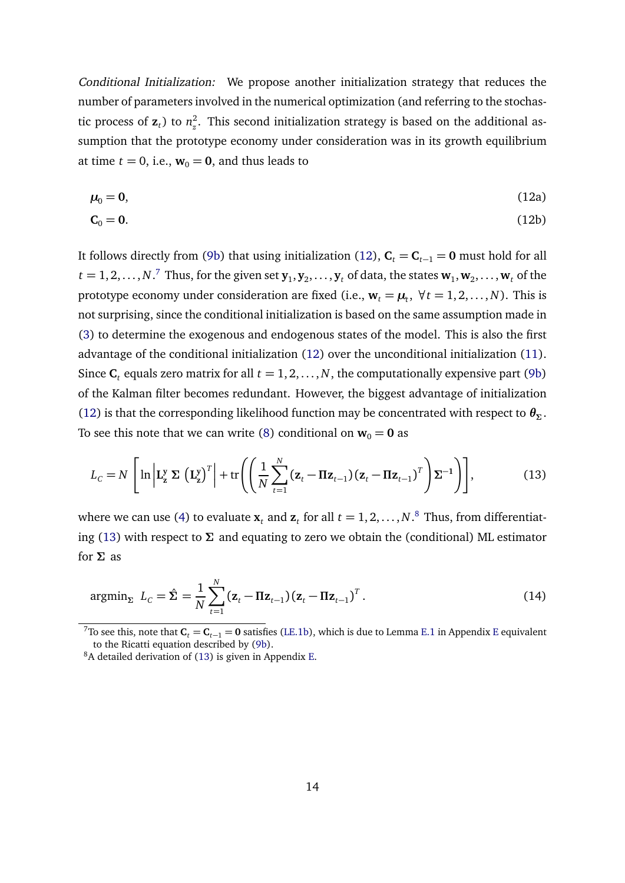*Conditional Initialization:* We propose another initialization strategy that reduces the number of parameters involved in the numerical optimization (and referring to the stochastic process of $\mathbf{z}_t$) to $n_z^2$. This second initialization strategy is based on the additional assumption that the prototype economy under consideration was in its growth equilibrium at time $t = 0$, i.e., $\mathbf{w}_0 = \mathbf{0}$, and thus leads to

$$\boldsymbol{\mu}_0 = \mathbf{0}, \tag{12a}$$

$$\mathbf{C}_0 = \mathbf{0}. \tag{12b}$$

It follows directly from (9b) that using initialization (12), $\mathbf{C}_t = \mathbf{C}_{t-1} = \mathbf{0}$ must hold for all $t = 1, 2, \ldots, N$.[7] Thus, for the given set $\mathbf{y}_1, \mathbf{y}_2, \ldots, \mathbf{y}_t$ of data, the states $\mathbf{w}_1, \mathbf{w}_2, \ldots, \mathbf{w}_t$ of the prototype economy under consideration are fixed (i.e., $\mathbf{w}_t = \boldsymbol{\mu}_t$, $\forall t = 1, 2, \ldots, N$). This is not surprising, since the conditional initialization is based on the same assumption made in (3) to determine the exogenous and endogenous states of the model. This is also the first advantage of the conditional initialization (12) over the unconditional initialization (11). Since $\mathbf{C}_t$ equals zero matrix for all $t = 1, 2, \ldots, N$, the computationally expensive part (9b) of the Kalman filter becomes redundant. However, the biggest advantage of initialization (12) is that the corresponding likelihood function may be concentrated with respect to $\boldsymbol{\theta}_\Sigma$. To see this note that we can write (8) conditional on $\mathbf{w}_0 = \mathbf{0}$ as

$$L_C = N \left[ \ln \left| \mathbf{L}_\mathbf{z}^\mathbf{y} \, \boldsymbol{\Sigma} \, \left(\mathbf{L}_\mathbf{z}^\mathbf{y}\right)^T \right| + \operatorname{tr}\left( \left( \frac{1}{N} \sum_{t=1}^{N} (\mathbf{z}_t - \boldsymbol{\Pi}\mathbf{z}_{t-1})(\mathbf{z}_t - \boldsymbol{\Pi}\mathbf{z}_{t-1})^T \right) \boldsymbol{\Sigma}^{-1} \right) \right], \tag{13}$$

where we can use (4) to evaluate $\mathbf{x}_t$ and $\mathbf{z}_t$ for all $t = 1, 2, \ldots, N$.[8] Thus, from differentiating (13) with respect to $\boldsymbol{\Sigma}$ and equating to zero we obtain the (conditional) ML estimator for $\boldsymbol{\Sigma}$ as

$$\operatorname{argmin}_{\boldsymbol{\Sigma}} \; L_C = \hat{\boldsymbol{\Sigma}} = \frac{1}{N} \sum_{t=1}^{N} (\mathbf{z}_t - \boldsymbol{\Pi}\mathbf{z}_{t-1})(\mathbf{z}_t - \boldsymbol{\Pi}\mathbf{z}_{t-1})^T. \tag{14}$$

[7] To see this, note that $\mathbf{C}_t = \mathbf{C}_{t-1} = \mathbf{0}$ satisfies (LE.1b), which is due to Lemma E.1 in Appendix E equivalent to the Ricatti equation described by (9b).

[8] A detailed derivation of (13) is given in Appendix E.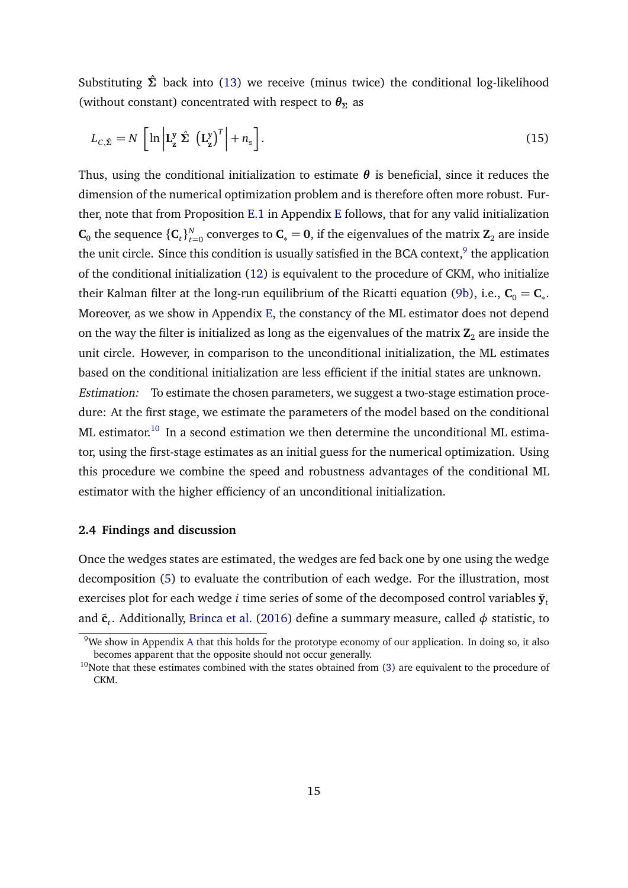Substituting $\hat{\boldsymbol{\Sigma}}$ back into (13) we receive (minus twice) the conditional log-likelihood (without constant) concentrated with respect to $\boldsymbol{\theta}_{\Sigma}$ as

$$L_{C,\hat{\boldsymbol{\Sigma}}} = N \left[ \ln \left| \mathbf{L}_{\mathbf{z}}^{\mathrm{y}} \, \hat{\boldsymbol{\Sigma}} \, \left(\mathbf{L}_{\mathbf{z}}^{\mathrm{y}}\right)^T \right| + n_z \right]. \tag{15}$$

Thus, using the conditional initialization to estimate $\boldsymbol{\theta}$ is beneficial, since it reduces the dimension of the numerical optimization problem and is therefore often more robust. Further, note that from Proposition E.1 in Appendix E follows, that for any valid initialization $\mathbf{C}_0$ the sequence $\{\mathbf{C}_t\}_{t=0}^{N}$ converges to $\mathbf{C}_* = \mathbf{0}$, if the eigenvalues of the matrix $\mathbf{Z}_2$ are inside the unit circle. Since this condition is usually satisfied in the BCA context,[9] the application of the conditional initialization (12) is equivalent to the procedure of CKM, who initialize their Kalman filter at the long-run equilibrium of the Ricatti equation (9b), i.e., $\mathbf{C}_0 = \mathbf{C}_*$. Moreover, as we show in Appendix E, the constancy of the ML estimator does not depend on the way the filter is initialized as long as the eigenvalues of the matrix $\mathbf{Z}_2$ are inside the unit circle. However, in comparison to the unconditional initialization, the ML estimates based on the conditional initialization are less efficient if the initial states are unknown.

*Estimation:* To estimate the chosen parameters, we suggest a two-stage estimation procedure: At the first stage, we estimate the parameters of the model based on the conditional ML estimator.[10] In a second estimation we then determine the unconditional ML estimator, using the first-stage estimates as an initial guess for the numerical optimization. Using this procedure we combine the speed and robustness advantages of the conditional ML estimator with the higher efficiency of an unconditional initialization.

### 2.4 Findings and discussion

Once the wedges states are estimated, the wedges are fed back one by one using the wedge decomposition (5) to evaluate the contribution of each wedge. For the illustration, most exercises plot for each wedge $i$ time series of some of the decomposed control variables $\tilde{\mathbf{y}}_t$ and $\tilde{\mathbf{c}}_t$. Additionally, Brinca et al. (2016) define a summary measure, called $\phi$ statistic, to

[9] We show in Appendix A that this holds for the prototype economy of our application. In doing so, it also becomes apparent that the opposite should not occur generally.

[10] Note that these estimates combined with the states obtained from (3) are equivalent to the procedure of CKM.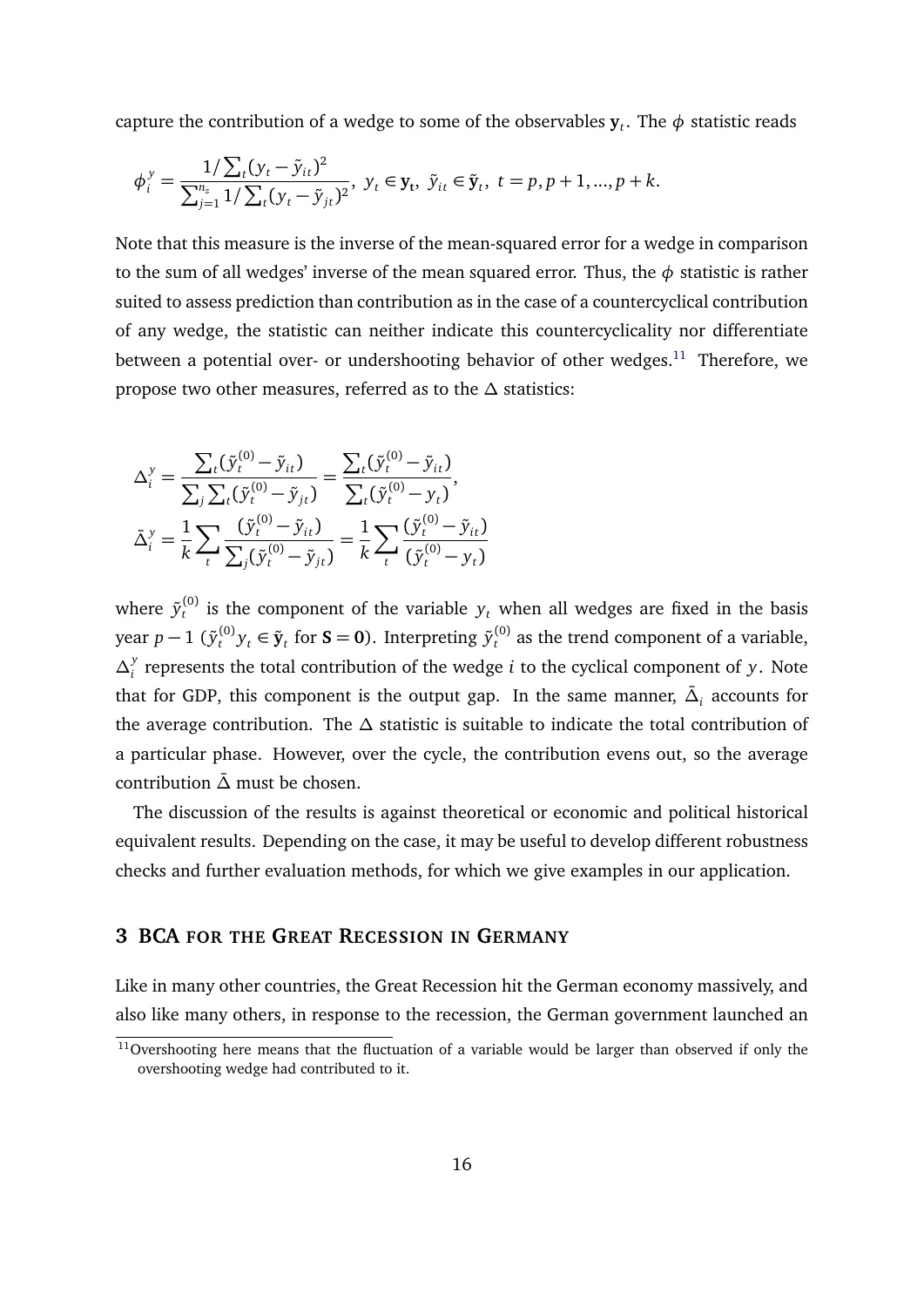capture the contribution of a wedge to some of the observables $\mathbf{y}_t$. The $\phi$ statistic reads

$$\phi_i^y = \frac{1/\sum_t (y_t - \tilde{y}_{it})^2}{\sum_{j=1}^{n_s} 1/\sum_t (y_t - \tilde{y}_{jt})^2},\ y_t \in \mathbf{y_t},\ \tilde{y}_{it} \in \tilde{\mathbf{y}}_t,\ t = p, p+1, ..., p+k.$$

Note that this measure is the inverse of the mean-squared error for a wedge in comparison to the sum of all wedges' inverse of the mean squared error. Thus, the $\phi$ statistic is rather suited to assess prediction than contribution as in the case of a countercyclical contribution of any wedge, the statistic can neither indicate this countercyclicality nor differentiate between a potential over- or undershooting behavior of other wedges.[11] Therefore, we propose two other measures, referred as to the $\Delta$ statistics:

$$\Delta_i^y = \frac{\sum_t (\tilde{y}_t^{(0)} - \tilde{y}_{it})}{\sum_j \sum_t (\tilde{y}_t^{(0)} - \tilde{y}_{jt})} = \frac{\sum_t (\tilde{y}_t^{(0)} - \tilde{y}_{it})}{\sum_t (\tilde{y}_t^{(0)} - y_t)},$$

$$\bar{\Delta}_i^y = \frac{1}{k} \sum_t \frac{(\tilde{y}_t^{(0)} - \tilde{y}_{it})}{\sum_j (\tilde{y}_t^{(0)} - \tilde{y}_{jt})} = \frac{1}{k} \sum_t \frac{(\tilde{y}_t^{(0)} - \tilde{y}_{it})}{(\tilde{y}_t^{(0)} - y_t)}$$

where $\tilde{y}_t^{(0)}$ is the component of the variable $y_t$ when all wedges are fixed in the basis year $p-1$ ($\tilde{y}_t^{(0)} y_t \in \tilde{\mathbf{y}}_t$ for $\mathbf{S} = \mathbf{0}$). Interpreting $\tilde{y}_t^{(0)}$ as the trend component of a variable, $\Delta_i^y$ represents the total contribution of the wedge $i$ to the cyclical component of $y$. Note that for GDP, this component is the output gap. In the same manner, $\bar{\Delta}_i$ accounts for the average contribution. The $\Delta$ statistic is suitable to indicate the total contribution of a particular phase. However, over the cycle, the contribution evens out, so the average contribution $\bar{\Delta}$ must be chosen.

The discussion of the results is against theoretical or economic and political historical equivalent results. Depending on the case, it may be useful to develop different robustness checks and further evaluation methods, for which we give examples in our application.

## 3 BCA for the Great Recession in Germany

Like in many other countries, the Great Recession hit the German economy massively, and also like many others, in response to the recession, the German government launched an

[11] Overshooting here means that the fluctuation of a variable would be larger than observed if only the overshooting wedge had contributed to it.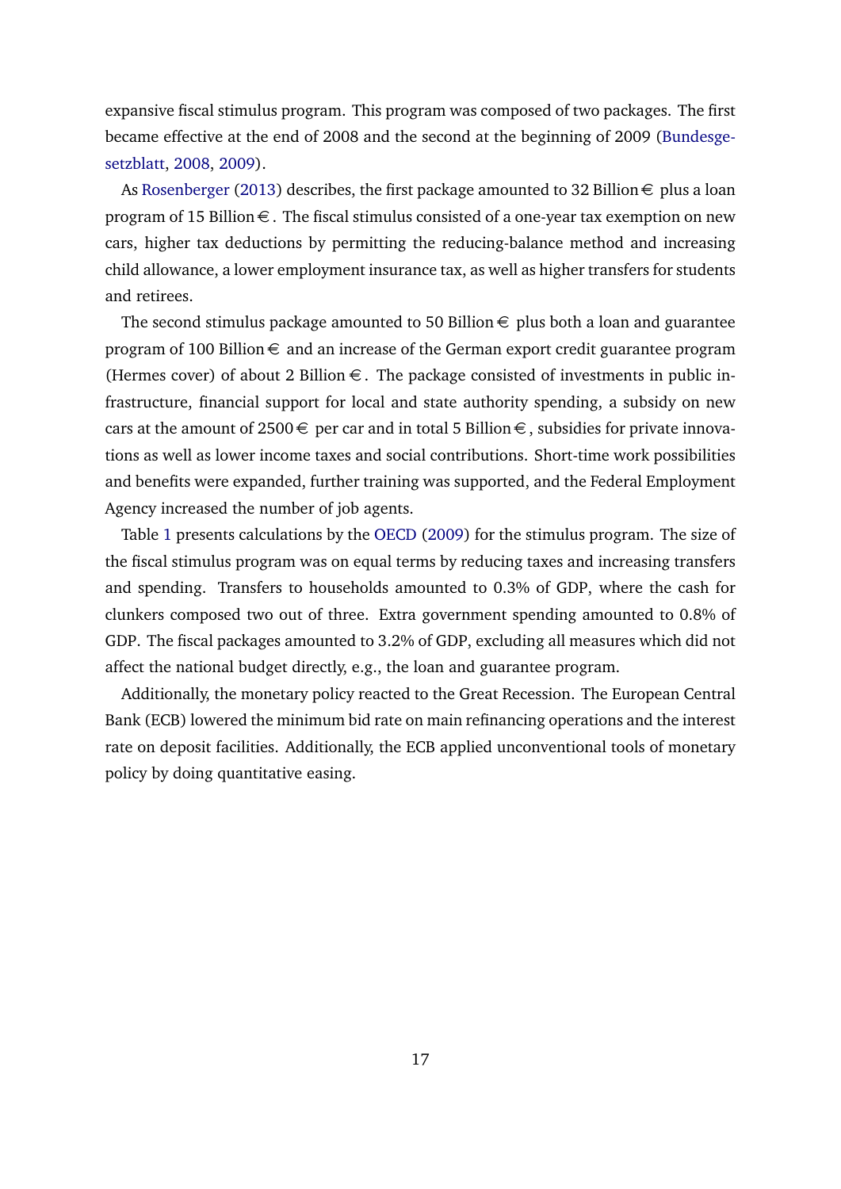expansive fiscal stimulus program. This program was composed of two packages. The first became effective at the end of 2008 and the second at the beginning of 2009 (Bundesgesetzblatt, 2008, 2009).

As Rosenberger (2013) describes, the first package amounted to 32 Billion € plus a loan program of 15 Billion €. The fiscal stimulus consisted of a one-year tax exemption on new cars, higher tax deductions by permitting the reducing-balance method and increasing child allowance, a lower employment insurance tax, as well as higher transfers for students and retirees.

The second stimulus package amounted to 50 Billion € plus both a loan and guarantee program of 100 Billion € and an increase of the German export credit guarantee program (Hermes cover) of about 2 Billion €. The package consisted of investments in public infrastructure, financial support for local and state authority spending, a subsidy on new cars at the amount of 2500 € per car and in total 5 Billion €, subsidies for private innovations as well as lower income taxes and social contributions. Short-time work possibilities and benefits were expanded, further training was supported, and the Federal Employment Agency increased the number of job agents.

Table 1 presents calculations by the OECD (2009) for the stimulus program. The size of the fiscal stimulus program was on equal terms by reducing taxes and increasing transfers and spending. Transfers to households amounted to 0.3% of GDP, where the cash for clunkers composed two out of three. Extra government spending amounted to 0.8% of GDP. The fiscal packages amounted to 3.2% of GDP, excluding all measures which did not affect the national budget directly, e.g., the loan and guarantee program.

Additionally, the monetary policy reacted to the Great Recession. The European Central Bank (ECB) lowered the minimum bid rate on main refinancing operations and the interest rate on deposit facilities. Additionally, the ECB applied unconventional tools of monetary policy by doing quantitative easing.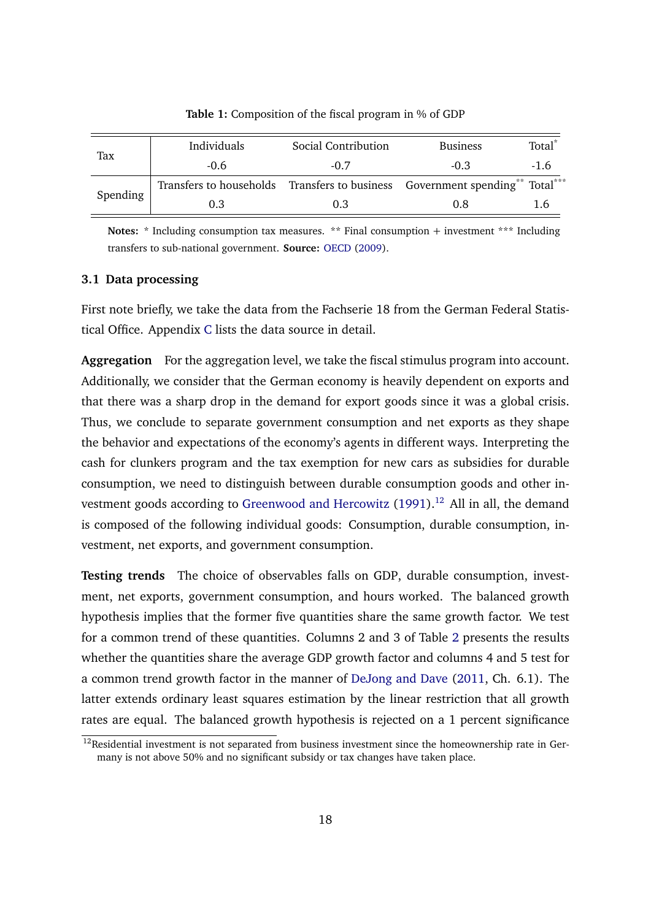**Table 1:** Composition of the fiscal program in % of GDP

| | | | | |
|---|---|---|---|---|
| Tax | Individuals | Social Contribution | Business | Total* |
| | -0.6 | -0.7 | -0.3 | -1.6 |
| Spending | Transfers to households | Transfers to business | Government spending** | Total*** |
| | 0.3 | 0.3 | 0.8 | 1.6 |

**Notes:** * Including consumption tax measures. ** Final consumption + investment *** Including transfers to sub-national government. **Source:** OECD (2009).

### 3.1 Data processing

First note briefly, we take the data from the Fachserie 18 from the German Federal Statistical Office. Appendix C lists the data source in detail.

**Aggregation** For the aggregation level, we take the fiscal stimulus program into account. Additionally, we consider that the German economy is heavily dependent on exports and that there was a sharp drop in the demand for export goods since it was a global crisis. Thus, we conclude to separate government consumption and net exports as they shape the behavior and expectations of the economy's agents in different ways. Interpreting the cash for clunkers program and the tax exemption for new cars as subsidies for durable consumption, we need to distinguish between durable consumption goods and other investment goods according to Greenwood and Hercowitz (1991).[12] All in all, the demand is composed of the following individual goods: Consumption, durable consumption, investment, net exports, and government consumption.

**Testing trends** The choice of observables falls on GDP, durable consumption, investment, net exports, government consumption, and hours worked. The balanced growth hypothesis implies that the former five quantities share the same growth factor. We test for a common trend of these quantities. Columns 2 and 3 of Table 2 presents the results whether the quantities share the average GDP growth factor and columns 4 and 5 test for a common trend growth factor in the manner of DeJong and Dave (2011, Ch. 6.1). The latter extends ordinary least squares estimation by the linear restriction that all growth rates are equal. The balanced growth hypothesis is rejected on a 1 percent significance

[12] Residential investment is not separated from business investment since the homeownership rate in Germany is not above 50% and no significant subsidy or tax changes have taken place.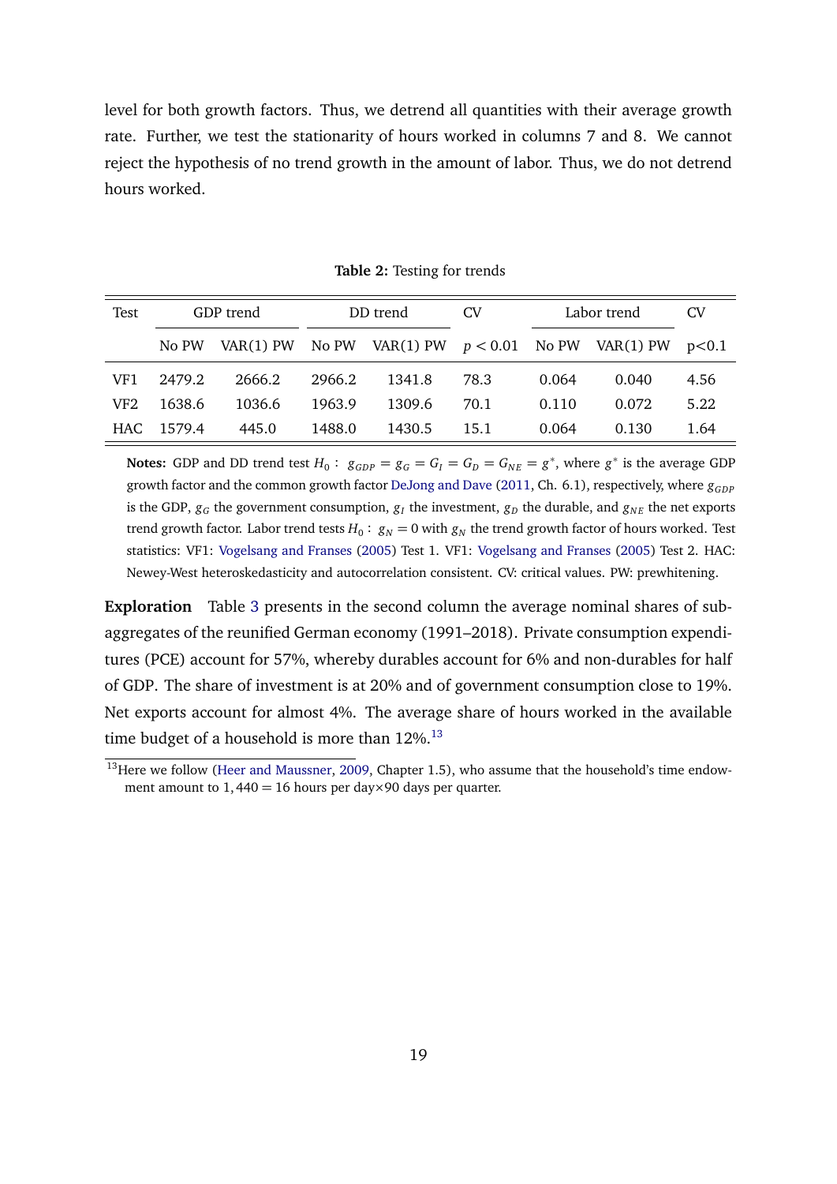level for both growth factors. Thus, we detrend all quantities with their average growth rate. Further, we test the stationarity of hours worked in columns 7 and 8. We cannot reject the hypothesis of no trend growth in the amount of labor. Thus, we do not detrend hours worked.

**Table 2:** Testing for trends

| Test | GDP trend | | DD trend | | CV | Labor trend | | CV |
|---|---|---|---|---|---|---|---|---|
| | No PW | VAR(1) PW | No PW | VAR(1) PW | $p < 0.01$ | No PW | VAR(1) PW | p<0.1 |
| VF1 | 2479.2 | 2666.2 | 2966.2 | 1341.8 | 78.3 | 0.064 | 0.040 | 4.56 |
| VF2 | 1638.6 | 1036.6 | 1963.9 | 1309.6 | 70.1 | 0.110 | 0.072 | 5.22 |
| HAC | 1579.4 | 445.0 | 1488.0 | 1430.5 | 15.1 | 0.064 | 0.130 | 1.64 |

**Notes:** GDP and DD trend test $H_0: \ g_{GDP} = g_G = G_I = G_D = G_{NE} = g^*$, where $g^*$ is the average GDP growth factor and the common growth factor DeJong and Dave (2011, Ch. 6.1), respectively, where $g_{GDP}$ is the GDP, $g_G$ the government consumption, $g_I$ the investment, $g_D$ the durable, and $g_{NE}$ the net exports trend growth factor. Labor trend tests $H_0: \ g_N = 0$ with $g_N$ the trend growth factor of hours worked. Test statistics: VF1: Vogelsang and Franses (2005) Test 1. VF1: Vogelsang and Franses (2005) Test 2. HAC: Newey-West heteroskedasticity and autocorrelation consistent. CV: critical values. PW: prewhitening.

**Exploration** Table 3 presents in the second column the average nominal shares of sub-aggregates of the reunified German economy (1991–2018). Private consumption expenditures (PCE) account for 57%, whereby durables account for 6% and non-durables for half of GDP. The share of investment is at 20% and of government consumption close to 19%. Net exports account for almost 4%. The average share of hours worked in the available time budget of a household is more than 12%.[13]

[13] Here we follow (Heer and Maussner, 2009, Chapter 1.5), who assume that the household's time endowment amount to $1,440 = 16$ hours per day$\times$90 days per quarter.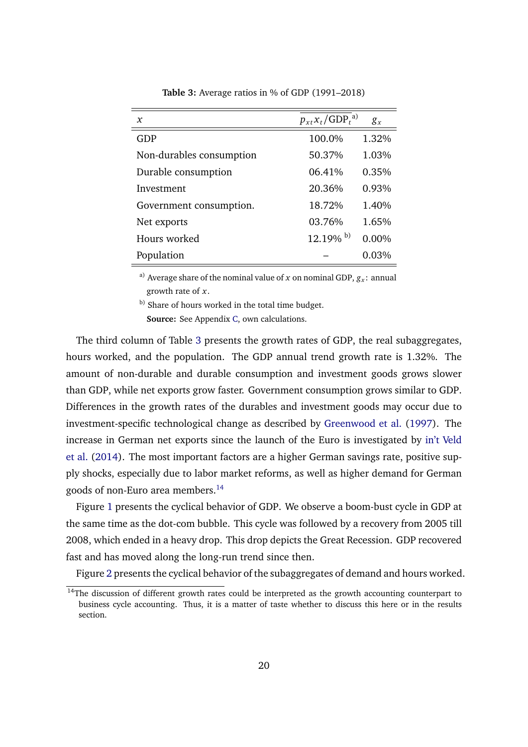**Table 3:** Average ratios in % of GDP (1991–2018)

| $x$ | $\overline{p_{xt}x_t/\text{GDP}_t}$ [a)] | $g_x$ |
|---|---|---|
| GDP | 100.0% | 1.32% |
| Non-durables consumption | 50.37% | 1.03% |
| Durable consumption | 06.41% | 0.35% |
| Investment | 20.36% | 0.93% |
| Government consumption. | 18.72% | 1.40% |
| Net exports | 03.76% | 1.65% |
| Hours worked | 12.19% [b)] | 0.00% |
| Population | – | 0.03% |

[a)] Average share of the nominal value of $x$ on nominal GDP, $g_x$: annual growth rate of $x$.

[b)] Share of hours worked in the total time budget.

**Source:** See Appendix C, own calculations.

The third column of Table 3 presents the growth rates of GDP, the real subaggregates, hours worked, and the population. The GDP annual trend growth rate is 1.32%. The amount of non-durable and durable consumption and investment goods grows slower than GDP, while net exports grow faster. Government consumption grows similar to GDP. Differences in the growth rates of the durables and investment goods may occur due to investment-specific technological change as described by Greenwood et al. (1997). The increase in German net exports since the launch of the Euro is investigated by in't Veld et al. (2014). The most important factors are a higher German savings rate, positive supply shocks, especially due to labor market reforms, as well as higher demand for German goods of non-Euro area members.[14]

Figure 1 presents the cyclical behavior of GDP. We observe a boom-bust cycle in GDP at the same time as the dot-com bubble. This cycle was followed by a recovery from 2005 till 2008, which ended in a heavy drop. This drop depicts the Great Recession. GDP recovered fast and has moved along the long-run trend since then.

Figure 2 presents the cyclical behavior of the subaggregates of demand and hours worked.

[14] The discussion of different growth rates could be interpreted as the growth accounting counterpart to business cycle accounting. Thus, it is a matter of taste whether to discuss this here or in the results section.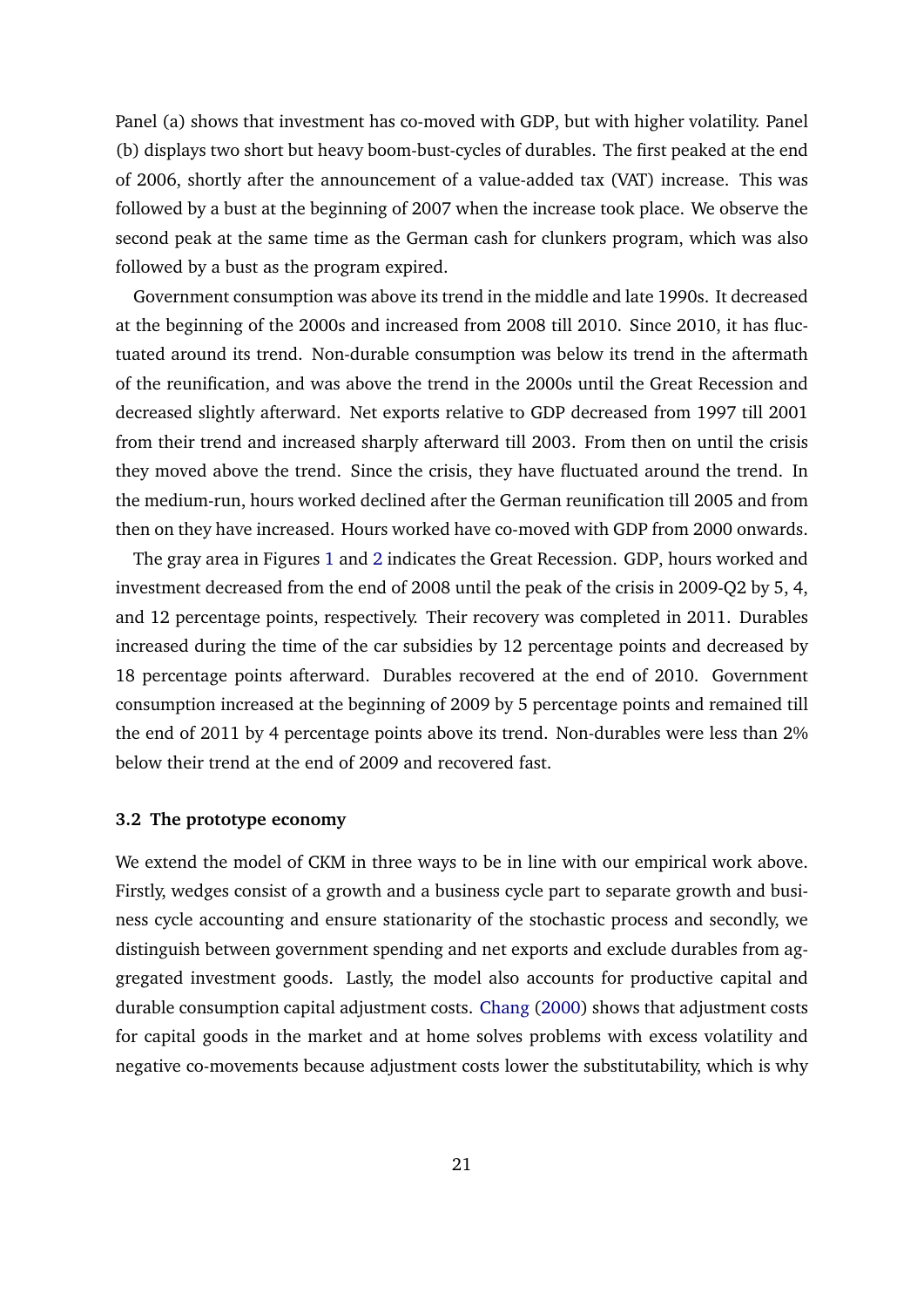Panel (a) shows that investment has co-moved with GDP, but with higher volatility. Panel (b) displays two short but heavy boom-bust-cycles of durables. The first peaked at the end of 2006, shortly after the announcement of a value-added tax (VAT) increase. This was followed by a bust at the beginning of 2007 when the increase took place. We observe the second peak at the same time as the German cash for clunkers program, which was also followed by a bust as the program expired.

Government consumption was above its trend in the middle and late 1990s. It decreased at the beginning of the 2000s and increased from 2008 till 2010. Since 2010, it has fluctuated around its trend. Non-durable consumption was below its trend in the aftermath of the reunification, and was above the trend in the 2000s until the Great Recession and decreased slightly afterward. Net exports relative to GDP decreased from 1997 till 2001 from their trend and increased sharply afterward till 2003. From then on until the crisis they moved above the trend. Since the crisis, they have fluctuated around the trend. In the medium-run, hours worked declined after the German reunification till 2005 and from then on they have increased. Hours worked have co-moved with GDP from 2000 onwards.

The gray area in Figures 1 and 2 indicates the Great Recession. GDP, hours worked and investment decreased from the end of 2008 until the peak of the crisis in 2009-Q2 by 5, 4, and 12 percentage points, respectively. Their recovery was completed in 2011. Durables increased during the time of the car subsidies by 12 percentage points and decreased by 18 percentage points afterward. Durables recovered at the end of 2010. Government consumption increased at the beginning of 2009 by 5 percentage points and remained till the end of 2011 by 4 percentage points above its trend. Non-durables were less than 2% below their trend at the end of 2009 and recovered fast.

### 3.2 The prototype economy

We extend the model of CKM in three ways to be in line with our empirical work above. Firstly, wedges consist of a growth and a business cycle part to separate growth and business cycle accounting and ensure stationarity of the stochastic process and secondly, we distinguish between government spending and net exports and exclude durables from aggregated investment goods. Lastly, the model also accounts for productive capital and durable consumption capital adjustment costs. Chang (2000) shows that adjustment costs for capital goods in the market and at home solves problems with excess volatility and negative co-movements because adjustment costs lower the substitutability, which is why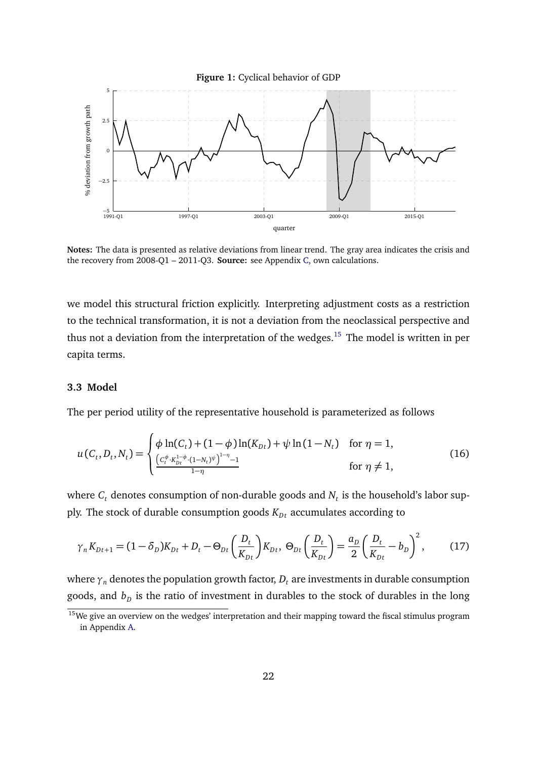**Figure 1:** Cyclical behavior of GDP

**Notes:** The data is presented as relative deviations from linear trend. The gray area indicates the crisis and the recovery from 2008-Q1 – 2011-Q3. **Source:** see Appendix C, own calculations.

we model this structural friction explicitly. Interpreting adjustment costs as a restriction to the technical transformation, it is not a deviation from the neoclassical perspective and thus not a deviation from the interpretation of the wedges.[15] The model is written in per capita terms.

### 3.3 Model

The per period utility of the representative household is parameterized as follows

$$u(C_t, D_t, N_t) = \begin{cases} \phi \ln(C_t) + (1-\phi)\ln(K_{Dt}) + \psi \ln(1-N_t) & \text{for } \eta = 1, \\ \frac{\left(C_t^{\phi} \cdot K_{Dt}^{1-\phi} \cdot (1-N_t)^{\psi}\right)^{1-\eta} - 1}{1-\eta} & \text{for } \eta \neq 1, \end{cases} \tag{16}$$

where $C_t$ denotes consumption of non-durable goods and $N_t$ is the household's labor supply. The stock of durable consumption goods $K_{Dt}$ accumulates according to

$$\gamma_n K_{Dt+1} = (1-\delta_D)K_{Dt} + D_t - \Theta_{Dt}\left(\frac{D_t}{K_{Dt}}\right)K_{Dt}, \; \Theta_{Dt}\left(\frac{D_t}{K_{Dt}}\right) = \frac{a_D}{2}\left(\frac{D_t}{K_{Dt}} - b_D\right)^2, \tag{17}$$

where $\gamma_n$ denotes the population growth factor, $D_t$ are investments in durable consumption goods, and $b_D$ is the ratio of investment in durables to the stock of durables in the long

[15] We give an overview on the wedges' interpretation and their mapping toward the fiscal stimulus program in Appendix A.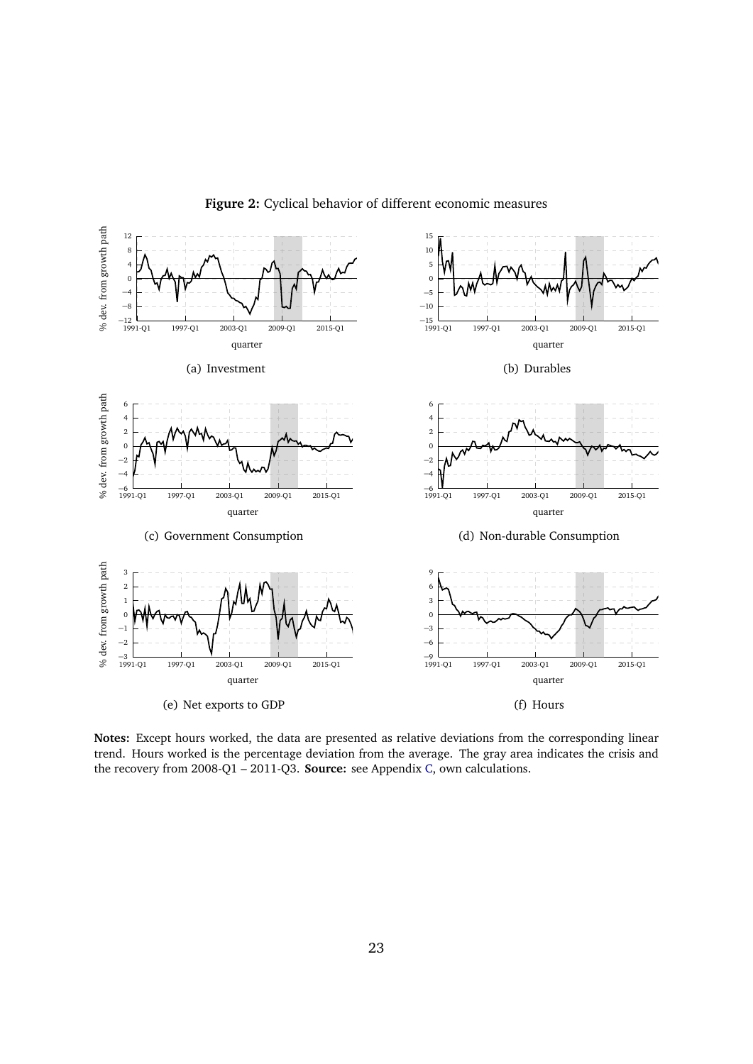**Figure 2:** Cyclical behavior of different economic measures

(a) Investment

(b) Durables

(c) Government Consumption

(d) Non-durable Consumption

(e) Net exports to GDP

(f) Hours

**Notes:** Except hours worked, the data are presented as relative deviations from the corresponding linear trend. Hours worked is the percentage deviation from the average. The gray area indicates the crisis and the recovery from 2008-Q1 – 2011-Q3. **Source:** see Appendix C, own calculations.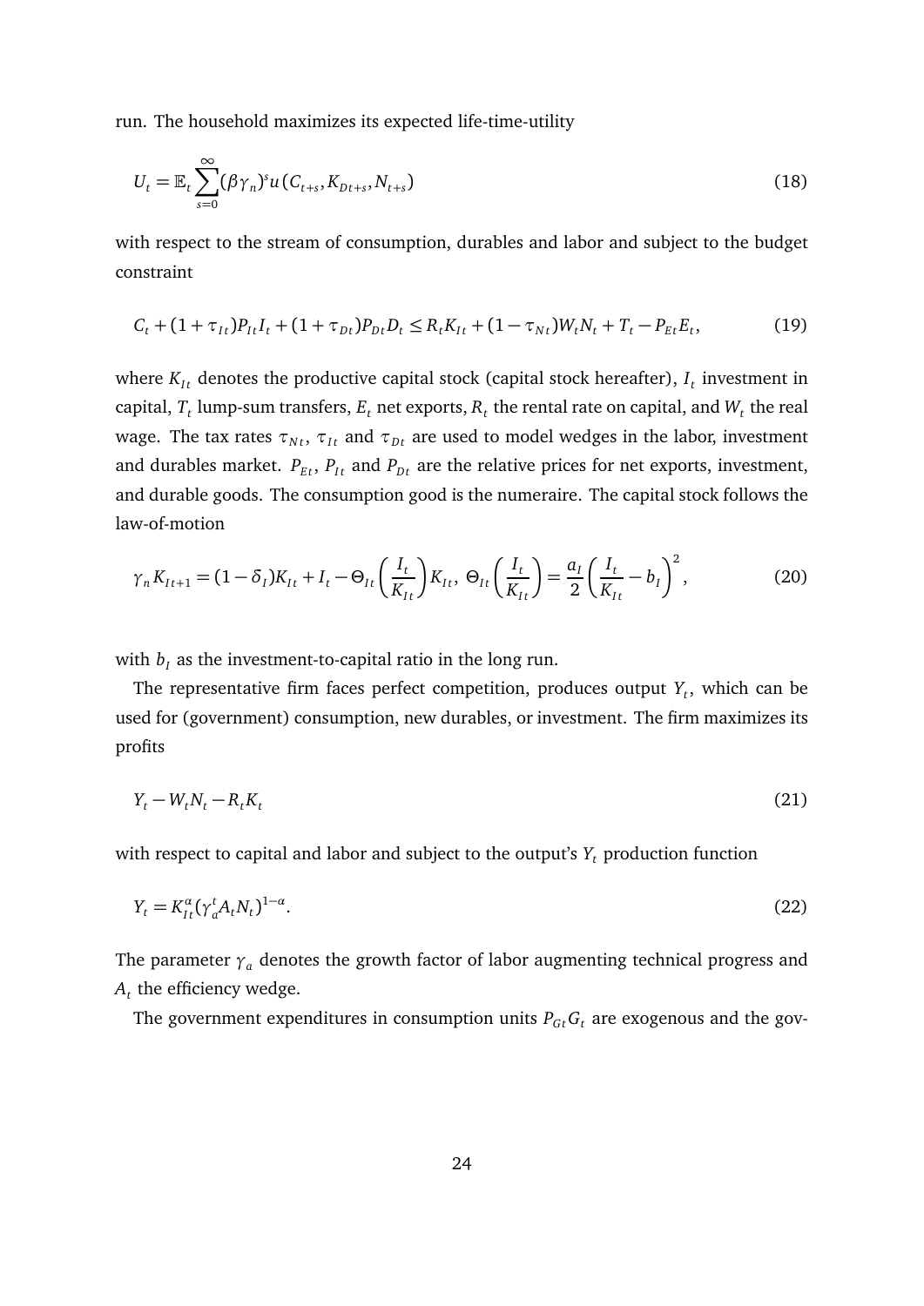run. The household maximizes its expected life-time-utility

$$U_t = \mathbb{E}_t \sum_{s=0}^{\infty} (\beta \gamma_n)^s u(C_{t+s}, K_{Dt+s}, N_{t+s}) \tag{18}$$

with respect to the stream of consumption, durables and labor and subject to the budget constraint

$$C_t + (1+\tau_{It}) P_{It} I_t + (1+\tau_{Dt}) P_{Dt} D_t \leq R_t K_{It} + (1-\tau_{Nt}) W_t N_t + T_t - P_{Et} E_t, \tag{19}$$

where $K_{It}$ denotes the productive capital stock (capital stock hereafter), $I_t$ investment in capital, $T_t$ lump-sum transfers, $E_t$ net exports, $R_t$ the rental rate on capital, and $W_t$ the real wage. The tax rates $\tau_{Nt}$, $\tau_{It}$ and $\tau_{Dt}$ are used to model wedges in the labor, investment and durables market. $P_{Et}$, $P_{It}$ and $P_{Dt}$ are the relative prices for net exports, investment, and durable goods. The consumption good is the numeraire. The capital stock follows the law-of-motion

$$\gamma_n K_{It+1} = (1-\delta_I) K_{It} + I_t - \Theta_{It}\left(\frac{I_t}{K_{It}}\right) K_{It},\ \Theta_{It}\left(\frac{I_t}{K_{It}}\right) = \frac{a_I}{2}\left(\frac{I_t}{K_{It}} - b_I\right)^2, \tag{20}$$

with $b_I$ as the investment-to-capital ratio in the long run.

The representative firm faces perfect competition, produces output $Y_t$, which can be used for (government) consumption, new durables, or investment. The firm maximizes its profits

$$Y_t - W_t N_t - R_t K_t \tag{21}$$

with respect to capital and labor and subject to the output's $Y_t$ production function

$$Y_t = K_{It}^{\alpha} (\gamma_a^t A_t N_t)^{1-\alpha}. \tag{22}$$

The parameter $\gamma_a$ denotes the growth factor of labor augmenting technical progress and $A_t$ the efficiency wedge.

The government expenditures in consumption units $P_{Gt} G_t$ are exogenous and the gov-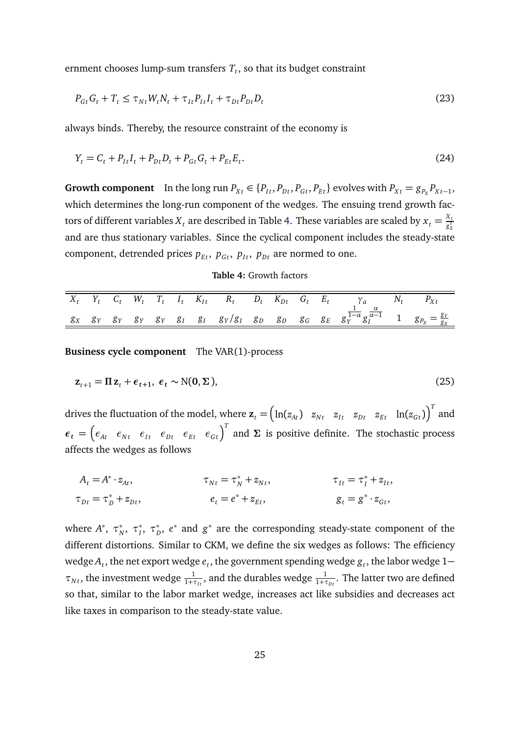ernment chooses lump-sum transfers $T_t$, so that its budget constraint

$$P_{Gt}G_t + T_t \leq \tau_{Nt}W_tN_t + \tau_{It}P_{It}I_t + \tau_{Dt}P_{Dt}D_t \tag{23}$$

always binds. Thereby, the resource constraint of the economy is

$$Y_t = C_t + P_{It}I_t + P_{Dt}D_t + P_{Gt}G_t + P_{Et}E_t. \tag{24}$$

**Growth component** In the long run $P_{Xt} \in \{P_{It}, P_{Dt}, P_{Gt}, P_{Et}\}$ evolves with $P_{Xt} = g_{P_X}P_{Xt-1}$, which determines the long-run component of the wedges. The ensuing trend growth factors of different variables $X_t$ are described in Table 4. These variables are scaled by $x_t = \frac{X_t}{g_X^t}$ and are thus stationary variables. Since the cyclical component includes the steady-state component, detrended prices $p_{Et},\ p_{Gt},\ p_{It},\ p_{Dt}$ are normed to one.

**Table 4:** Growth factors

| $X_t$ | $Y_t$ | $C_t$ | $W_t$ | $T_t$ | $I_t$ | $K_{It}$ | $R_t$ | $D_t$ | $K_{Dt}$ | $G_t$ | $E_t$ | $\gamma_a$ | $N_t$ | $P_{Xt}$ |
|---|---|---|---|---|---|---|---|---|---|---|---|---|---|---|
| $g_X$ | $g_Y$ | $g_Y$ | $g_Y$ | $g_Y$ | $g_I$ | $g_I$ | $g_Y/g_I$ | $g_D$ | $g_D$ | $g_G$ | $g_E$ | $g_Y^{\frac{1}{1-\alpha}} g_I^{\frac{\alpha}{\alpha-1}}$ | 1 | $g_{P_X} = \frac{g_Y}{g_X}$ |

**Business cycle component** The VAR(1)-process

$$\mathbf{z}_{t+1} = \mathbf{\Pi}\,\mathbf{z}_t + \boldsymbol{\epsilon}_{t+1},\ \boldsymbol{\epsilon}_t \sim \mathrm{N}(\mathbf{0}, \mathbf{\Sigma}), \tag{25}$$

drives the fluctuation of the model, where $\mathbf{z}_t = \begin{pmatrix} \ln(z_{At}) & z_{Nt} & z_{It} & z_{Dt} & z_{Et} & \ln(z_{Gt}) \end{pmatrix}^T$ and $\boldsymbol{\epsilon}_t = \begin{pmatrix} \epsilon_{At} & \epsilon_{Nt} & \epsilon_{It} & \epsilon_{Dt} & \epsilon_{Et} & \epsilon_{Gt} \end{pmatrix}^T$ and $\mathbf{\Sigma}$ is positive definite. The stochastic process affects the wedges as follows

$$A_t = A^* \cdot z_{At}, \qquad \tau_{Nt} = \tau_N^* + z_{Nt}, \qquad \tau_{It} = \tau_I^* + z_{It},$$

$$\tau_{Dt} = \tau_D^* + z_{Dt}, \qquad e_t = e^* + z_{Et}, \qquad g_t = g^* \cdot z_{Gt},$$

where $A^*,\ \tau_N^*,\ \tau_I^*,\ \tau_D^*,\ e^*$ and $g^*$ are the corresponding steady-state component of the different distortions. Similar to CKM, we define the six wedges as follows: The efficiency wedge $A_t$, the net export wedge $e_t$, the government spending wedge $g_t$, the labor wedge $1-\tau_{Nt}$, the investment wedge $\frac{1}{1+\tau_{It}}$, and the durables wedge $\frac{1}{1+\tau_{Dt}}$. The latter two are defined so that, similar to the labor market wedge, increases act like subsidies and decreases act like taxes in comparison to the steady-state value.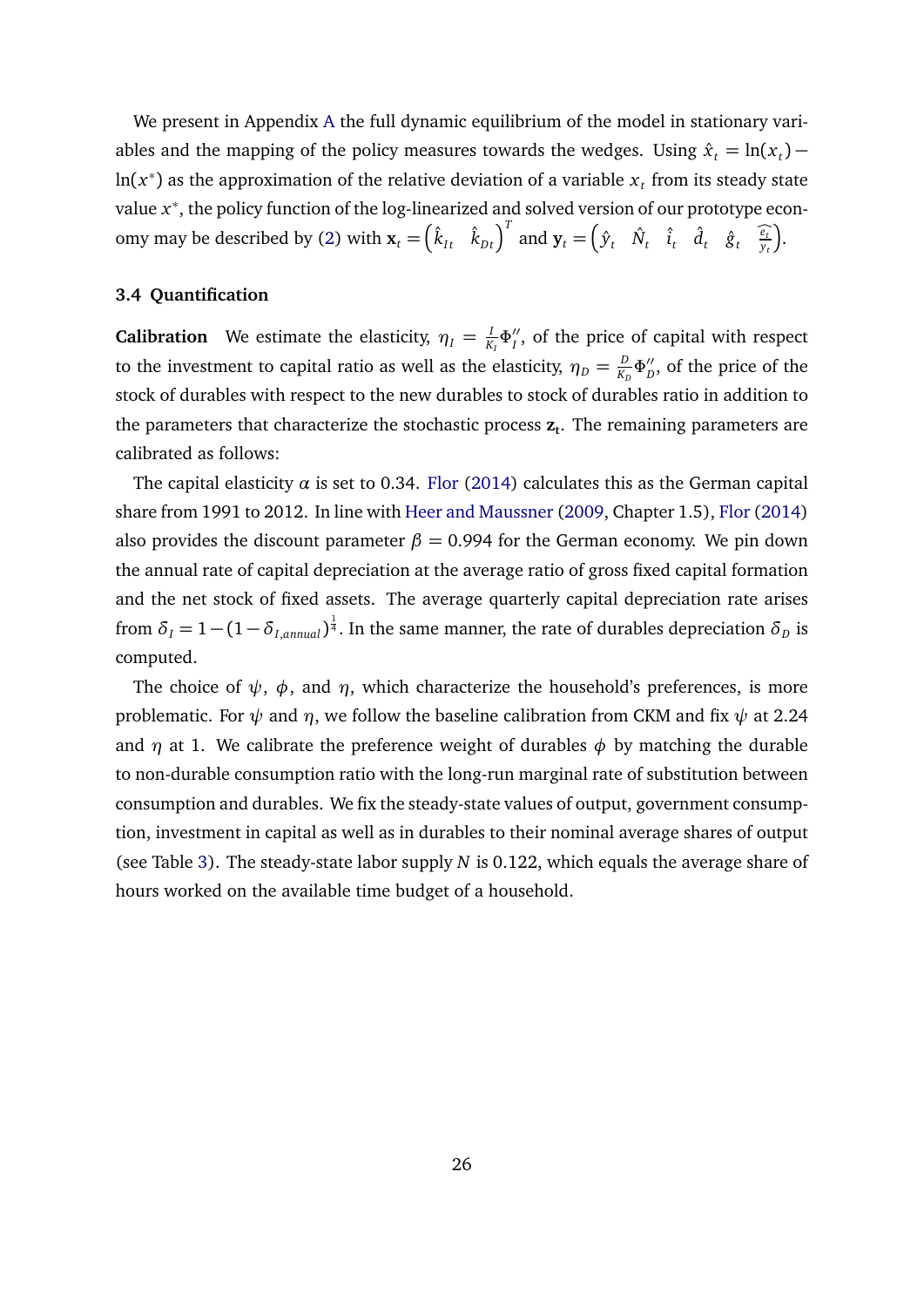We present in Appendix A the full dynamic equilibrium of the model in stationary variables and the mapping of the policy measures towards the wedges. Using $\hat{x}_t = \ln(x_t) - \ln(x^*)$ as the approximation of the relative deviation of a variable $x_t$ from its steady state value $x^*$, the policy function of the log-linearized and solved version of our prototype economy may be described by (2) with $\mathbf{x}_t = \begin{pmatrix} \hat{k}_{It} & \hat{k}_{Dt} \end{pmatrix}^T$ and $\mathbf{y}_t = \begin{pmatrix} \hat{y}_t & \hat{N}_t & \hat{i}_t & \hat{d}_t & \hat{g}_t & \widehat{\frac{e_t}{y_t}} \end{pmatrix}$.

### 3.4 Quantification

**Calibration** We estimate the elasticity, $\eta_I = \frac{I}{K_I}\Phi_I''$, of the price of capital with respect to the investment to capital ratio as well as the elasticity, $\eta_D = \frac{D}{K_D}\Phi_D''$, of the price of the stock of durables with respect to the new durables to stock of durables ratio in addition to the parameters that characterize the stochastic process $\mathbf{z_t}$. The remaining parameters are calibrated as follows:

The capital elasticity $\alpha$ is set to 0.34. Flor (2014) calculates this as the German capital share from 1991 to 2012. In line with Heer and Maussner (2009, Chapter 1.5), Flor (2014) also provides the discount parameter $\beta = 0.994$ for the German economy. We pin down the annual rate of capital depreciation at the average ratio of gross fixed capital formation and the net stock of fixed assets. The average quarterly capital depreciation rate arises from $\delta_I = 1 - (1 - \delta_{I,annual})^{\frac{1}{4}}$. In the same manner, the rate of durables depreciation $\delta_D$ is computed.

The choice of $\psi$, $\phi$, and $\eta$, which characterize the household's preferences, is more problematic. For $\psi$ and $\eta$, we follow the baseline calibration from CKM and fix $\psi$ at 2.24 and $\eta$ at 1. We calibrate the preference weight of durables $\phi$ by matching the durable to non-durable consumption ratio with the long-run marginal rate of substitution between consumption and durables. We fix the steady-state values of output, government consumption, investment in capital as well as in durables to their nominal average shares of output (see Table 3). The steady-state labor supply $N$ is 0.122, which equals the average share of hours worked on the available time budget of a household.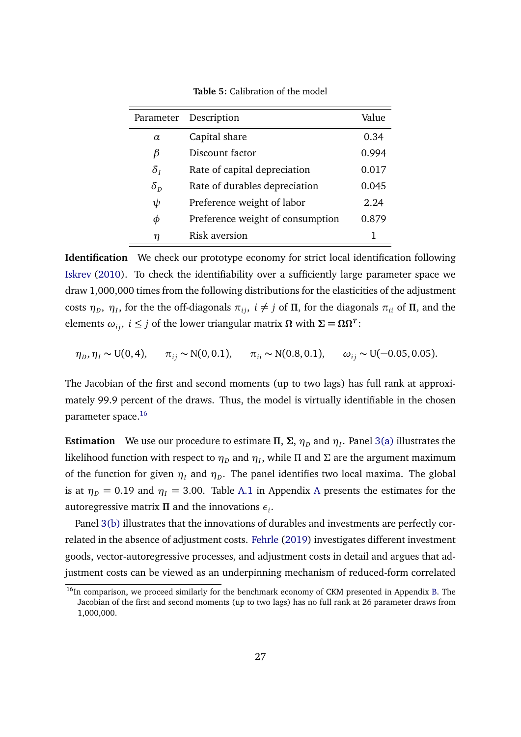**Table 5:** Calibration of the model

| Parameter | Description | Value |
|---|---|---|
| $\alpha$ | Capital share | 0.34 |
| $\beta$ | Discount factor | 0.994 |
| $\delta_I$ | Rate of capital depreciation | 0.017 |
| $\delta_D$ | Rate of durables depreciation | 0.045 |
| $\psi$ | Preference weight of labor | 2.24 |
| $\phi$ | Preference weight of consumption | 0.879 |
| $\eta$ | Risk aversion | 1 |

**Identification** We check our prototype economy for strict local identification following Iskrev (2010). To check the identifiability over a sufficiently large parameter space we draw 1,000,000 times from the following distributions for the elasticities of the adjustment costs $\eta_D$, $\eta_I$, for the the off-diagonals $\pi_{ij}$, $i \neq j$ of $\mathbf{\Pi}$, for the diagonals $\pi_{ii}$ of $\mathbf{\Pi}$, and the elements $\omega_{ij}$, $i \leq j$ of the lower triangular matrix $\mathbf{\Omega}$ with $\mathbf{\Sigma} = \mathbf{\Omega}\mathbf{\Omega}^T$:

$$\eta_D, \eta_I \sim \text{U}(0,4), \qquad \pi_{ij} \sim \text{N}(0,0.1), \qquad \pi_{ii} \sim \text{N}(0.8,0.1), \qquad \omega_{ij} \sim \text{U}(-0.05,0.05).$$

The Jacobian of the first and second moments (up to two lags) has full rank at approximately 99.9 percent of the draws. Thus, the model is virtually identifiable in the chosen parameter space.[16]

**Estimation** We use our procedure to estimate $\mathbf{\Pi}$, $\mathbf{\Sigma}$, $\eta_D$ and $\eta_I$. Panel 3(a) illustrates the likelihood function with respect to $\eta_D$ and $\eta_I$, while $\Pi$ and $\Sigma$ are the argument maximum of the function for given $\eta_I$ and $\eta_D$. The panel identifies two local maxima. The global is at $\eta_D = 0.19$ and $\eta_I = 3.00$. Table A.1 in Appendix A presents the estimates for the autoregressive matrix $\mathbf{\Pi}$ and the innovations $\epsilon_i$.

Panel 3(b) illustrates that the innovations of durables and investments are perfectly correlated in the absence of adjustment costs. Fehrle (2019) investigates different investment goods, vector-autoregressive processes, and adjustment costs in detail and argues that adjustment costs can be viewed as an underpinning mechanism of reduced-form correlated

[16] In comparison, we proceed similarly for the benchmark economy of CKM presented in Appendix B. The Jacobian of the first and second moments (up to two lags) has no full rank at 26 parameter draws from 1,000,000.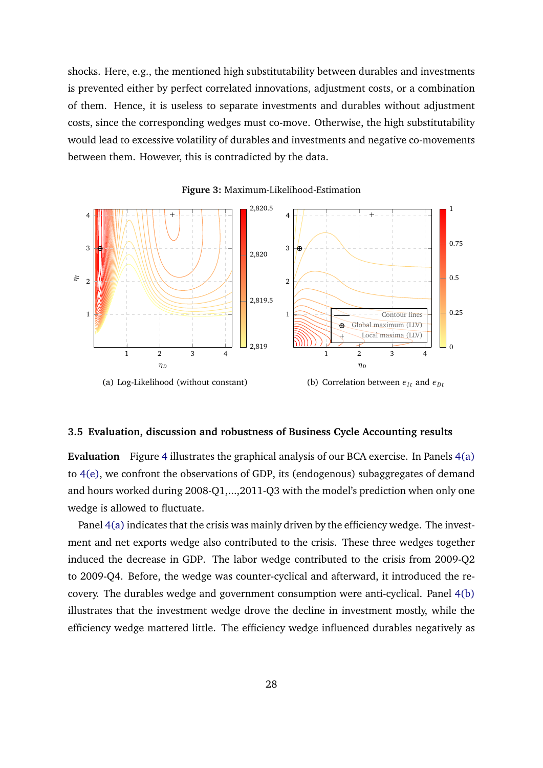shocks. Here, e.g., the mentioned high substitutability between durables and investments is prevented either by perfect correlated innovations, adjustment costs, or a combination of them. Hence, it is useless to separate investments and durables without adjustment costs, since the corresponding wedges must co-move. Otherwise, the high substitutability would lead to excessive volatility of durables and investments and negative co-movements between them. However, this is contradicted by the data.

**Figure 3:** Maximum-Likelihood-Estimation

(a) Log-Likelihood (without constant)

(b) Correlation between $\epsilon_{It}$ and $\epsilon_{Dt}$

### 3.5 Evaluation, discussion and robustness of Business Cycle Accounting results

**Evaluation** Figure 4 illustrates the graphical analysis of our BCA exercise. In Panels 4(a) to 4(e), we confront the observations of GDP, its (endogenous) subaggregates of demand and hours worked during 2008-Q1,...,2011-Q3 with the model's prediction when only one wedge is allowed to fluctuate.

Panel 4(a) indicates that the crisis was mainly driven by the efficiency wedge. The investment and net exports wedge also contributed to the crisis. These three wedges together induced the decrease in GDP. The labor wedge contributed to the crisis from 2009-Q2 to 2009-Q4. Before, the wedge was counter-cyclical and afterward, it introduced the recovery. The durables wedge and government consumption were anti-cyclical. Panel 4(b) illustrates that the investment wedge drove the decline in investment mostly, while the efficiency wedge mattered little. The efficiency wedge influenced durables negatively as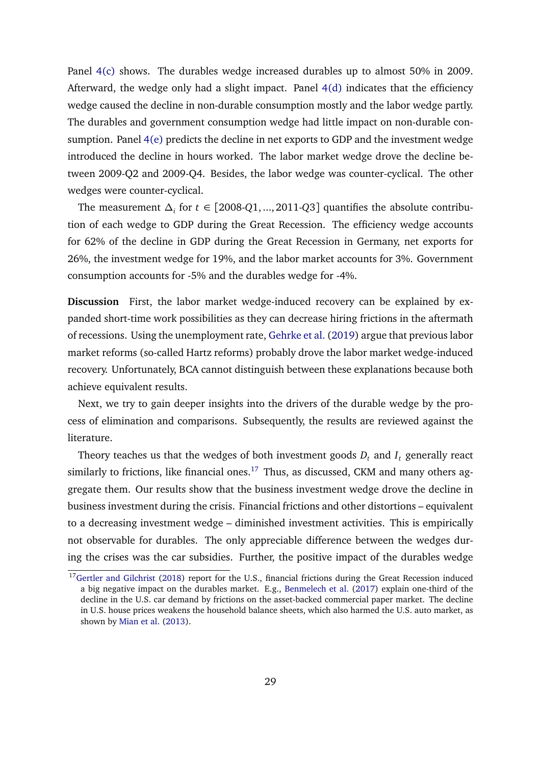Panel 4(c) shows. The durables wedge increased durables up to almost 50% in 2009. Afterward, the wedge only had a slight impact. Panel 4(d) indicates that the efficiency wedge caused the decline in non-durable consumption mostly and the labor wedge partly. The durables and government consumption wedge had little impact on non-durable consumption. Panel 4(e) predicts the decline in net exports to GDP and the investment wedge introduced the decline in hours worked. The labor market wedge drove the decline between 2009-Q2 and 2009-Q4. Besides, the labor wedge was counter-cyclical. The other wedges were counter-cyclical.

The measurement $\Delta_i$ for $t \in [2008\text{-}Q1, ..., 2011\text{-}Q3]$ quantifies the absolute contribution of each wedge to GDP during the Great Recession. The efficiency wedge accounts for 62% of the decline in GDP during the Great Recession in Germany, net exports for 26%, the investment wedge for 19%, and the labor market accounts for 3%. Government consumption accounts for -5% and the durables wedge for -4%.

**Discussion** First, the labor market wedge-induced recovery can be explained by expanded short-time work possibilities as they can decrease hiring frictions in the aftermath of recessions. Using the unemployment rate, Gehrke et al. (2019) argue that previous labor market reforms (so-called Hartz reforms) probably drove the labor market wedge-induced recovery. Unfortunately, BCA cannot distinguish between these explanations because both achieve equivalent results.

Next, we try to gain deeper insights into the drivers of the durable wedge by the process of elimination and comparisons. Subsequently, the results are reviewed against the literature.

Theory teaches us that the wedges of both investment goods $D_t$ and $I_t$ generally react similarly to frictions, like financial ones.[17] Thus, as discussed, CKM and many others aggregate them. Our results show that the business investment wedge drove the decline in business investment during the crisis. Financial frictions and other distortions – equivalent to a decreasing investment wedge – diminished investment activities. This is empirically not observable for durables. The only appreciable difference between the wedges during the crises was the car subsidies. Further, the positive impact of the durables wedge

[17] Gertler and Gilchrist (2018) report for the U.S., financial frictions during the Great Recession induced a big negative impact on the durables market. E.g., Benmelech et al. (2017) explain one-third of the decline in the U.S. car demand by frictions on the asset-backed commercial paper market. The decline in U.S. house prices weakens the household balance sheets, which also harmed the U.S. auto market, as shown by Mian et al. (2013).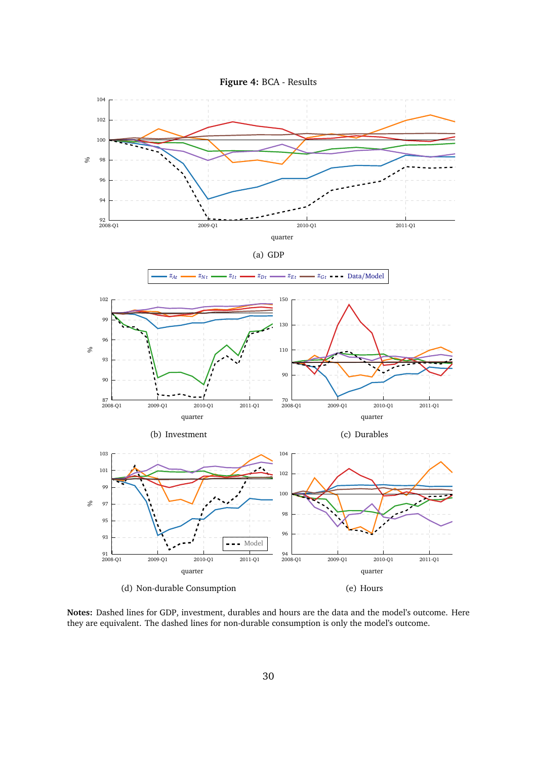**Figure 4:** BCA - Results

(a) GDP

(b) Investment

(c) Durables

(d) Non-durable Consumption

(e) Hours

**Notes:** Dashed lines for GDP, investment, durables and hours are the data and the model's outcome. Here they are equivalent. The dashed lines for non-durable consumption is only the model's outcome.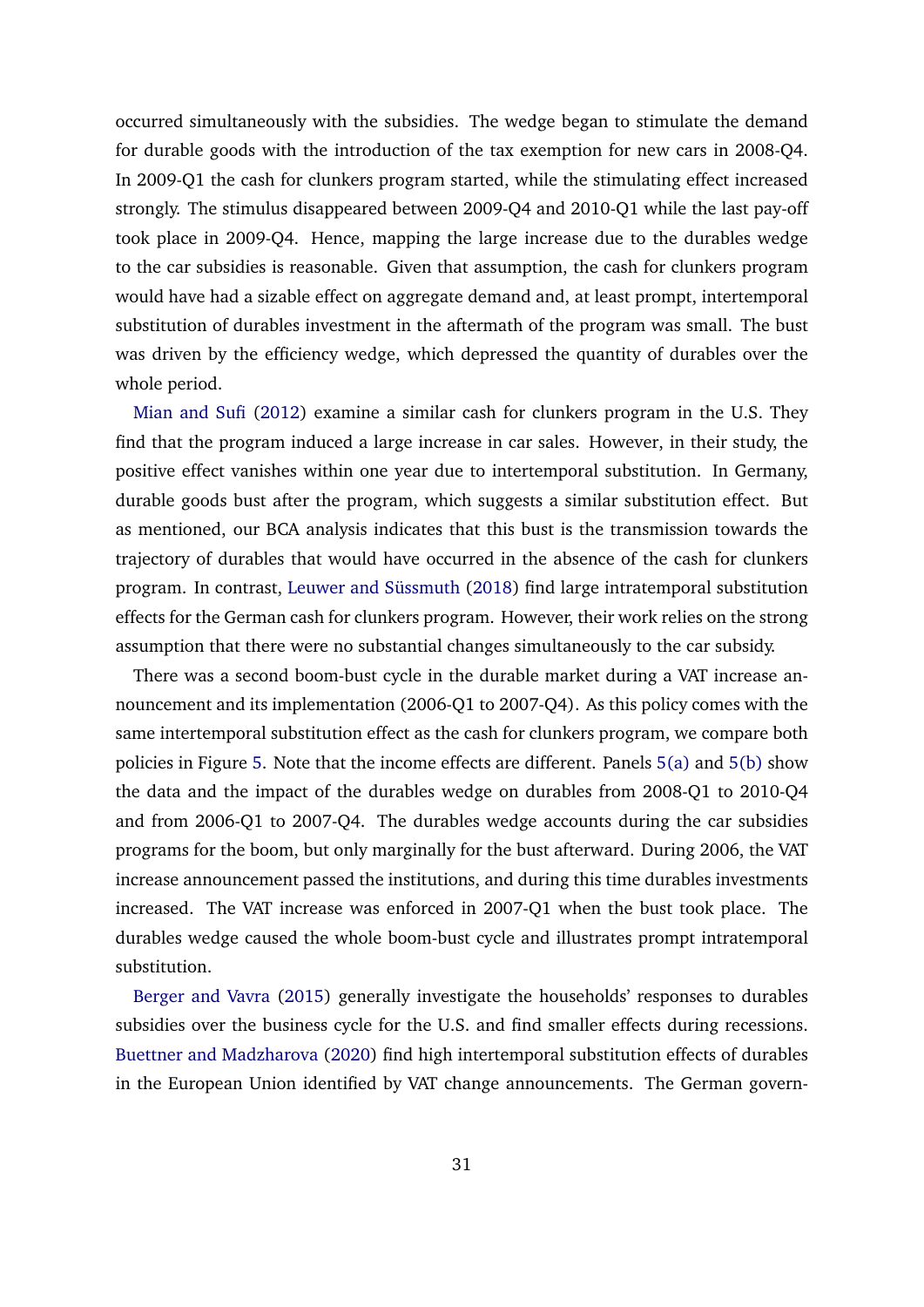occurred simultaneously with the subsidies. The wedge began to stimulate the demand for durable goods with the introduction of the tax exemption for new cars in 2008-Q4. In 2009-Q1 the cash for clunkers program started, while the stimulating effect increased strongly. The stimulus disappeared between 2009-Q4 and 2010-Q1 while the last pay-off took place in 2009-Q4. Hence, mapping the large increase due to the durables wedge to the car subsidies is reasonable. Given that assumption, the cash for clunkers program would have had a sizable effect on aggregate demand and, at least prompt, intertemporal substitution of durables investment in the aftermath of the program was small. The bust was driven by the efficiency wedge, which depressed the quantity of durables over the whole period.

Mian and Sufi (2012) examine a similar cash for clunkers program in the U.S. They find that the program induced a large increase in car sales. However, in their study, the positive effect vanishes within one year due to intertemporal substitution. In Germany, durable goods bust after the program, which suggests a similar substitution effect. But as mentioned, our BCA analysis indicates that this bust is the transmission towards the trajectory of durables that would have occurred in the absence of the cash for clunkers program. In contrast, Leuwer and Süssmuth (2018) find large intratemporal substitution effects for the German cash for clunkers program. However, their work relies on the strong assumption that there were no substantial changes simultaneously to the car subsidy.

There was a second boom-bust cycle in the durable market during a VAT increase announcement and its implementation (2006-Q1 to 2007-Q4). As this policy comes with the same intertemporal substitution effect as the cash for clunkers program, we compare both policies in Figure 5. Note that the income effects are different. Panels 5(a) and 5(b) show the data and the impact of the durables wedge on durables from 2008-Q1 to 2010-Q4 and from 2006-Q1 to 2007-Q4. The durables wedge accounts during the car subsidies programs for the boom, but only marginally for the bust afterward. During 2006, the VAT increase announcement passed the institutions, and during this time durables investments increased. The VAT increase was enforced in 2007-Q1 when the bust took place. The durables wedge caused the whole boom-bust cycle and illustrates prompt intratemporal substitution.

Berger and Vavra (2015) generally investigate the households' responses to durables subsidies over the business cycle for the U.S. and find smaller effects during recessions. Buettner and Madzharova (2020) find high intertemporal substitution effects of durables in the European Union identified by VAT change announcements. The German govern-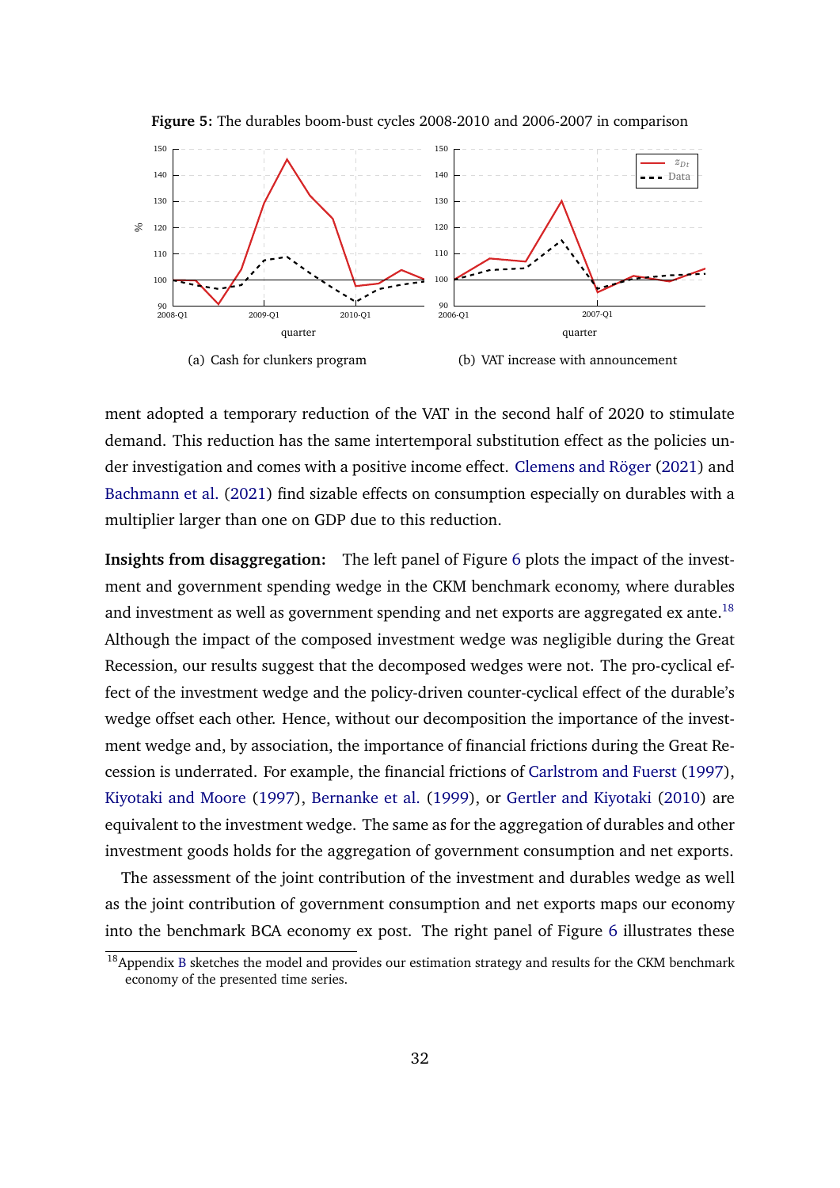**Figure 5:** The durables boom-bust cycles 2008-2010 and 2006-2007 in comparison

(a) Cash for clunkers program

(b) VAT increase with announcement

ment adopted a temporary reduction of the VAT in the second half of 2020 to stimulate demand. This reduction has the same intertemporal substitution effect as the policies under investigation and comes with a positive income effect. Clemens and Röger (2021) and Bachmann et al. (2021) find sizable effects on consumption especially on durables with a multiplier larger than one on GDP due to this reduction.

**Insights from disaggregation:** The left panel of Figure 6 plots the impact of the investment and government spending wedge in the CKM benchmark economy, where durables and investment as well as government spending and net exports are aggregated ex ante.[18] Although the impact of the composed investment wedge was negligible during the Great Recession, our results suggest that the decomposed wedges were not. The pro-cyclical effect of the investment wedge and the policy-driven counter-cyclical effect of the durable's wedge offset each other. Hence, without our decomposition the importance of the investment wedge and, by association, the importance of financial frictions during the Great Recession is underrated. For example, the financial frictions of Carlstrom and Fuerst (1997), Kiyotaki and Moore (1997), Bernanke et al. (1999), or Gertler and Kiyotaki (2010) are equivalent to the investment wedge. The same as for the aggregation of durables and other investment goods holds for the aggregation of government consumption and net exports.

The assessment of the joint contribution of the investment and durables wedge as well as the joint contribution of government consumption and net exports maps our economy into the benchmark BCA economy ex post. The right panel of Figure 6 illustrates these

[18] Appendix B sketches the model and provides our estimation strategy and results for the CKM benchmark economy of the presented time series.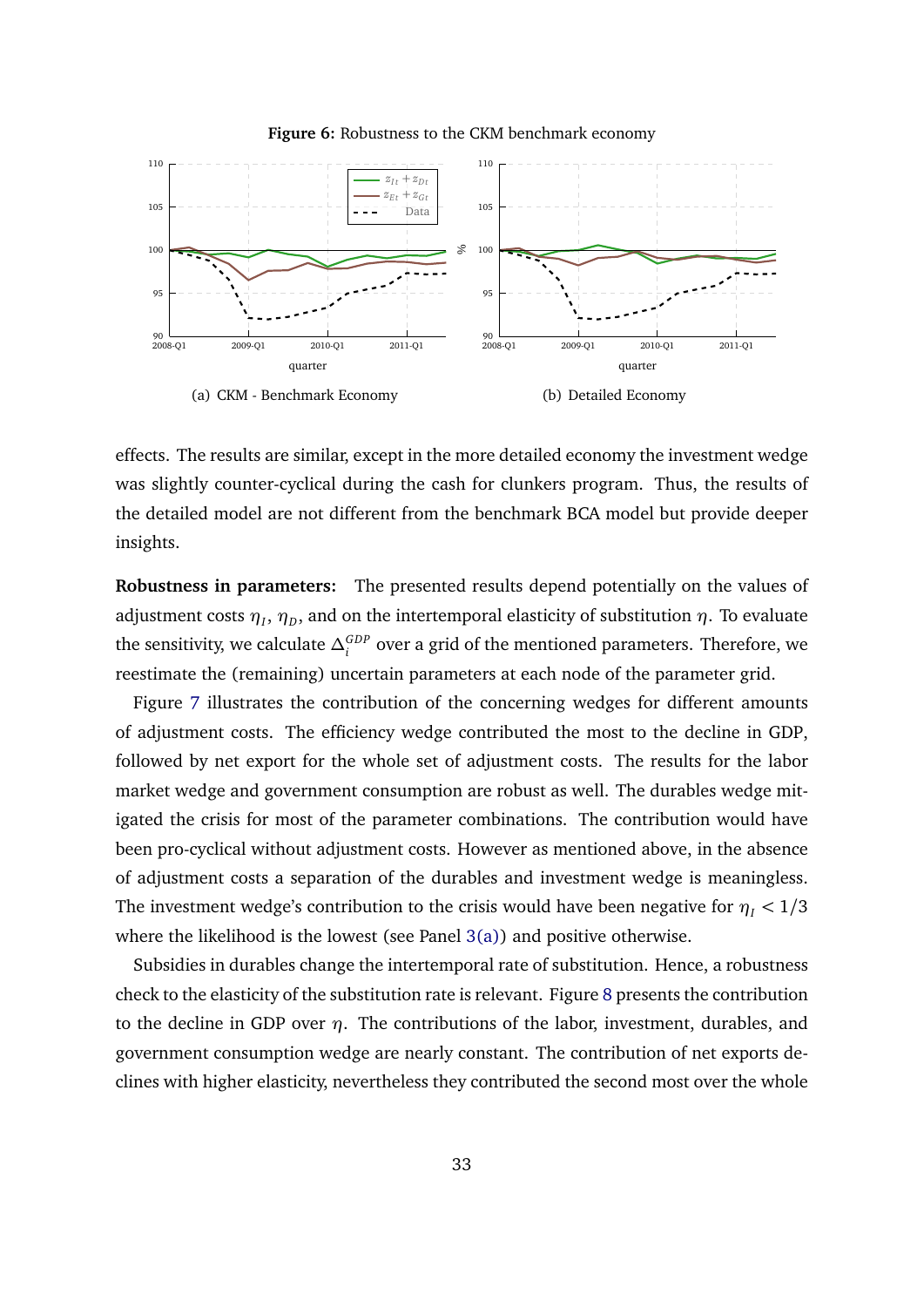**Figure 6:** Robustness to the CKM benchmark economy

(a) CKM - Benchmark Economy

(b) Detailed Economy

effects. The results are similar, except in the more detailed economy the investment wedge was slightly counter-cyclical during the cash for clunkers program. Thus, the results of the detailed model are not different from the benchmark BCA model but provide deeper insights.

**Robustness in parameters:** The presented results depend potentially on the values of adjustment costs $\eta_I$, $\eta_D$, and on the intertemporal elasticity of substitution $\eta$. To evaluate the sensitivity, we calculate $\Delta_i^{GDP}$ over a grid of the mentioned parameters. Therefore, we reestimate the (remaining) uncertain parameters at each node of the parameter grid.

Figure 7 illustrates the contribution of the concerning wedges for different amounts of adjustment costs. The efficiency wedge contributed the most to the decline in GDP, followed by net export for the whole set of adjustment costs. The results for the labor market wedge and government consumption are robust as well. The durables wedge mitigated the crisis for most of the parameter combinations. The contribution would have been pro-cyclical without adjustment costs. However as mentioned above, in the absence of adjustment costs a separation of the durables and investment wedge is meaningless. The investment wedge's contribution to the crisis would have been negative for $\eta_I < 1/3$ where the likelihood is the lowest (see Panel 3(a)) and positive otherwise.

Subsidies in durables change the intertemporal rate of substitution. Hence, a robustness check to the elasticity of the substitution rate is relevant. Figure 8 presents the contribution to the decline in GDP over $\eta$. The contributions of the labor, investment, durables, and government consumption wedge are nearly constant. The contribution of net exports declines with higher elasticity, nevertheless they contributed the second most over the whole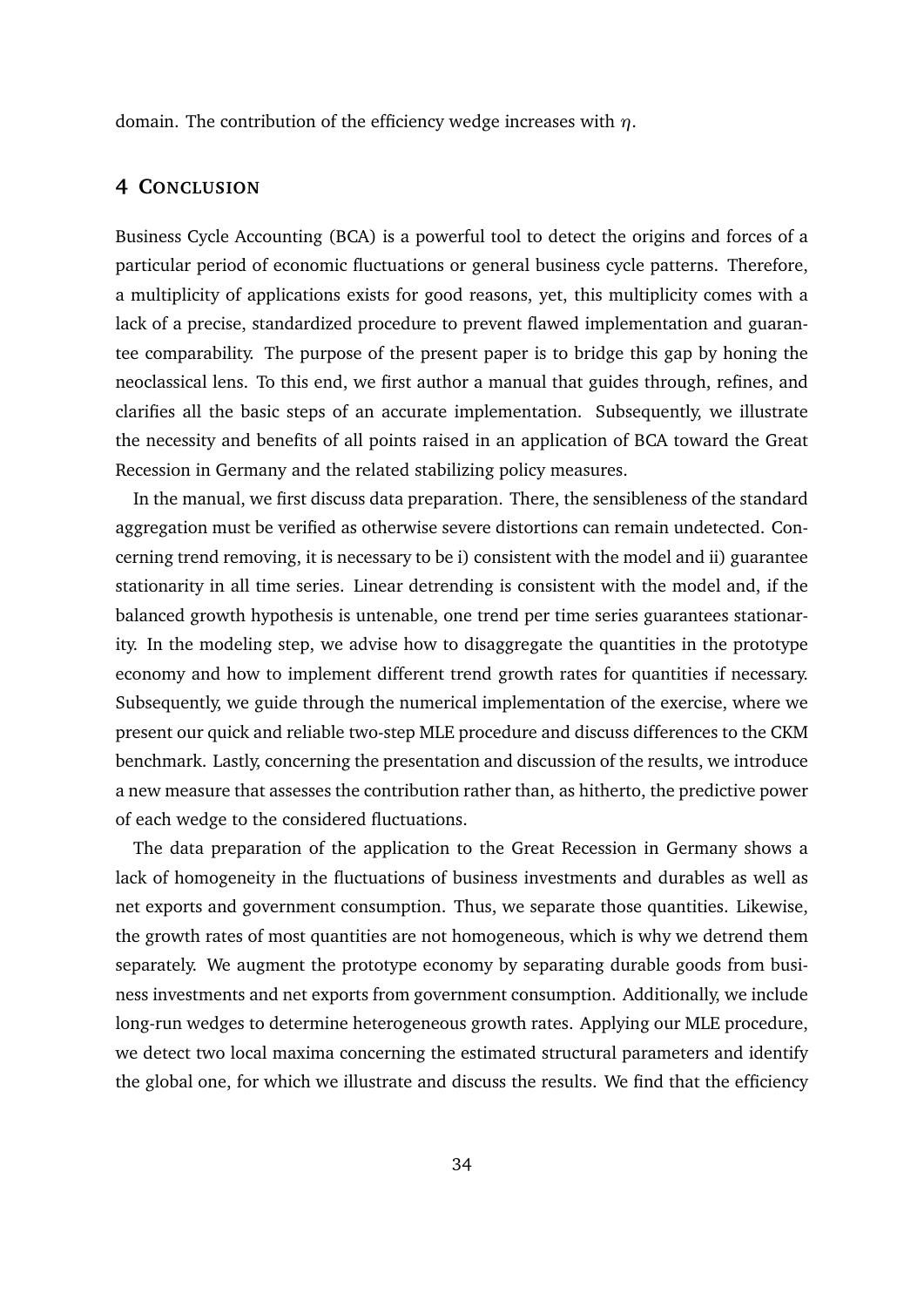domain. The contribution of the efficiency wedge increases with $\eta$.

## 4 Conclusion

Business Cycle Accounting (BCA) is a powerful tool to detect the origins and forces of a particular period of economic fluctuations or general business cycle patterns. Therefore, a multiplicity of applications exists for good reasons, yet, this multiplicity comes with a lack of a precise, standardized procedure to prevent flawed implementation and guarantee comparability. The purpose of the present paper is to bridge this gap by honing the neoclassical lens. To this end, we first author a manual that guides through, refines, and clarifies all the basic steps of an accurate implementation. Subsequently, we illustrate the necessity and benefits of all points raised in an application of BCA toward the Great Recession in Germany and the related stabilizing policy measures.

In the manual, we first discuss data preparation. There, the sensibleness of the standard aggregation must be verified as otherwise severe distortions can remain undetected. Concerning trend removing, it is necessary to be i) consistent with the model and ii) guarantee stationarity in all time series. Linear detrending is consistent with the model and, if the balanced growth hypothesis is untenable, one trend per time series guarantees stationarity. In the modeling step, we advise how to disaggregate the quantities in the prototype economy and how to implement different trend growth rates for quantities if necessary. Subsequently, we guide through the numerical implementation of the exercise, where we present our quick and reliable two-step MLE procedure and discuss differences to the CKM benchmark. Lastly, concerning the presentation and discussion of the results, we introduce a new measure that assesses the contribution rather than, as hitherto, the predictive power of each wedge to the considered fluctuations.

The data preparation of the application to the Great Recession in Germany shows a lack of homogeneity in the fluctuations of business investments and durables as well as net exports and government consumption. Thus, we separate those quantities. Likewise, the growth rates of most quantities are not homogeneous, which is why we detrend them separately. We augment the prototype economy by separating durable goods from business investments and net exports from government consumption. Additionally, we include long-run wedges to determine heterogeneous growth rates. Applying our MLE procedure, we detect two local maxima concerning the estimated structural parameters and identify the global one, for which we illustrate and discuss the results. We find that the efficiency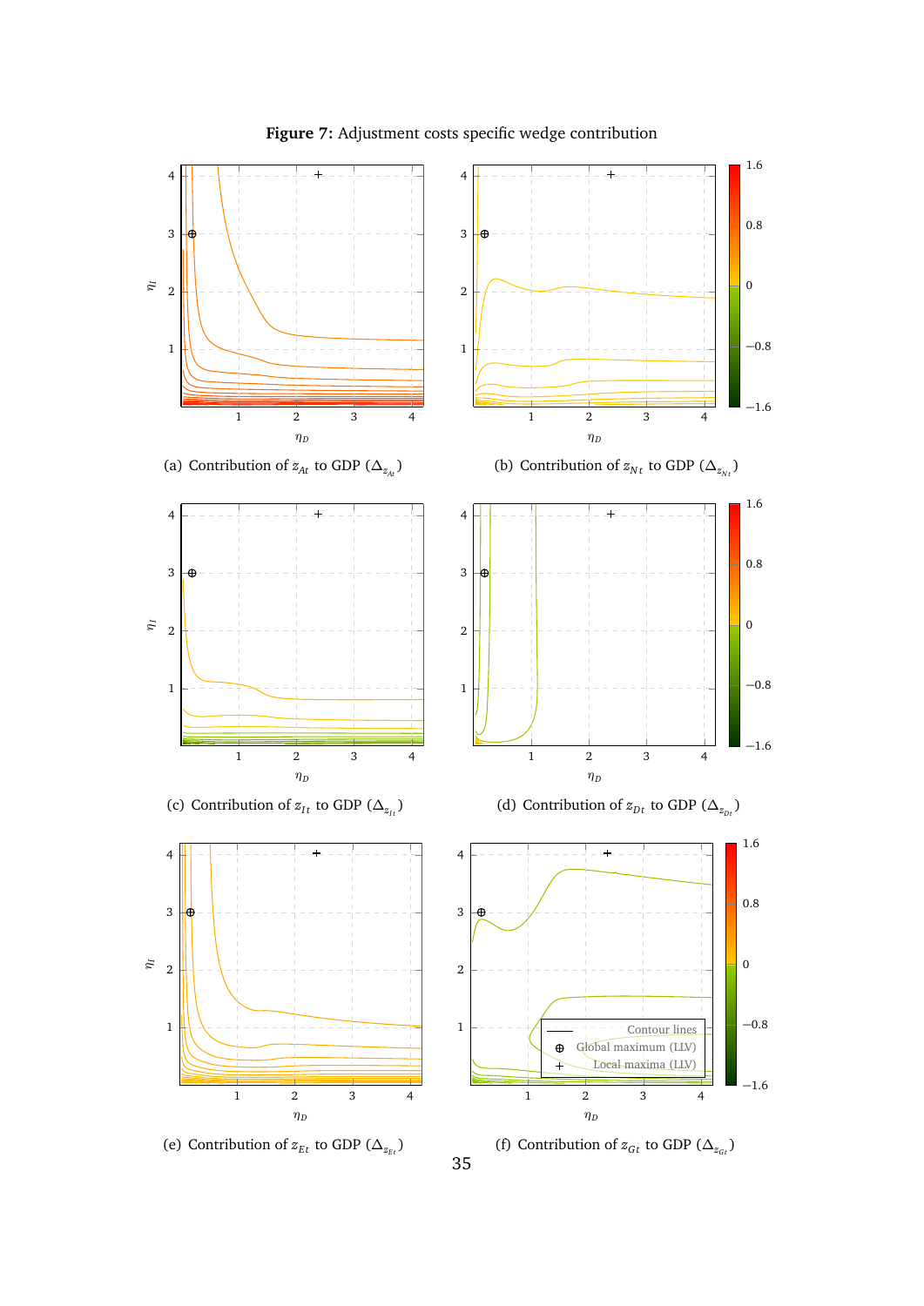**Figure 7:** Adjustment costs specific wedge contribution

(a) Contribution of $z_{At}$ to GDP ($\Delta_{z_{At}}$)

(b) Contribution of $z_{Nt}$ to GDP ($\Delta_{z_{Nt}}$)

(c) Contribution of $z_{It}$ to GDP ($\Delta_{z_{It}}$)

(d) Contribution of $z_{Dt}$ to GDP ($\Delta_{z_{Dt}}$)

(e) Contribution of $z_{Et}$ to GDP ($\Delta_{z_{Et}}$)

(f) Contribution of $z_{Gt}$ to GDP ($\Delta_{z_{Gt}}$)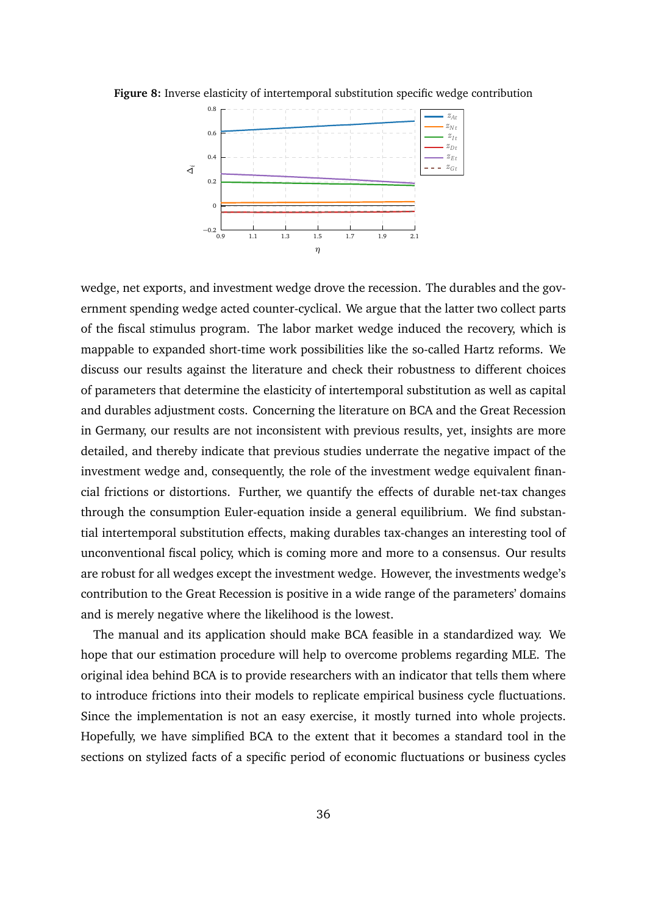**Figure 8:** Inverse elasticity of intertemporal substitution specific wedge contribution

wedge, net exports, and investment wedge drove the recession. The durables and the government spending wedge acted counter-cyclical. We argue that the latter two collect parts of the fiscal stimulus program. The labor market wedge induced the recovery, which is mappable to expanded short-time work possibilities like the so-called Hartz reforms. We discuss our results against the literature and check their robustness to different choices of parameters that determine the elasticity of intertemporal substitution as well as capital and durables adjustment costs. Concerning the literature on BCA and the Great Recession in Germany, our results are not inconsistent with previous results, yet, insights are more detailed, and thereby indicate that previous studies underrate the negative impact of the investment wedge and, consequently, the role of the investment wedge equivalent financial frictions or distortions. Further, we quantify the effects of durable net-tax changes through the consumption Euler-equation inside a general equilibrium. We find substantial intertemporal substitution effects, making durables tax-changes an interesting tool of unconventional fiscal policy, which is coming more and more to a consensus. Our results are robust for all wedges except the investment wedge. However, the investments wedge's contribution to the Great Recession is positive in a wide range of the parameters' domains and is merely negative where the likelihood is the lowest.

The manual and its application should make BCA feasible in a standardized way. We hope that our estimation procedure will help to overcome problems regarding MLE. The original idea behind BCA is to provide researchers with an indicator that tells them where to introduce frictions into their models to replicate empirical business cycle fluctuations. Since the implementation is not an easy exercise, it mostly turned into whole projects. Hopefully, we have simplified BCA to the extent that it becomes a standard tool in the sections on stylized facts of a specific period of economic fluctuations or business cycles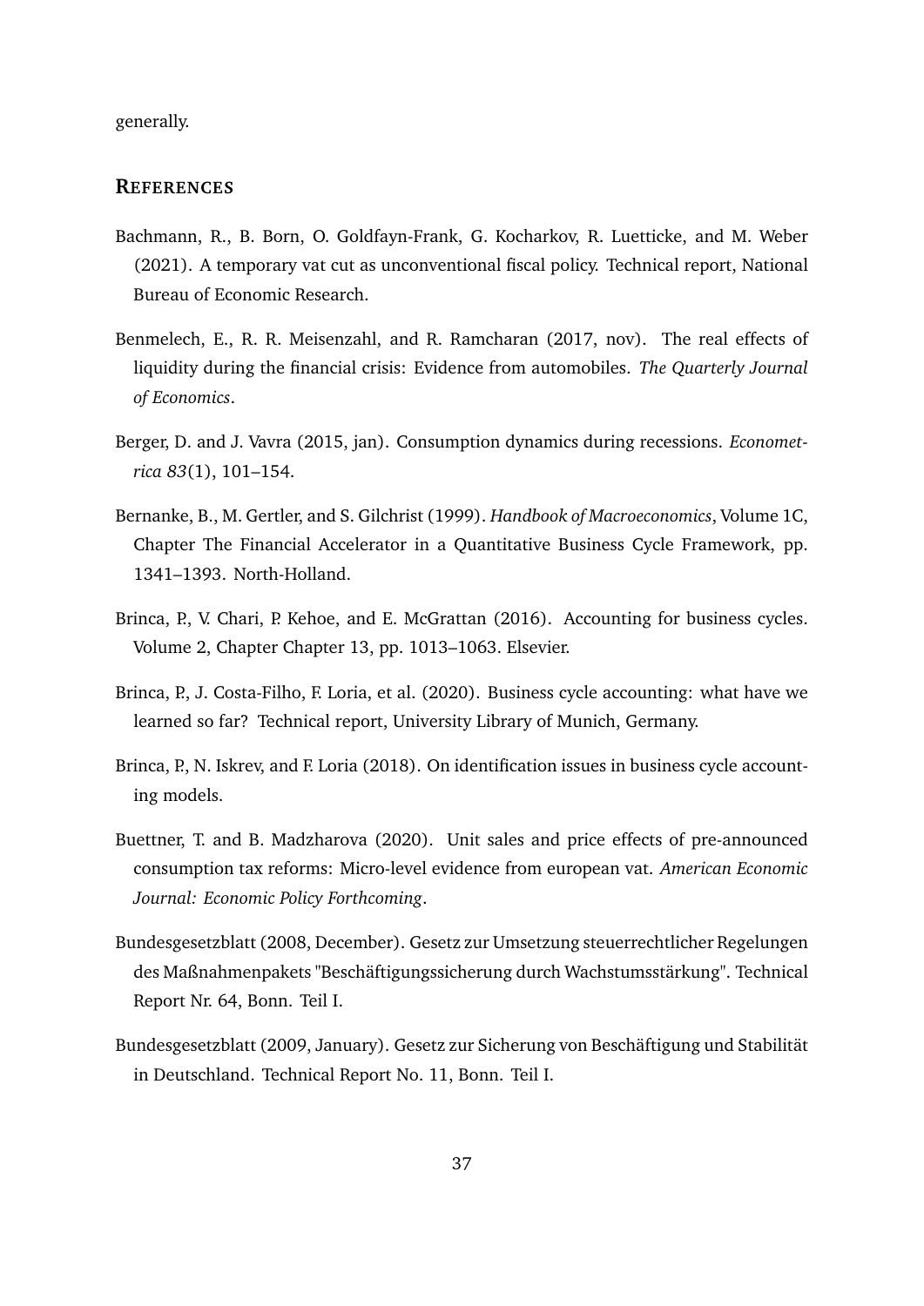generally.

## REFERENCES

Bachmann, R., B. Born, O. Goldfayn-Frank, G. Kocharkov, R. Luetticke, and M. Weber (2021). A temporary vat cut as unconventional fiscal policy. Technical report, National Bureau of Economic Research.

Benmelech, E., R. R. Meisenzahl, and R. Ramcharan (2017, nov). The real effects of liquidity during the financial crisis: Evidence from automobiles. *The Quarterly Journal of Economics*.

Berger, D. and J. Vavra (2015, jan). Consumption dynamics during recessions. *Econometrica 83*(1), 101–154.

Bernanke, B., M. Gertler, and S. Gilchrist (1999). *Handbook of Macroeconomics*, Volume 1C, Chapter The Financial Accelerator in a Quantitative Business Cycle Framework, pp. 1341–1393. North-Holland.

Brinca, P., V. Chari, P. Kehoe, and E. McGrattan (2016). Accounting for business cycles. Volume 2, Chapter Chapter 13, pp. 1013–1063. Elsevier.

Brinca, P., J. Costa-Filho, F. Loria, et al. (2020). Business cycle accounting: what have we learned so far? Technical report, University Library of Munich, Germany.

Brinca, P., N. Iskrev, and F. Loria (2018). On identification issues in business cycle accounting models.

Buettner, T. and B. Madzharova (2020). Unit sales and price effects of pre-announced consumption tax reforms: Micro-level evidence from european vat. *American Economic Journal: Economic Policy Forthcoming*.

Bundesgesetzblatt (2008, December). Gesetz zur Umsetzung steuerrechtlicher Regelungen des Maßnahmenpakets "Beschäftigungssicherung durch Wachstumsstärkung". Technical Report Nr. 64, Bonn. Teil I.

Bundesgesetzblatt (2009, January). Gesetz zur Sicherung von Beschäftigung und Stabilität in Deutschland. Technical Report No. 11, Bonn. Teil I.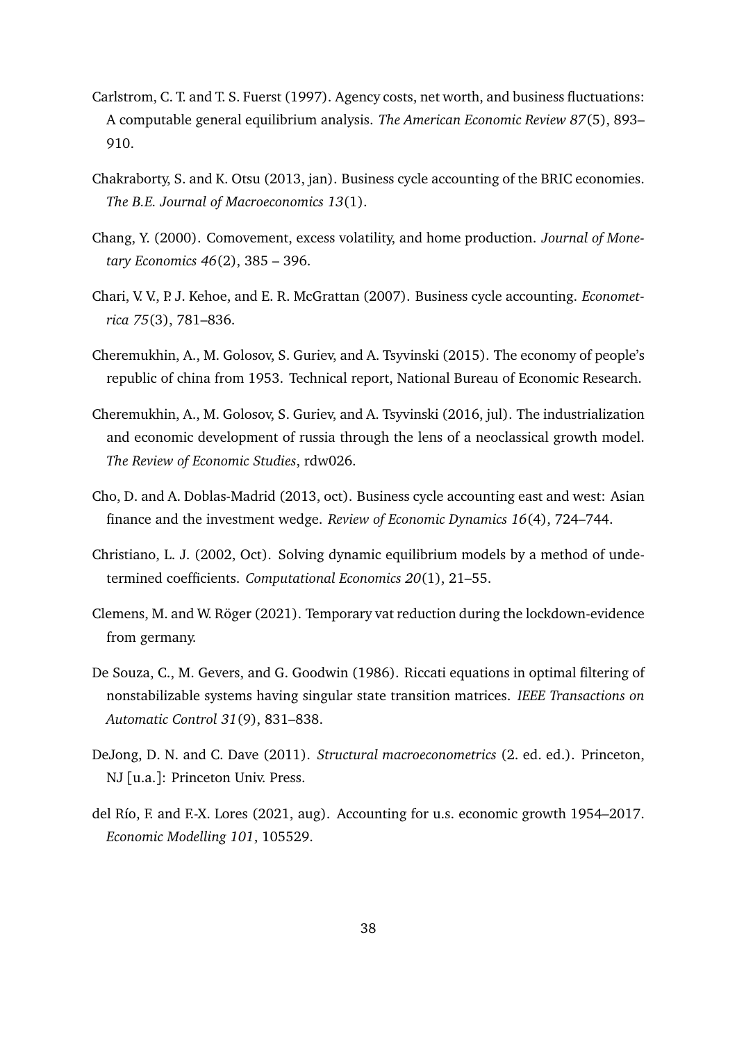Carlstrom, C. T. and T. S. Fuerst (1997). Agency costs, net worth, and business fluctuations: A computable general equilibrium analysis. *The American Economic Review 87*(5), 893–910.

Chakraborty, S. and K. Otsu (2013, jan). Business cycle accounting of the BRIC economies. *The B.E. Journal of Macroeconomics 13*(1).

Chang, Y. (2000). Comovement, excess volatility, and home production. *Journal of Monetary Economics 46*(2), 385 – 396.

Chari, V. V., P. J. Kehoe, and E. R. McGrattan (2007). Business cycle accounting. *Econometrica 75*(3), 781–836.

Cheremukhin, A., M. Golosov, S. Guriev, and A. Tsyvinski (2015). The economy of people's republic of china from 1953. Technical report, National Bureau of Economic Research.

Cheremukhin, A., M. Golosov, S. Guriev, and A. Tsyvinski (2016, jul). The industrialization and economic development of russia through the lens of a neoclassical growth model. *The Review of Economic Studies*, rdw026.

Cho, D. and A. Doblas-Madrid (2013, oct). Business cycle accounting east and west: Asian finance and the investment wedge. *Review of Economic Dynamics 16*(4), 724–744.

Christiano, L. J. (2002, Oct). Solving dynamic equilibrium models by a method of undetermined coefficients. *Computational Economics 20*(1), 21–55.

Clemens, M. and W. Röger (2021). Temporary vat reduction during the lockdown-evidence from germany.

De Souza, C., M. Gevers, and G. Goodwin (1986). Riccati equations in optimal filtering of nonstabilizable systems having singular state transition matrices. *IEEE Transactions on Automatic Control 31*(9), 831–838.

DeJong, D. N. and C. Dave (2011). *Structural macroeconometrics* (2. ed. ed.). Princeton, NJ [u.a.]: Princeton Univ. Press.

del Río, F. and F.-X. Lores (2021, aug). Accounting for u.s. economic growth 1954–2017. *Economic Modelling 101*, 105529.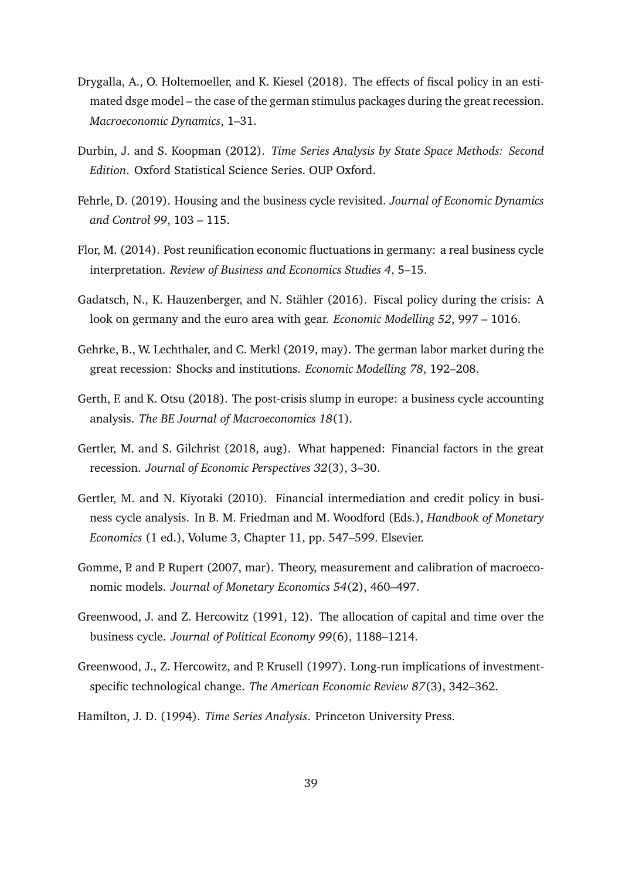Drygalla, A., O. Holtemoeller, and K. Kiesel (2018). The effects of fiscal policy in an estimated dsge model – the case of the german stimulus packages during the great recession. *Macroeconomic Dynamics*, 1–31.

Durbin, J. and S. Koopman (2012). *Time Series Analysis by State Space Methods: Second Edition*. Oxford Statistical Science Series. OUP Oxford.

Fehrle, D. (2019). Housing and the business cycle revisited. *Journal of Economic Dynamics and Control 99*, 103 – 115.

Flor, M. (2014). Post reunification economic fluctuations in germany: a real business cycle interpretation. *Review of Business and Economics Studies 4*, 5–15.

Gadatsch, N., K. Hauzenberger, and N. Stähler (2016). Fiscal policy during the crisis: A look on germany and the euro area with gear. *Economic Modelling 52*, 997 – 1016.

Gehrke, B., W. Lechthaler, and C. Merkl (2019, may). The german labor market during the great recession: Shocks and institutions. *Economic Modelling 78*, 192–208.

Gerth, F. and K. Otsu (2018). The post-crisis slump in europe: a business cycle accounting analysis. *The BE Journal of Macroeconomics 18*(1).

Gertler, M. and S. Gilchrist (2018, aug). What happened: Financial factors in the great recession. *Journal of Economic Perspectives 32*(3), 3–30.

Gertler, M. and N. Kiyotaki (2010). Financial intermediation and credit policy in business cycle analysis. In B. M. Friedman and M. Woodford (Eds.), *Handbook of Monetary Economics* (1 ed.), Volume 3, Chapter 11, pp. 547–599. Elsevier.

Gomme, P. and P. Rupert (2007, mar). Theory, measurement and calibration of macroeconomic models. *Journal of Monetary Economics 54*(2), 460–497.

Greenwood, J. and Z. Hercowitz (1991, 12). The allocation of capital and time over the business cycle. *Journal of Political Economy 99*(6), 1188–1214.

Greenwood, J., Z. Hercowitz, and P. Krusell (1997). Long-run implications of investment-specific technological change. *The American Economic Review 87*(3), 342–362.

Hamilton, J. D. (1994). *Time Series Analysis*. Princeton University Press.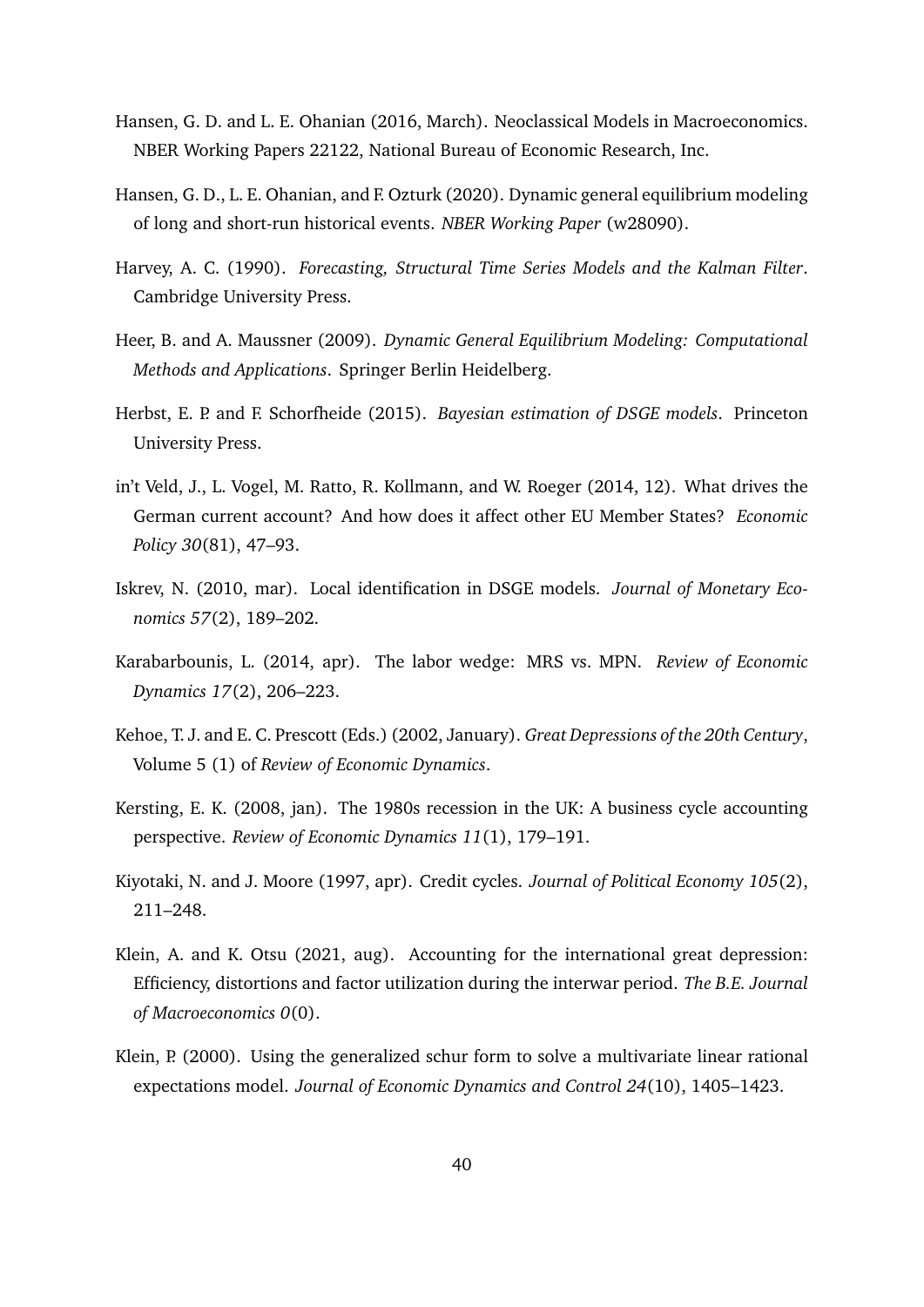Hansen, G. D. and L. E. Ohanian (2016, March). Neoclassical Models in Macroeconomics. NBER Working Papers 22122, National Bureau of Economic Research, Inc.

Hansen, G. D., L. E. Ohanian, and F. Ozturk (2020). Dynamic general equilibrium modeling of long and short-run historical events. *NBER Working Paper* (w28090).

Harvey, A. C. (1990). *Forecasting, Structural Time Series Models and the Kalman Filter*. Cambridge University Press.

Heer, B. and A. Maussner (2009). *Dynamic General Equilibrium Modeling: Computational Methods and Applications*. Springer Berlin Heidelberg.

Herbst, E. P. and F. Schorfheide (2015). *Bayesian estimation of DSGE models*. Princeton University Press.

in't Veld, J., L. Vogel, M. Ratto, R. Kollmann, and W. Roeger (2014, 12). What drives the German current account? And how does it affect other EU Member States? *Economic Policy 30*(81), 47–93.

Iskrev, N. (2010, mar). Local identification in DSGE models. *Journal of Monetary Economics 57*(2), 189–202.

Karabarbounis, L. (2014, apr). The labor wedge: MRS vs. MPN. *Review of Economic Dynamics 17*(2), 206–223.

Kehoe, T. J. and E. C. Prescott (Eds.) (2002, January). *Great Depressions of the 20th Century*, Volume 5 (1) of *Review of Economic Dynamics*.

Kersting, E. K. (2008, jan). The 1980s recession in the UK: A business cycle accounting perspective. *Review of Economic Dynamics 11*(1), 179–191.

Kiyotaki, N. and J. Moore (1997, apr). Credit cycles. *Journal of Political Economy 105*(2), 211–248.

Klein, A. and K. Otsu (2021, aug). Accounting for the international great depression: Efficiency, distortions and factor utilization during the interwar period. *The B.E. Journal of Macroeconomics 0*(0).

Klein, P. (2000). Using the generalized schur form to solve a multivariate linear rational expectations model. *Journal of Economic Dynamics and Control 24*(10), 1405–1423.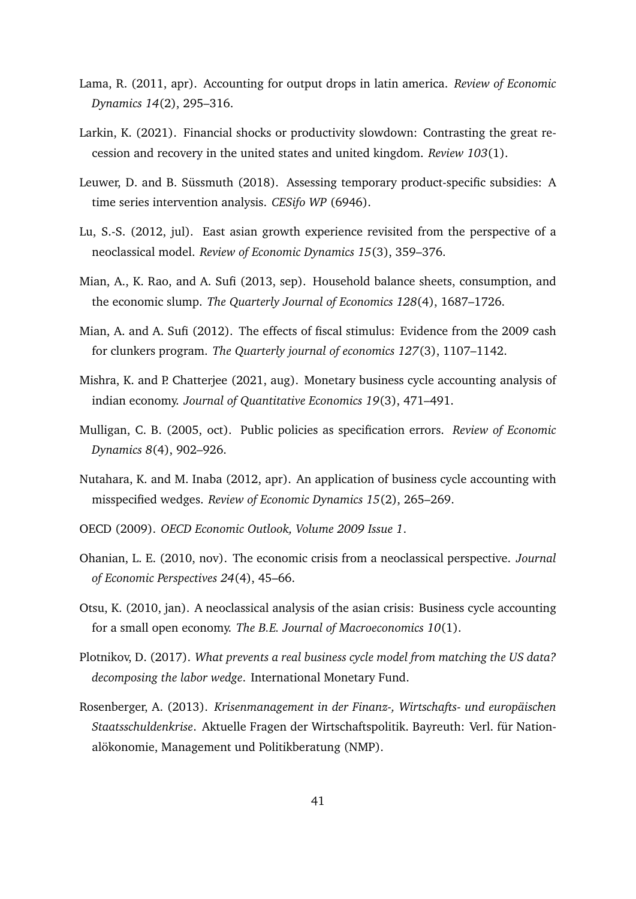Lama, R. (2011, apr). Accounting for output drops in latin america. *Review of Economic Dynamics 14*(2), 295–316.

Larkin, K. (2021). Financial shocks or productivity slowdown: Contrasting the great recession and recovery in the united states and united kingdom. *Review 103*(1).

Leuwer, D. and B. Süssmuth (2018). Assessing temporary product-specific subsidies: A time series intervention analysis. *CESifo WP* (6946).

Lu, S.-S. (2012, jul). East asian growth experience revisited from the perspective of a neoclassical model. *Review of Economic Dynamics 15*(3), 359–376.

Mian, A., K. Rao, and A. Sufi (2013, sep). Household balance sheets, consumption, and the economic slump. *The Quarterly Journal of Economics 128*(4), 1687–1726.

Mian, A. and A. Sufi (2012). The effects of fiscal stimulus: Evidence from the 2009 cash for clunkers program. *The Quarterly journal of economics 127*(3), 1107–1142.

Mishra, K. and P. Chatterjee (2021, aug). Monetary business cycle accounting analysis of indian economy. *Journal of Quantitative Economics 19*(3), 471–491.

Mulligan, C. B. (2005, oct). Public policies as specification errors. *Review of Economic Dynamics 8*(4), 902–926.

Nutahara, K. and M. Inaba (2012, apr). An application of business cycle accounting with misspecified wedges. *Review of Economic Dynamics 15*(2), 265–269.

OECD (2009). *OECD Economic Outlook, Volume 2009 Issue 1*.

Ohanian, L. E. (2010, nov). The economic crisis from a neoclassical perspective. *Journal of Economic Perspectives 24*(4), 45–66.

Otsu, K. (2010, jan). A neoclassical analysis of the asian crisis: Business cycle accounting for a small open economy. *The B.E. Journal of Macroeconomics 10*(1).

Plotnikov, D. (2017). *What prevents a real business cycle model from matching the US data? decomposing the labor wedge*. International Monetary Fund.

Rosenberger, A. (2013). *Krisenmanagement in der Finanz-, Wirtschafts- und europäischen Staatsschuldenkrise*. Aktuelle Fragen der Wirtschaftspolitik. Bayreuth: Verl. für Nationalökonomie, Management und Politikberatung (NMP).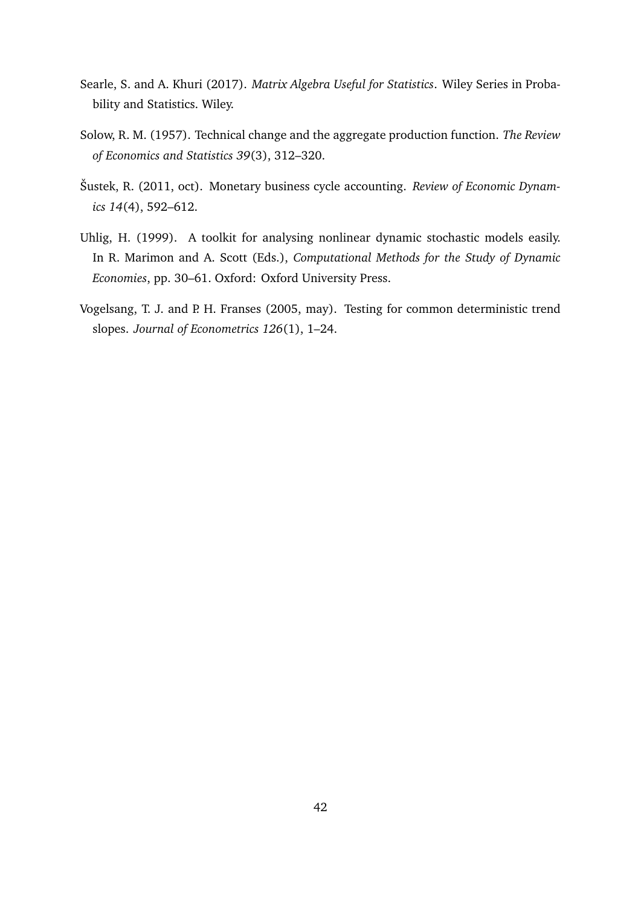Searle, S. and A. Khuri (2017). *Matrix Algebra Useful for Statistics*. Wiley Series in Probability and Statistics. Wiley.

Solow, R. M. (1957). Technical change and the aggregate production function. *The Review of Economics and Statistics 39*(3), 312–320.

Šustek, R. (2011, oct). Monetary business cycle accounting. *Review of Economic Dynamics 14*(4), 592–612.

Uhlig, H. (1999). A toolkit for analysing nonlinear dynamic stochastic models easily. In R. Marimon and A. Scott (Eds.), *Computational Methods for the Study of Dynamic Economies*, pp. 30–61. Oxford: Oxford University Press.

Vogelsang, T. J. and P. H. Franses (2005, may). Testing for common deterministic trend slopes. *Journal of Econometrics 126*(1), 1–24.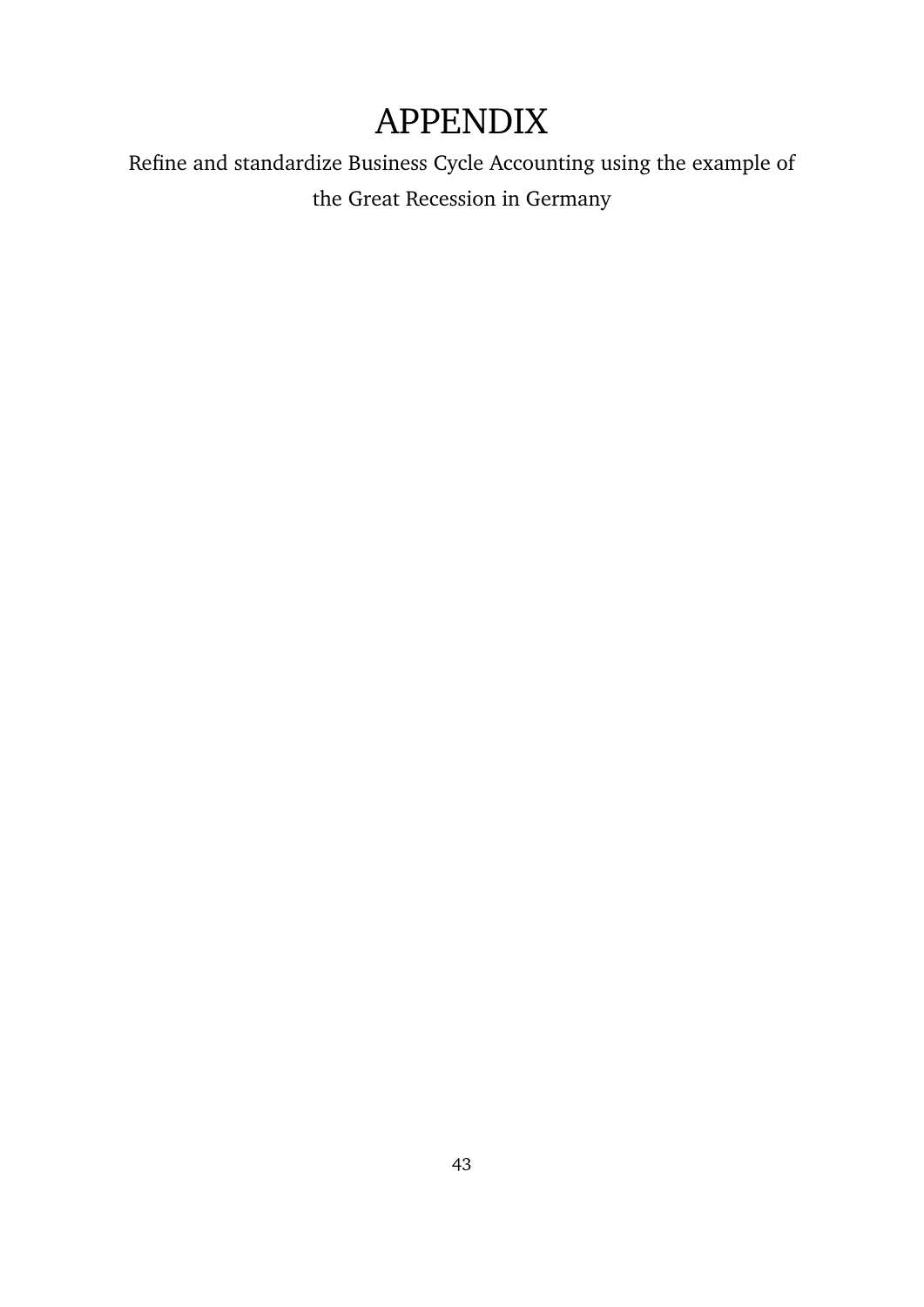# APPENDIX

Refine and standardize Business Cycle Accounting using the example of the Great Recession in Germany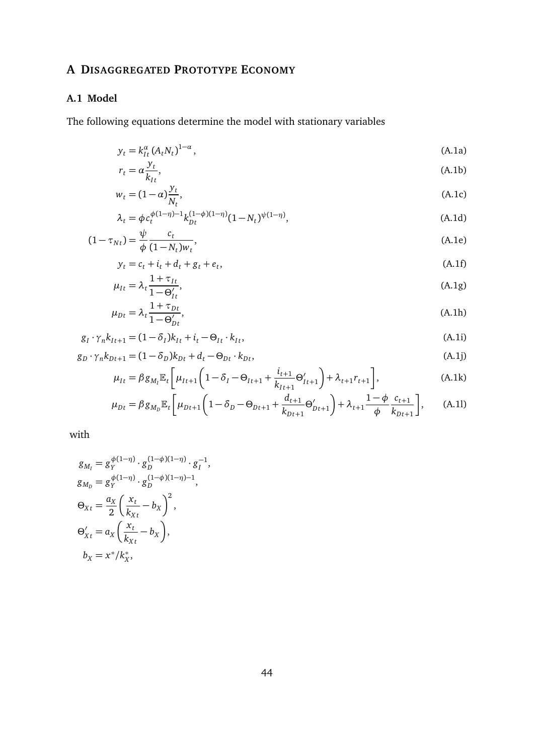# A Disaggregated Prototype Economy

## A.1 Model

The following equations determine the model with stationary variables

$$y_t = k_{It}^{\alpha} (A_t N_t)^{1-\alpha}, \tag{A.1a}$$

$$r_t = \alpha \frac{y_t}{k_{It}}, \tag{A.1b}$$

$$w_t = (1-\alpha) \frac{y_t}{N_t}, \tag{A.1c}$$

$$\lambda_t = \phi c_t^{\phi(1-\eta)-1} k_{Dt}^{(1-\phi)(1-\eta)} (1-N_t)^{\psi(1-\eta)}, \tag{A.1d}$$

$$(1-\tau_{Nt}) = \frac{\psi}{\phi} \frac{c_t}{(1-N_t) w_t}, \tag{A.1e}$$

$$y_t = c_t + i_t + d_t + g_t + e_t, \tag{A.1f}$$

$$\mu_{It} = \lambda_t \frac{1+\tau_{It}}{1-\Theta'_{It}}, \tag{A.1g}$$

$$\mu_{Dt} = \lambda_t \frac{1+\tau_{Dt}}{1-\Theta'_{Dt}}, \tag{A.1h}$$

$$g_I \cdot \gamma_n k_{It+1} = (1-\delta_I) k_{It} + i_t - \Theta_{It} \cdot k_{It}, \tag{A.1i}$$

$$g_D \cdot \gamma_n k_{Dt+1} = (1-\delta_D) k_{Dt} + d_t - \Theta_{Dt} \cdot k_{Dt}, \tag{A.1j}$$

$$\mu_{It} = \beta g_{M_I} \mathbb{E}_t \left[ \mu_{It+1} \left( 1 - \delta_I - \Theta_{It+1} + \frac{i_{t+1}}{k_{It+1}} \Theta'_{It+1} \right) + \lambda_{t+1} r_{t+1} \right], \tag{A.1k}$$

$$\mu_{Dt} = \beta g_{M_D} \mathbb{E}_t \left[ \mu_{Dt+1} \left( 1 - \delta_D - \Theta_{Dt+1} + \frac{d_{t+1}}{k_{Dt+1}} \Theta'_{Dt+1} \right) + \lambda_{t+1} \frac{1-\phi}{\phi} \frac{c_{t+1}}{k_{Dt+1}} \right], \tag{A.1l}$$

with

$$g_{M_I} = g_Y^{\phi(1-\eta)} \cdot g_D^{(1-\phi)(1-\eta)} \cdot g_I^{-1},$$

$$g_{M_D} = g_Y^{\phi(1-\eta)} \cdot g_D^{(1-\phi)(1-\eta)-1},$$

$$\Theta_{Xt} = \frac{a_X}{2} \left( \frac{x_t}{k_{Xt}} - b_X \right)^2,$$

$$\Theta'_{Xt} = a_X \left( \frac{x_t}{k_{Xt}} - b_X \right),$$

$$b_X = x^* / k_X^*,$$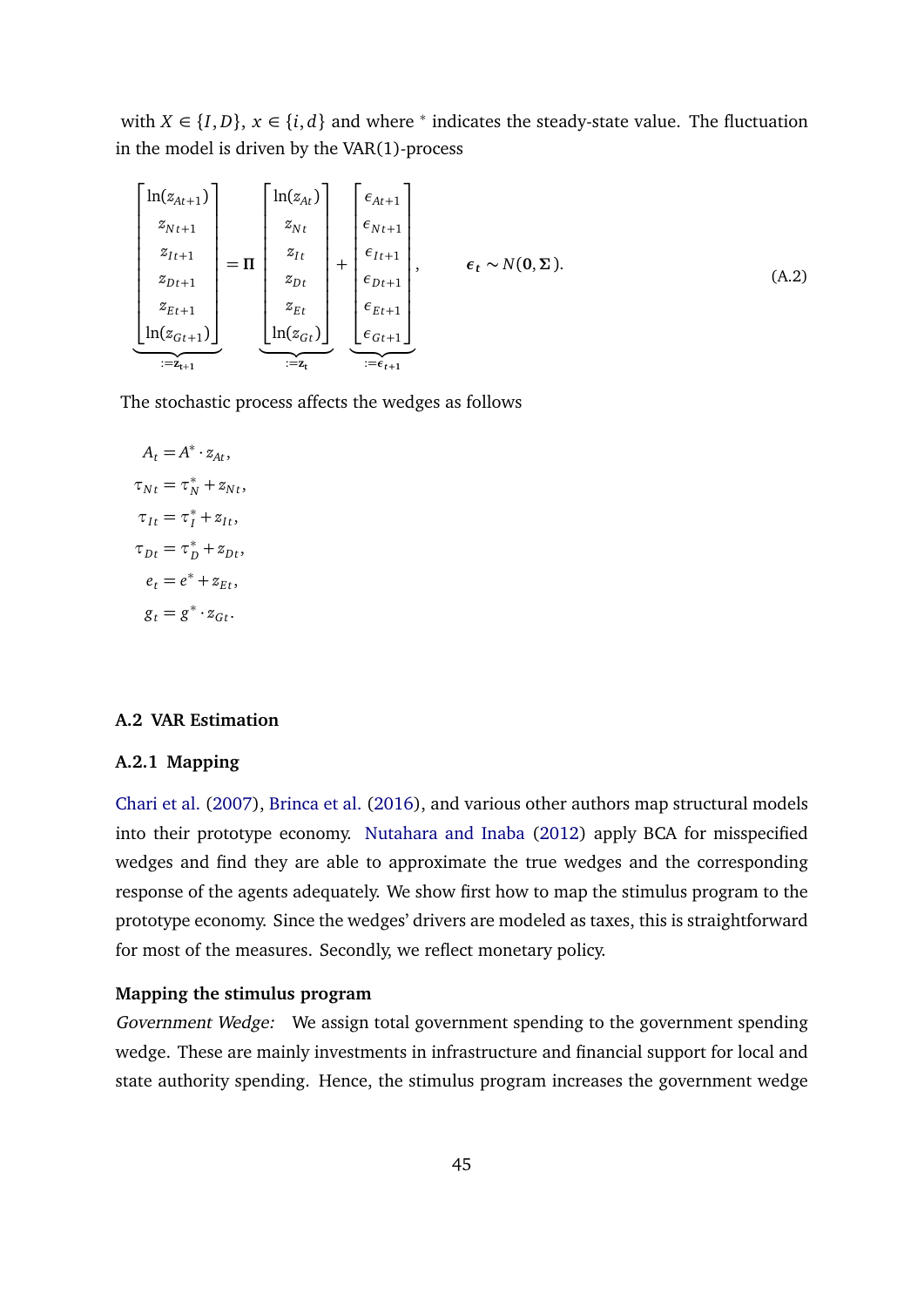with $X \in \{I, D\}$, $x \in \{i, d\}$ and where $^*$ indicates the steady-state value. The fluctuation in the model is driven by the VAR(1)-process

$$
\underbrace{\begin{bmatrix} \ln(z_{At+1}) \\ z_{Nt+1} \\ z_{It+1} \\ z_{Dt+1} \\ z_{Et+1} \\ \ln(z_{Gt+1}) \end{bmatrix}}_{:=\mathbf{z_{t+1}}} = \mathbf{\Pi} \underbrace{\begin{bmatrix} \ln(z_{At}) \\ z_{Nt} \\ z_{It} \\ z_{Dt} \\ z_{Et} \\ \ln(z_{Gt}) \end{bmatrix}}_{:=\mathbf{z_t}} + \underbrace{\begin{bmatrix} \epsilon_{At+1} \\ \epsilon_{Nt+1} \\ \epsilon_{It+1} \\ \epsilon_{Dt+1} \\ \epsilon_{Et+1} \\ \epsilon_{Gt+1} \end{bmatrix}}_{:=\boldsymbol{\epsilon}_{t+1}}, \qquad \boldsymbol{\epsilon_t} \sim N(\mathbf{0}, \mathbf{\Sigma}). \tag{A.2}
$$

The stochastic process affects the wedges as follows

$$
\begin{aligned}
A_t &= A^* \cdot z_{At}, \\
\tau_{Nt} &= \tau_N^* + z_{Nt}, \\
\tau_{It} &= \tau_I^* + z_{It}, \\
\tau_{Dt} &= \tau_D^* + z_{Dt}, \\
e_t &= e^* + z_{Et}, \\
g_t &= g^* \cdot z_{Gt}.
\end{aligned}
$$

## A.2 VAR Estimation

### A.2.1 Mapping

Chari et al. (2007), Brinca et al. (2016), and various other authors map structural models into their prototype economy. Nutahara and Inaba (2012) apply BCA for misspecified wedges and find they are able to approximate the true wedges and the corresponding response of the agents adequately. We show first how to map the stimulus program to the prototype economy. Since the wedges' drivers are modeled as taxes, this is straightforward for most of the measures. Secondly, we reflect monetary policy.

**Mapping the stimulus program**

*Government Wedge:* We assign total government spending to the government spending wedge. These are mainly investments in infrastructure and financial support for local and state authority spending. Hence, the stimulus program increases the government wedge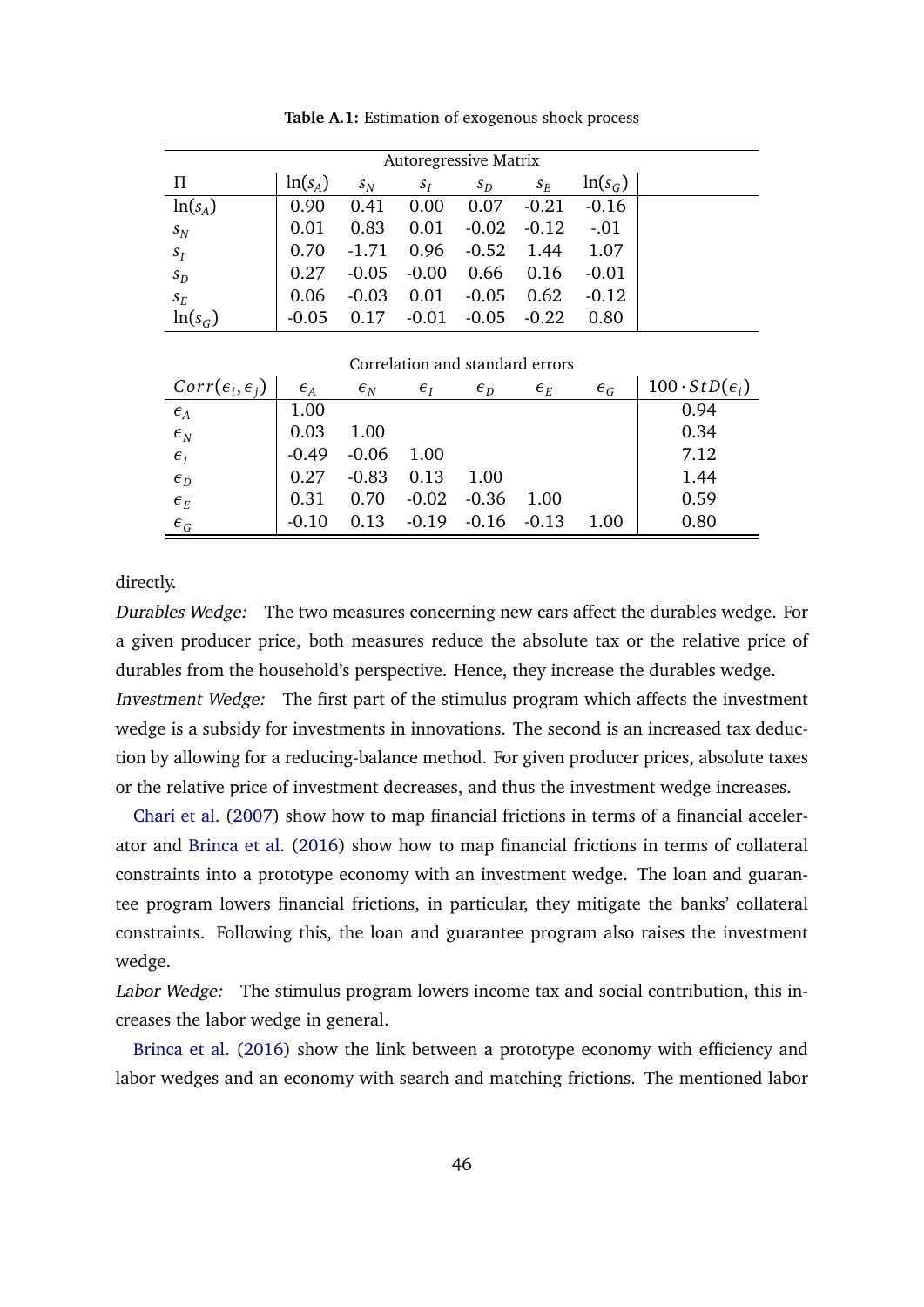**Table A.1:** Estimation of exogenous shock process

| Autoregressive Matrix | | | | | | | |
|---|---|---|---|---|---|---|---|
| $\Pi$ | $\ln(s_A)$ | $s_N$ | $s_I$ | $s_D$ | $s_E$ | $\ln(s_G)$ | |
| $\ln(s_A)$ | 0.90 | 0.41 | 0.00 | 0.07 | -0.21 | -0.16 | |
| $s_N$ | 0.01 | 0.83 | 0.01 | -0.02 | -0.12 | -.01 | |
| $s_I$ | 0.70 | -1.71 | 0.96 | -0.52 | 1.44 | 1.07 | |
| $s_D$ | 0.27 | -0.05 | -0.00 | 0.66 | 0.16 | -0.01 | |
| $s_E$ | 0.06 | -0.03 | 0.01 | -0.05 | 0.62 | -0.12 | |
| $\ln(s_G)$ | -0.05 | 0.17 | -0.01 | -0.05 | -0.22 | 0.80 | |
| **Correlation and standard errors** | | | | | | | |
| $Corr(\epsilon_i, \epsilon_j)$ | $\epsilon_A$ | $\epsilon_N$ | $\epsilon_I$ | $\epsilon_D$ | $\epsilon_E$ | $\epsilon_G$ | $100 \cdot StD(\epsilon_i)$ |
| $\epsilon_A$ | 1.00 | | | | | | 0.94 |
| $\epsilon_N$ | 0.03 | 1.00 | | | | | 0.34 |
| $\epsilon_I$ | -0.49 | -0.06 | 1.00 | | | | 7.12 |
| $\epsilon_D$ | 0.27 | -0.83 | 0.13 | 1.00 | | | 1.44 |
| $\epsilon_E$ | 0.31 | 0.70 | -0.02 | -0.36 | 1.00 | | 0.59 |
| $\epsilon_G$ | -0.10 | 0.13 | -0.19 | -0.16 | -0.13 | 1.00 | 0.80 |

directly.

*Durables Wedge:* The two measures concerning new cars affect the durables wedge. For a given producer price, both measures reduce the absolute tax or the relative price of durables from the household's perspective. Hence, they increase the durables wedge.

*Investment Wedge:* The first part of the stimulus program which affects the investment wedge is a subsidy for investments in innovations. The second is an increased tax deduction by allowing for a reducing-balance method. For given producer prices, absolute taxes or the relative price of investment decreases, and thus the investment wedge increases.

Chari et al. (2007) show how to map financial frictions in terms of a financial accelerator and Brinca et al. (2016) show how to map financial frictions in terms of collateral constraints into a prototype economy with an investment wedge. The loan and guarantee program lowers financial frictions, in particular, they mitigate the banks' collateral constraints. Following this, the loan and guarantee program also raises the investment wedge.

*Labor Wedge:* The stimulus program lowers income tax and social contribution, this increases the labor wedge in general.

Brinca et al. (2016) show the link between a prototype economy with efficiency and labor wedges and an economy with search and matching frictions. The mentioned labor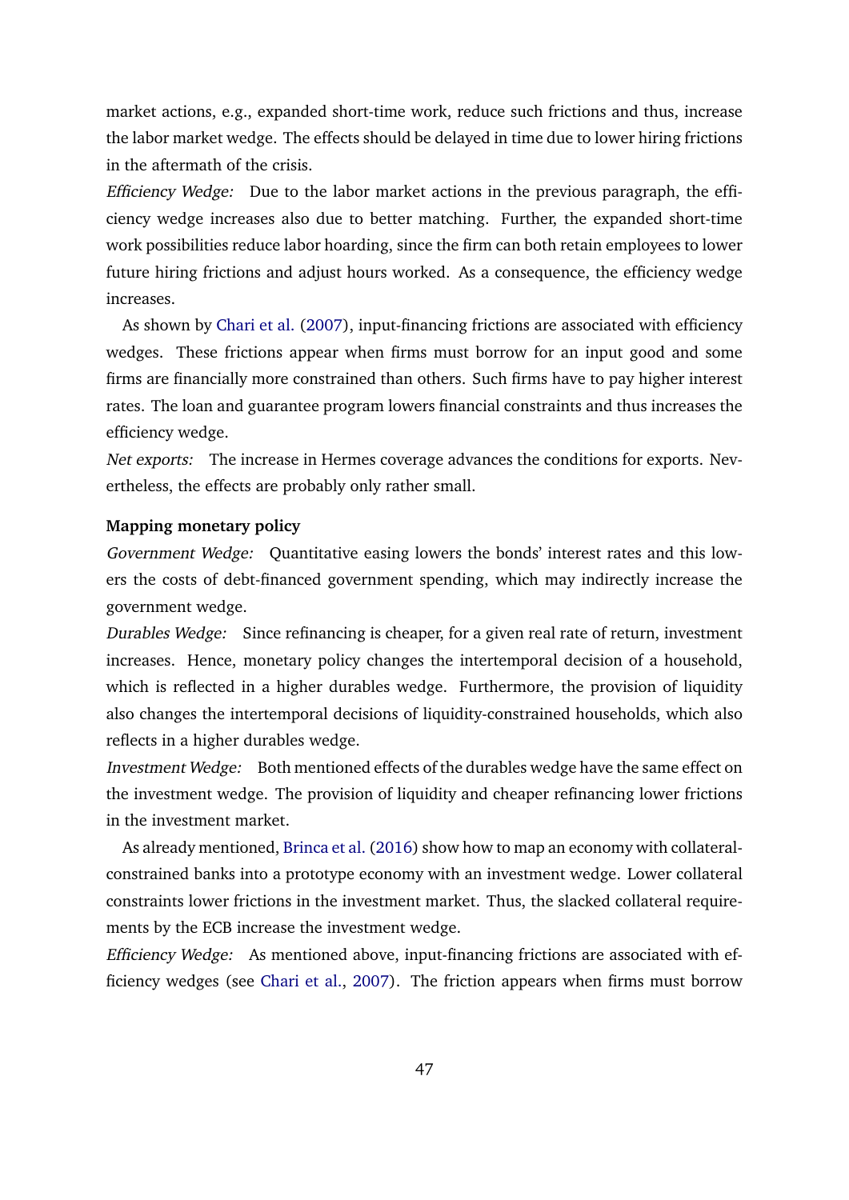market actions, e.g., expanded short-time work, reduce such frictions and thus, increase the labor market wedge. The effects should be delayed in time due to lower hiring frictions in the aftermath of the crisis.

*Efficiency Wedge:* Due to the labor market actions in the previous paragraph, the efficiency wedge increases also due to better matching. Further, the expanded short-time work possibilities reduce labor hoarding, since the firm can both retain employees to lower future hiring frictions and adjust hours worked. As a consequence, the efficiency wedge increases.

As shown by Chari et al. (2007), input-financing frictions are associated with efficiency wedges. These frictions appear when firms must borrow for an input good and some firms are financially more constrained than others. Such firms have to pay higher interest rates. The loan and guarantee program lowers financial constraints and thus increases the efficiency wedge.

*Net exports:* The increase in Hermes coverage advances the conditions for exports. Nevertheless, the effects are probably only rather small.

**Mapping monetary policy**

*Government Wedge:* Quantitative easing lowers the bonds' interest rates and this lowers the costs of debt-financed government spending, which may indirectly increase the government wedge.

*Durables Wedge:* Since refinancing is cheaper, for a given real rate of return, investment increases. Hence, monetary policy changes the intertemporal decision of a household, which is reflected in a higher durables wedge. Furthermore, the provision of liquidity also changes the intertemporal decisions of liquidity-constrained households, which also reflects in a higher durables wedge.

*Investment Wedge:* Both mentioned effects of the durables wedge have the same effect on the investment wedge. The provision of liquidity and cheaper refinancing lower frictions in the investment market.

As already mentioned, Brinca et al. (2016) show how to map an economy with collateral-constrained banks into a prototype economy with an investment wedge. Lower collateral constraints lower frictions in the investment market. Thus, the slacked collateral requirements by the ECB increase the investment wedge.

*Efficiency Wedge:* As mentioned above, input-financing frictions are associated with efficiency wedges (see Chari et al., 2007). The friction appears when firms must borrow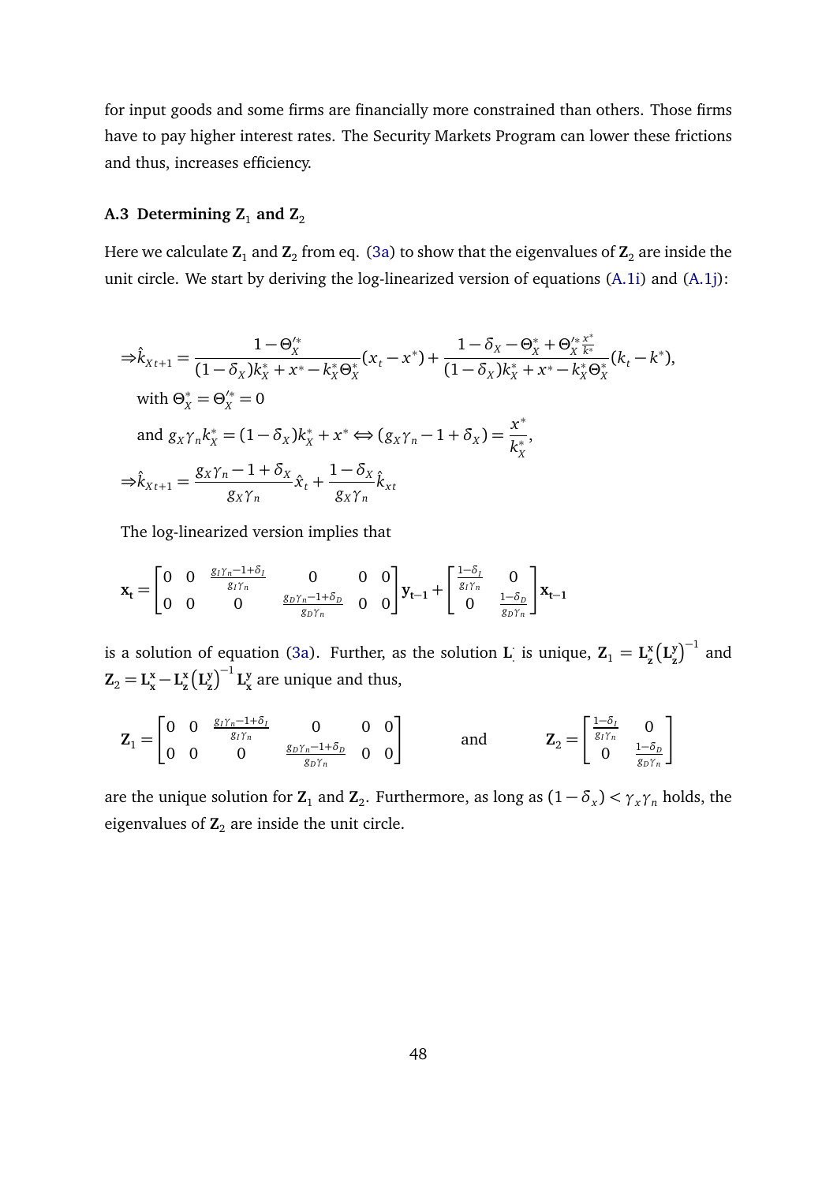for input goods and some firms are financially more constrained than others. Those firms have to pay higher interest rates. The Security Markets Program can lower these frictions and thus, increases efficiency.

### A.3 Determining $\mathbf{Z}_1$ and $\mathbf{Z}_2$

Here we calculate $\mathbf{Z}_1$ and $\mathbf{Z}_2$ from eq. (3a) to show that the eigenvalues of $\mathbf{Z}_2$ are inside the unit circle. We start by deriving the log-linearized version of equations (A.1i) and (A.1j):

$$
\begin{aligned}
&\Rightarrow \hat{k}_{X\,t+1} = \frac{1-\Theta_X'^*}{(1-\delta_X)k_X^* + x^* - k_X^*\Theta_X^*}(x_t - x^*) + \frac{1-\delta_X - \Theta_X^* + \Theta_X'^* \frac{x^*}{k^*}}{(1-\delta_X)k_X^* + x^* - k_X^*\Theta_X^*}(k_t - k^*),\\
&\quad \text{with } \Theta_X^* = \Theta_X'^* = 0\\
&\quad \text{and } g_X\gamma_n k_X^* = (1-\delta_X)k_X^* + x^* \Leftrightarrow (g_X\gamma_n - 1 + \delta_X) = \frac{x^*}{k_X^*},\\
&\Rightarrow \hat{k}_{X\,t+1} = \frac{g_X\gamma_n - 1 + \delta_X}{g_X\gamma_n}\hat{x}_t + \frac{1-\delta_X}{g_X\gamma_n}\hat{k}_{xt}
\end{aligned}
$$

The log-linearized version implies that

$$
\mathbf{x_t} = \begin{bmatrix} 0 & 0 & \frac{g_I\gamma_n - 1 + \delta_I}{g_I\gamma_n} & 0 & 0 & 0 \\ 0 & 0 & 0 & \frac{g_D\gamma_n - 1 + \delta_D}{g_D\gamma_n} & 0 & 0 \end{bmatrix} \mathbf{y_{t-1}} + \begin{bmatrix} \frac{1-\delta_I}{g_I\gamma_n} & 0 \\ 0 & \frac{1-\delta_D}{g_D\gamma_n} \end{bmatrix} \mathbf{x_{t-1}}
$$

is a solution of equation (3a). Further, as the solution $\mathbf{L}_\cdot^\cdot$ is unique, $\mathbf{Z}_1 = \mathbf{L}_\mathbf{z}^\mathbf{x}\left(\mathbf{L}_\mathbf{z}^\mathbf{y}\right)^{-1}$ and $\mathbf{Z}_2 = \mathbf{L}_\mathbf{x}^\mathbf{x} - \mathbf{L}_\mathbf{z}^\mathbf{x}\left(\mathbf{L}_\mathbf{z}^\mathbf{y}\right)^{-1}\mathbf{L}_\mathbf{x}^\mathbf{y}$ are unique and thus,

$$
\mathbf{Z}_1 = \begin{bmatrix} 0 & 0 & \frac{g_I\gamma_n - 1 + \delta_I}{g_I\gamma_n} & 0 & 0 & 0 \\ 0 & 0 & 0 & \frac{g_D\gamma_n - 1 + \delta_D}{g_D\gamma_n} & 0 & 0 \end{bmatrix} \qquad \text{and} \qquad \mathbf{Z}_2 = \begin{bmatrix} \frac{1-\delta_I}{g_I\gamma_n} & 0 \\ 0 & \frac{1-\delta_D}{g_D\gamma_n} \end{bmatrix}
$$

are the unique solution for $\mathbf{Z}_1$ and $\mathbf{Z}_2$. Furthermore, as long as $(1-\delta_x) < \gamma_x\gamma_n$ holds, the eigenvalues of $\mathbf{Z}_2$ are inside the unit circle.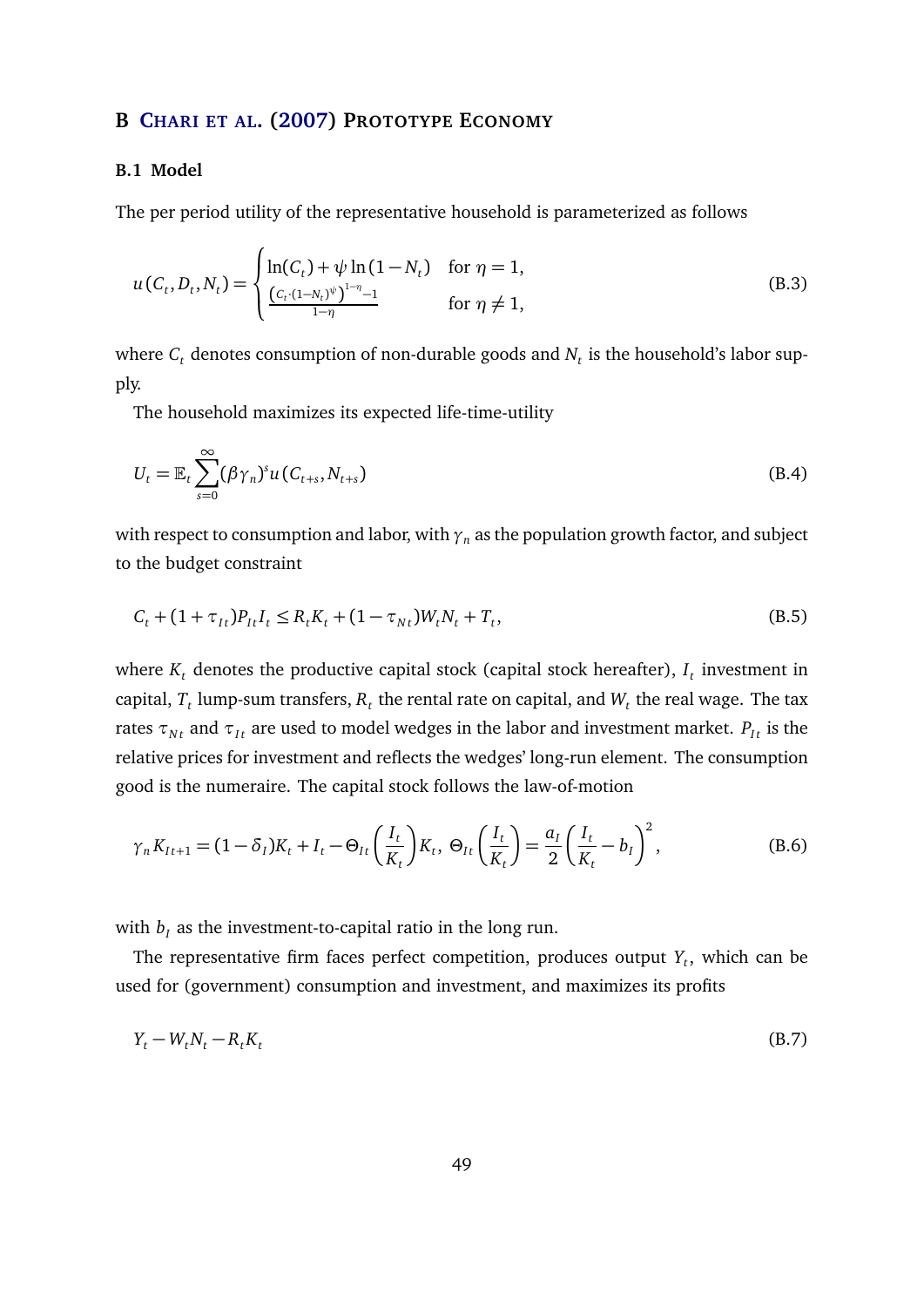## B Chari et al. (2007) Prototype Economy

### B.1 Model

The per period utility of the representative household is parameterized as follows

$$u(C_t, D_t, N_t) = \begin{cases} \ln(C_t) + \psi \ln(1 - N_t) & \text{for } \eta = 1, \\ \frac{\left(C_t \cdot (1-N_t)^{\psi}\right)^{1-\eta} - 1}{1-\eta} & \text{for } \eta \neq 1, \end{cases} \tag{B.3}$$

where $C_t$ denotes consumption of non-durable goods and $N_t$ is the household's labor supply.

The household maximizes its expected life-time-utility

$$U_t = \mathbb{E}_t \sum_{s=0}^{\infty} (\beta \gamma_n)^s u(C_{t+s}, N_{t+s}) \tag{B.4}$$

with respect to consumption and labor, with $\gamma_n$ as the population growth factor, and subject to the budget constraint

$$C_t + (1 + \tau_{It}) P_{It} I_t \leq R_t K_t + (1 - \tau_{Nt}) W_t N_t + T_t, \tag{B.5}$$

where $K_t$ denotes the productive capital stock (capital stock hereafter), $I_t$ investment in capital, $T_t$ lump-sum transfers, $R_t$ the rental rate on capital, and $W_t$ the real wage. The tax rates $\tau_{Nt}$ and $\tau_{It}$ are used to model wedges in the labor and investment market. $P_{It}$ is the relative prices for investment and reflects the wedges' long-run element. The consumption good is the numeraire. The capital stock follows the law-of-motion

$$\gamma_n K_{It+1} = (1 - \delta_I) K_t + I_t - \Theta_{It}\left(\frac{I_t}{K_t}\right) K_t, \; \Theta_{It}\left(\frac{I_t}{K_t}\right) = \frac{a_I}{2}\left(\frac{I_t}{K_t} - b_I\right)^2, \tag{B.6}$$

with $b_I$ as the investment-to-capital ratio in the long run.

The representative firm faces perfect competition, produces output $Y_t$, which can be used for (government) consumption and investment, and maximizes its profits

$$Y_t - W_t N_t - R_t K_t \tag{B.7}$$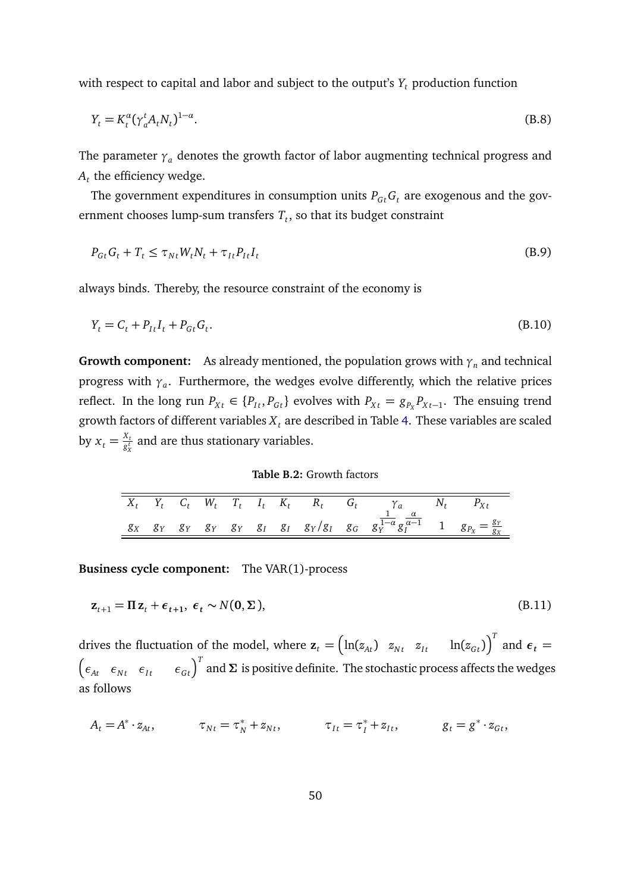with respect to capital and labor and subject to the output's $Y_t$ production function

$$Y_t = K_t^{\alpha}(\gamma_a^t A_t N_t)^{1-\alpha}. \tag{B.8}$$

The parameter $\gamma_a$ denotes the growth factor of labor augmenting technical progress and $A_t$ the efficiency wedge.

The government expenditures in consumption units $P_{Gt}G_t$ are exogenous and the government chooses lump-sum transfers $T_t$, so that its budget constraint

$$P_{Gt}G_t + T_t \leq \tau_{Nt}W_t N_t + \tau_{It}P_{It}I_t \tag{B.9}$$

always binds. Thereby, the resource constraint of the economy is

$$Y_t = C_t + P_{It}I_t + P_{Gt}G_t. \tag{B.10}$$

**Growth component:** As already mentioned, the population grows with $\gamma_n$ and technical progress with $\gamma_a$. Furthermore, the wedges evolve differently, which the relative prices reflect. In the long run $P_{Xt} \in \{P_{It}, P_{Gt}\}$ evolves with $P_{Xt} = g_{P_X}P_{Xt-1}$. The ensuing trend growth factors of different variables $X_t$ are described in Table 4. These variables are scaled by $x_t = \frac{X_t}{g_X^t}$ and are thus stationary variables.

**Table B.2:** Growth factors

| $X_t$ | $Y_t$ | $C_t$ | $W_t$ | $T_t$ | $I_t$ | $K_t$ | $R_t$ | $G_t$ | $\gamma_a$ | $N_t$ | $P_{Xt}$ |
|---|---|---|---|---|---|---|---|---|---|---|---|
| $g_X$ | $g_Y$ | $g_Y$ | $g_Y$ | $g_Y$ | $g_I$ | $g_I$ | $g_Y/g_I$ | $g_G$ | $g_Y^{\frac{1}{1-\alpha}} g_I^{\frac{\alpha}{\alpha-1}}$ | 1 | $g_{P_X} = \frac{g_Y}{g_X}$ |

**Business cycle component:** The VAR(1)-process

$$\mathbf{z}_{t+1} = \mathbf{\Pi}\,\mathbf{z}_t + \boldsymbol{\epsilon}_{t+1},\ \boldsymbol{\epsilon}_t \sim N(\mathbf{0}, \mathbf{\Sigma}), \tag{B.11}$$

drives the fluctuation of the model, where $\mathbf{z}_t = \begin{pmatrix} \ln(z_{At}) & z_{Nt} & z_{It} & \ln(z_{Gt}) \end{pmatrix}^T$ and $\boldsymbol{\epsilon}_t = \begin{pmatrix} \epsilon_{At} & \epsilon_{Nt} & \epsilon_{It} & \epsilon_{Gt} \end{pmatrix}^T$ and $\mathbf{\Sigma}$ is positive definite. The stochastic process affects the wedges as follows

$$A_t = A^* \cdot z_{At}, \qquad \tau_{Nt} = \tau_N^* + z_{Nt}, \qquad \tau_{It} = \tau_I^* + z_{It}, \qquad g_t = g^* \cdot z_{Gt},$$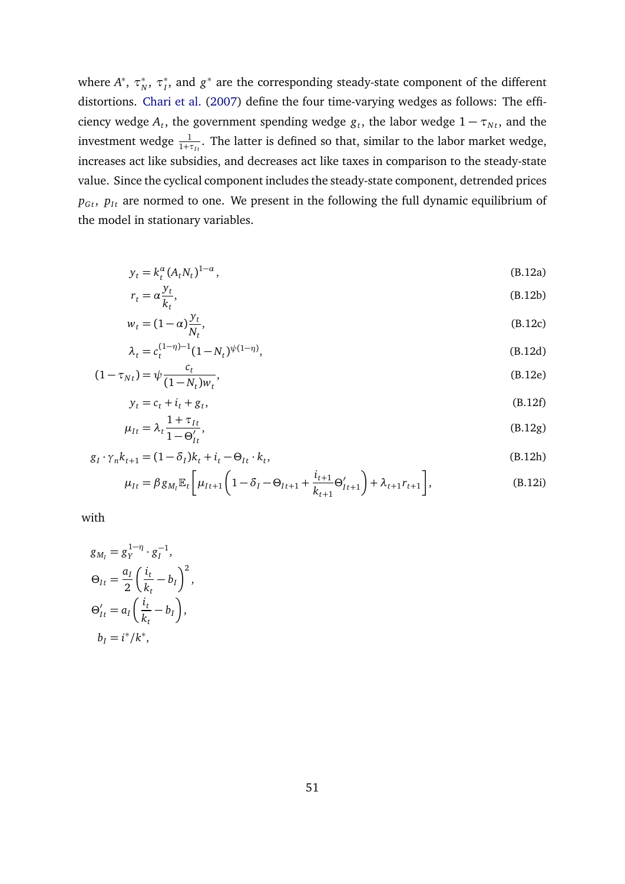where $A^*$, $\tau_N^*$, $\tau_I^*$, and $g^*$ are the corresponding steady-state component of the different distortions. Chari et al. (2007) define the four time-varying wedges as follows: The efficiency wedge $A_t$, the government spending wedge $g_t$, the labor wedge $1-\tau_{Nt}$, and the investment wedge $\frac{1}{1+\tau_{It}}$. The latter is defined so that, similar to the labor market wedge, increases act like subsidies, and decreases act like taxes in comparison to the steady-state value. Since the cyclical component includes the steady-state component, detrended prices $p_{Gt}$, $p_{It}$ are normed to one. We present in the following the full dynamic equilibrium of the model in stationary variables.

$$y_t = k_t^{\alpha}(A_t N_t)^{1-\alpha}, \tag{B.12a}$$

$$r_t = \alpha \frac{y_t}{k_t}, \tag{B.12b}$$

$$w_t = (1-\alpha)\frac{y_t}{N_t}, \tag{B.12c}$$

$$\lambda_t = c_t^{(1-\eta)-1}(1-N_t)^{\psi(1-\eta)}, \tag{B.12d}$$

$$(1-\tau_{Nt}) = \psi \frac{c_t}{(1-N_t)w_t}, \tag{B.12e}$$

$$y_t = c_t + i_t + g_t, \tag{B.12f}$$

$$\mu_{It} = \lambda_t \frac{1+\tau_{It}}{1-\Theta'_{It}}, \tag{B.12g}$$

$$g_I \cdot \gamma_n k_{t+1} = (1-\delta_I)k_t + i_t - \Theta_{It} \cdot k_t, \tag{B.12h}$$

$$\mu_{It} = \beta g_{M_I} \mathbb{E}_t \left[ \mu_{It+1}\left(1-\delta_I - \Theta_{It+1} + \frac{i_{t+1}}{k_{t+1}}\Theta'_{It+1}\right) + \lambda_{t+1} r_{t+1} \right], \tag{B.12i}$$

with

$$g_{M_I} = g_Y^{1-\eta} \cdot g_I^{-1},$$

$$\Theta_{It} = \frac{a_I}{2}\left(\frac{i_t}{k_t} - b_I\right)^2,$$

$$\Theta'_{It} = a_I\left(\frac{i_t}{k_t} - b_I\right),$$

$$b_I = i^*/k^*,$$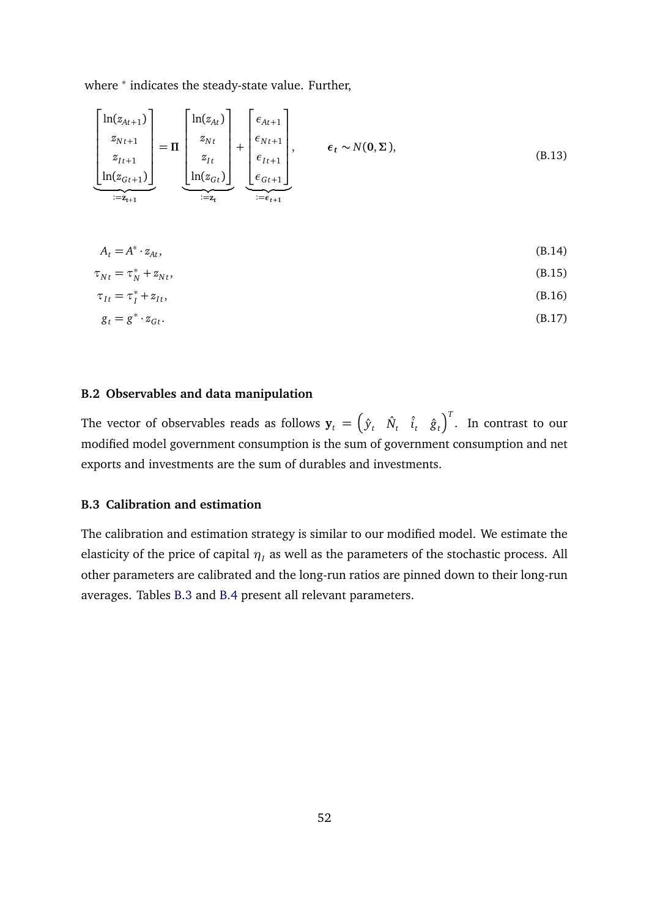where $^*$ indicates the steady-state value. Further,

$$
\underbrace{\begin{bmatrix} \ln(z_{At+1}) \\ z_{Nt+1} \\ z_{It+1} \\ \ln(z_{Gt+1}) \end{bmatrix}}_{:=\mathbf{z_{t+1}}} = \mathbf{\Pi} \underbrace{\begin{bmatrix} \ln(z_{At}) \\ z_{Nt} \\ z_{It} \\ \ln(z_{Gt}) \end{bmatrix}}_{:=\mathbf{z_t}} + \underbrace{\begin{bmatrix} \epsilon_{At+1} \\ \epsilon_{Nt+1} \\ \epsilon_{It+1} \\ \epsilon_{Gt+1} \end{bmatrix}}_{:=\boldsymbol{\epsilon}_{t+1}}, \qquad \boldsymbol{\epsilon_t} \sim N(\mathbf{0}, \mathbf{\Sigma}), \tag{B.13}
$$

$$
A_t = A^* \cdot z_{At}, \tag{B.14}
$$

$$
\tau_{Nt} = \tau_N^* + z_{Nt}, \tag{B.15}
$$

$$
\tau_{It} = \tau_I^* + z_{It}, \tag{B.16}
$$

$$
g_t = g^* \cdot z_{Gt}. \tag{B.17}
$$

### B.2 Observables and data manipulation

The vector of observables reads as follows $\mathbf{y}_t = \begin{pmatrix} \hat{y}_t & \hat{N}_t & \hat{i}_t & \hat{g}_t \end{pmatrix}^T$. In contrast to our modified model government consumption is the sum of government consumption and net exports and investments are the sum of durables and investments.

### B.3 Calibration and estimation

The calibration and estimation strategy is similar to our modified model. We estimate the elasticity of the price of capital $\eta_I$ as well as the parameters of the stochastic process. All other parameters are calibrated and the long-run ratios are pinned down to their long-run averages. Tables B.3 and B.4 present all relevant parameters.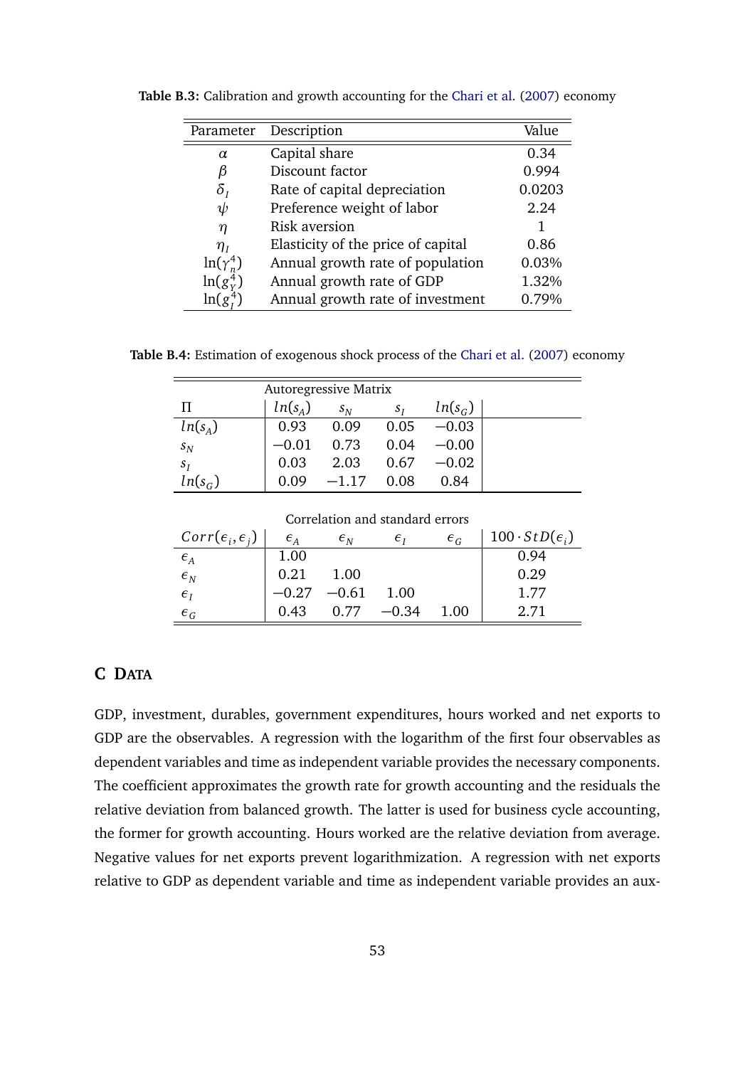**Table B.3:** Calibration and growth accounting for the Chari et al. (2007) economy

| Parameter | Description | Value |
|---|---|---|
| $\alpha$ | Capital share | 0.34 |
| $\beta$ | Discount factor | 0.994 |
| $\delta_I$ | Rate of capital depreciation | 0.0203 |
| $\psi$ | Preference weight of labor | 2.24 |
| $\eta$ | Risk aversion | 1 |
| $\eta_I$ | Elasticity of the price of capital | 0.86 |
| $\ln(\gamma_n^4)$ | Annual growth rate of population | 0.03% |
| $\ln(g_Y^4)$ | Annual growth rate of GDP | 1.32% |
| $\ln(g_I^4)$ | Annual growth rate of investment | 0.79% |

**Table B.4:** Estimation of exogenous shock process of the Chari et al. (2007) economy

| | Autoregressive Matrix | | | | |
|---|---|---|---|---|---|
| $\Pi$ | $ln(s_A)$ | $s_N$ | $s_I$ | $ln(s_G)$ | |
| $ln(s_A)$ | 0.93 | 0.09 | 0.05 | $-0.03$ | |
| $s_N$ | $-0.01$ | 0.73 | 0.04 | $-0.00$ | |
| $s_I$ | 0.03 | 2.03 | 0.67 | $-0.02$ | |
| $ln(s_G)$ | 0.09 | $-1.17$ | 0.08 | 0.84 | |
| | Correlation and standard errors | | | | |
| $Corr(\epsilon_i, \epsilon_j)$ | $\epsilon_A$ | $\epsilon_N$ | $\epsilon_I$ | $\epsilon_G$ | $100 \cdot StD(\epsilon_i)$ |
| $\epsilon_A$ | 1.00 | | | | 0.94 |
| $\epsilon_N$ | 0.21 | 1.00 | | | 0.29 |
| $\epsilon_I$ | $-0.27$ | $-0.61$ | 1.00 | | 1.77 |
| $\epsilon_G$ | 0.43 | 0.77 | $-0.34$ | 1.00 | 2.71 |

# C Data

GDP, investment, durables, government expenditures, hours worked and net exports to GDP are the observables. A regression with the logarithm of the first four observables as dependent variables and time as independent variable provides the necessary components. The coefficient approximates the growth rate for growth accounting and the residuals the relative deviation from balanced growth. The latter is used for business cycle accounting, the former for growth accounting. Hours worked are the relative deviation from average. Negative values for net exports prevent logarithmization. A regression with net exports relative to GDP as dependent variable and time as independent variable provides an aux-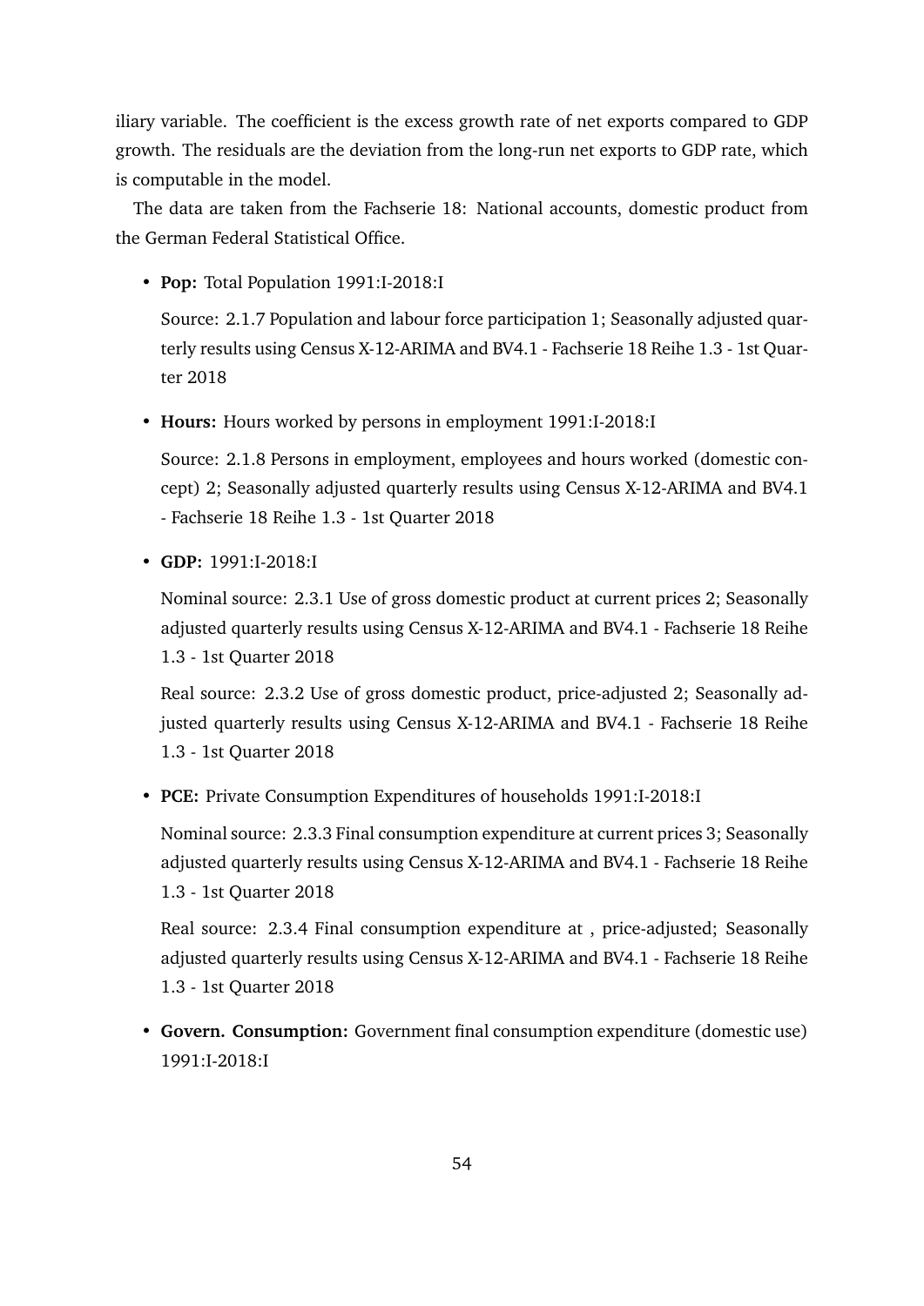iliary variable. The coefficient is the excess growth rate of net exports compared to GDP growth. The residuals are the deviation from the long-run net exports to GDP rate, which is computable in the model.

The data are taken from the Fachserie 18: National accounts, domestic product from the German Federal Statistical Office.

- **Pop:** Total Population 1991:I-2018:I

  Source: 2.1.7 Population and labour force participation 1; Seasonally adjusted quarterly results using Census X-12-ARIMA and BV4.1 - Fachserie 18 Reihe 1.3 - 1st Quarter 2018

- **Hours:** Hours worked by persons in employment 1991:I-2018:I

  Source: 2.1.8 Persons in employment, employees and hours worked (domestic concept) 2; Seasonally adjusted quarterly results using Census X-12-ARIMA and BV4.1 - Fachserie 18 Reihe 1.3 - 1st Quarter 2018

- **GDP:** 1991:I-2018:I

  Nominal source: 2.3.1 Use of gross domestic product at current prices 2; Seasonally adjusted quarterly results using Census X-12-ARIMA and BV4.1 - Fachserie 18 Reihe 1.3 - 1st Quarter 2018

  Real source: 2.3.2 Use of gross domestic product, price-adjusted 2; Seasonally adjusted quarterly results using Census X-12-ARIMA and BV4.1 - Fachserie 18 Reihe 1.3 - 1st Quarter 2018

- **PCE:** Private Consumption Expenditures of households 1991:I-2018:I

  Nominal source: 2.3.3 Final consumption expenditure at current prices 3; Seasonally adjusted quarterly results using Census X-12-ARIMA and BV4.1 - Fachserie 18 Reihe 1.3 - 1st Quarter 2018

  Real source: 2.3.4 Final consumption expenditure at , price-adjusted; Seasonally adjusted quarterly results using Census X-12-ARIMA and BV4.1 - Fachserie 18 Reihe 1.3 - 1st Quarter 2018

- **Govern. Consumption:** Government final consumption expenditure (domestic use) 1991:I-2018:I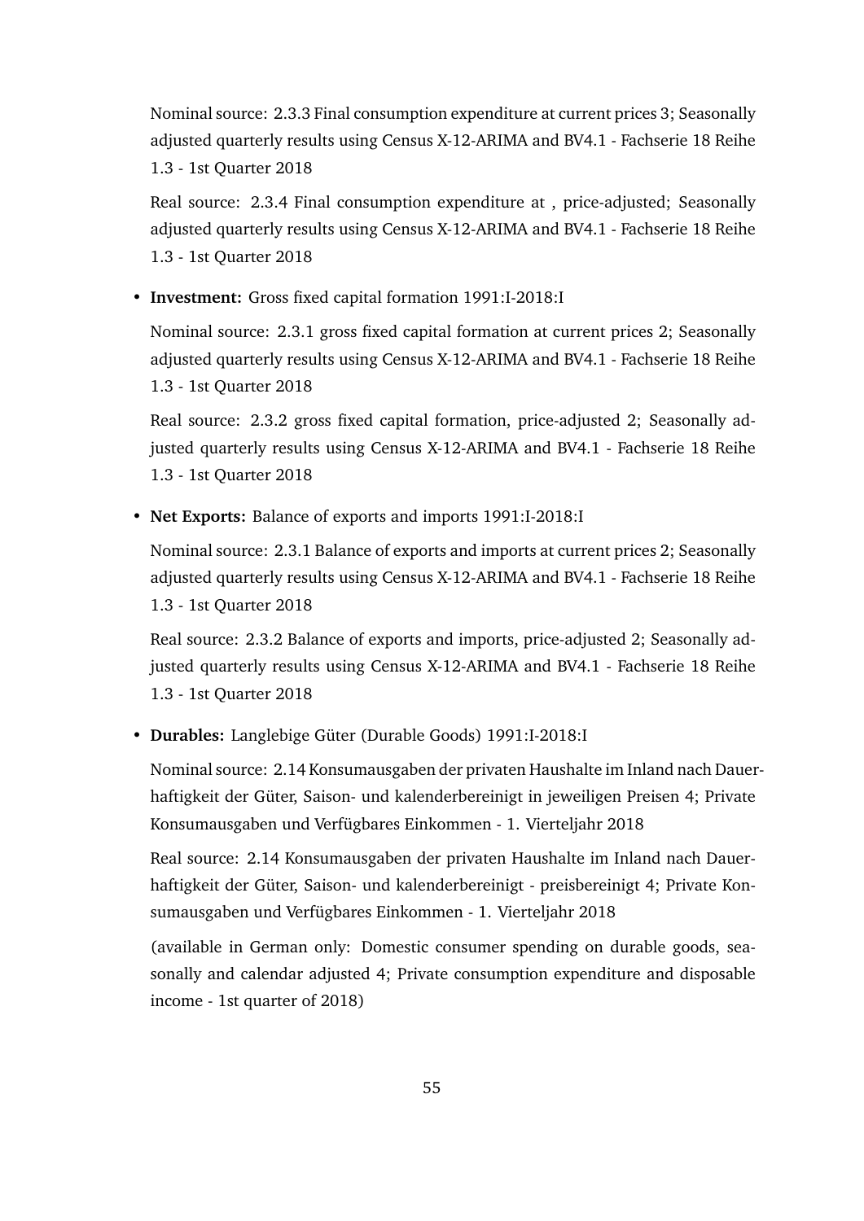Nominal source: 2.3.3 Final consumption expenditure at current prices 3; Seasonally adjusted quarterly results using Census X-12-ARIMA and BV4.1 - Fachserie 18 Reihe 1.3 - 1st Quarter 2018

Real source: 2.3.4 Final consumption expenditure at , price-adjusted; Seasonally adjusted quarterly results using Census X-12-ARIMA and BV4.1 - Fachserie 18 Reihe 1.3 - 1st Quarter 2018

- **Investment:** Gross fixed capital formation 1991:I-2018:I

  Nominal source: 2.3.1 gross fixed capital formation at current prices 2; Seasonally adjusted quarterly results using Census X-12-ARIMA and BV4.1 - Fachserie 18 Reihe 1.3 - 1st Quarter 2018

  Real source: 2.3.2 gross fixed capital formation, price-adjusted 2; Seasonally adjusted quarterly results using Census X-12-ARIMA and BV4.1 - Fachserie 18 Reihe 1.3 - 1st Quarter 2018

- **Net Exports:** Balance of exports and imports 1991:I-2018:I

  Nominal source: 2.3.1 Balance of exports and imports at current prices 2; Seasonally adjusted quarterly results using Census X-12-ARIMA and BV4.1 - Fachserie 18 Reihe 1.3 - 1st Quarter 2018

  Real source: 2.3.2 Balance of exports and imports, price-adjusted 2; Seasonally adjusted quarterly results using Census X-12-ARIMA and BV4.1 - Fachserie 18 Reihe 1.3 - 1st Quarter 2018

- **Durables:** Langlebige Güter (Durable Goods) 1991:I-2018:I

  Nominal source: 2.14 Konsumausgaben der privaten Haushalte im Inland nach Dauerhaftigkeit der Güter, Saison- und kalenderbereinigt in jeweiligen Preisen 4; Private Konsumausgaben und Verfügbares Einkommen - 1. Vierteljahr 2018

  Real source: 2.14 Konsumausgaben der privaten Haushalte im Inland nach Dauerhaftigkeit der Güter, Saison- und kalenderbereinigt - preisbereinigt 4; Private Konsumausgaben und Verfügbares Einkommen - 1. Vierteljahr 2018

  (available in German only: Domestic consumer spending on durable goods, seasonally and calendar adjusted 4; Private consumption expenditure and disposable income - 1st quarter of 2018)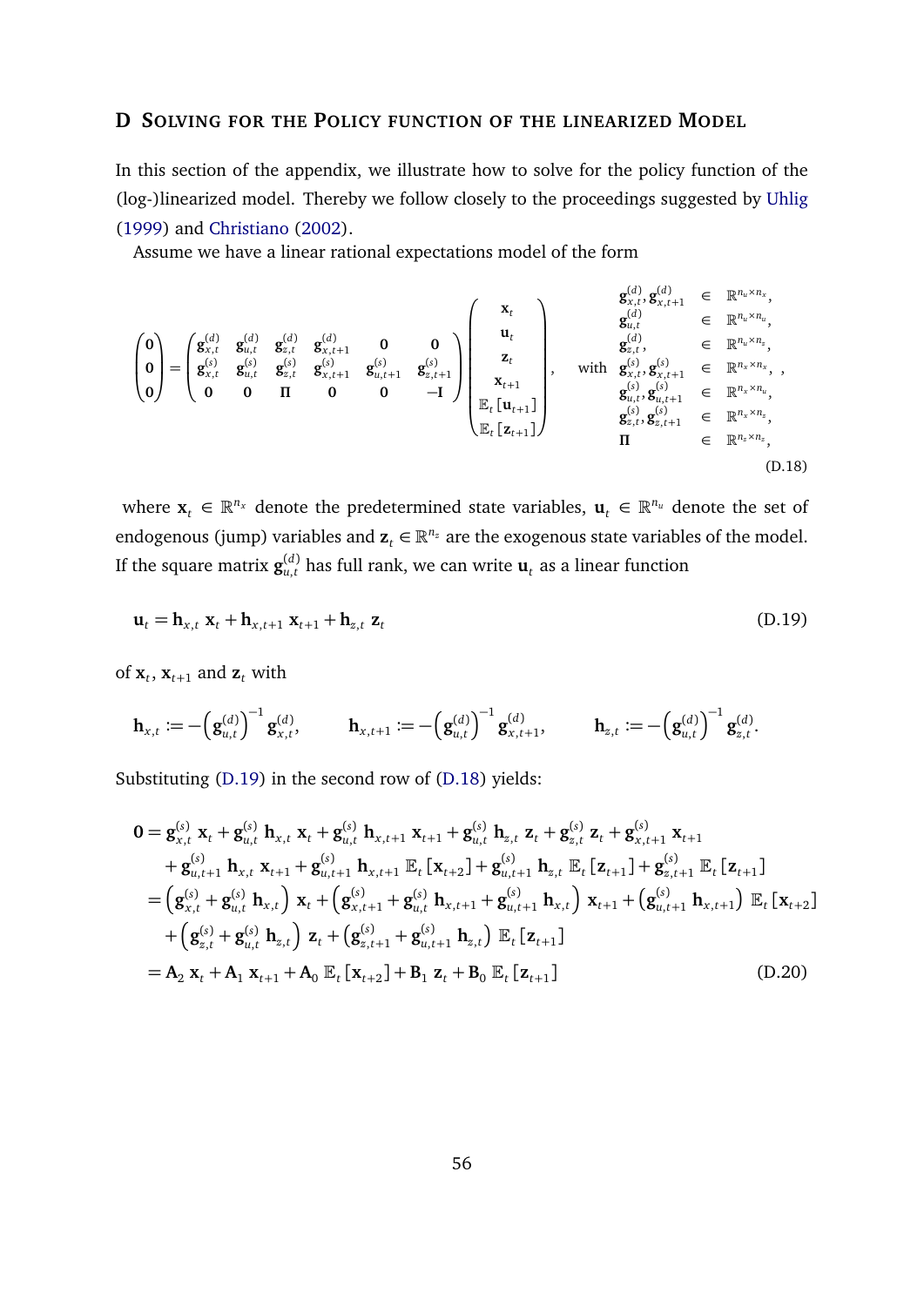## D Solving for the Policy function of the linearized Model

In this section of the appendix, we illustrate how to solve for the policy function of the (log-)linearized model. Thereby we follow closely to the proceedings suggested by Uhlig (1999) and Christiano (2002).

Assume we have a linear rational expectations model of the form

$$
\begin{pmatrix} \mathbf{0} \\ \mathbf{0} \\ \mathbf{0} \end{pmatrix} = \begin{pmatrix} \mathbf{g}_{x,t}^{(d)} & \mathbf{g}_{u,t}^{(d)} & \mathbf{g}_{z,t}^{(d)} & \mathbf{g}_{x,t+1}^{(d)} & \mathbf{0} & \mathbf{0} \\ \mathbf{g}_{x,t}^{(s)} & \mathbf{g}_{u,t}^{(s)} & \mathbf{g}_{z,t}^{(s)} & \mathbf{g}_{x,t+1}^{(s)} & \mathbf{g}_{u,t+1}^{(s)} & \mathbf{g}_{z,t+1}^{(s)} \\ \mathbf{0} & \mathbf{0} & \mathbf{\Pi} & \mathbf{0} & \mathbf{0} & -\mathbf{I} \end{pmatrix} \begin{pmatrix} \mathbf{x}_t \\ \mathbf{u}_t \\ \mathbf{z}_t \\ \mathbf{x}_{t+1} \\ \mathbb{E}_t\left[\mathbf{u}_{t+1}\right] \\ \mathbb{E}_t\left[\mathbf{z}_{t+1}\right] \end{pmatrix}, \quad \text{with} \quad \begin{array}{lcl} \mathbf{g}_{x,t}^{(d)}, \mathbf{g}_{x,t+1}^{(d)} & \in & \mathbb{R}^{n_u \times n_x}, \\ \mathbf{g}_{u,t}^{(d)} & \in & \mathbb{R}^{n_u \times n_u}, \\ \mathbf{g}_{z,t}^{(d)}, & \in & \mathbb{R}^{n_u \times n_z}, \\ \mathbf{g}_{x,t}^{(s)}, \mathbf{g}_{x,t+1}^{(s)} & \in & \mathbb{R}^{n_x \times n_x}, \\ \mathbf{g}_{u,t}^{(s)}, \mathbf{g}_{u,t+1}^{(s)} & \in & \mathbb{R}^{n_x \times n_u}, \\ \mathbf{g}_{z,t}^{(s)}, \mathbf{g}_{z,t+1}^{(s)} & \in & \mathbb{R}^{n_x \times n_z}, \\ \mathbf{\Pi} & \in & \mathbb{R}^{n_z \times n_z}, \end{array} \tag{D.18}
$$

where $\mathbf{x}_t \in \mathbb{R}^{n_x}$ denote the predetermined state variables, $\mathbf{u}_t \in \mathbb{R}^{n_u}$ denote the set of endogenous (jump) variables and $\mathbf{z}_t \in \mathbb{R}^{n_z}$ are the exogenous state variables of the model. If the square matrix $\mathbf{g}_{u,t}^{(d)}$ has full rank, we can write $\mathbf{u}_t$ as a linear function

$$
\mathbf{u}_t = \mathbf{h}_{x,t}\,\mathbf{x}_t + \mathbf{h}_{x,t+1}\,\mathbf{x}_{t+1} + \mathbf{h}_{z,t}\,\mathbf{z}_t \tag{D.19}
$$

of $\mathbf{x}_t$, $\mathbf{x}_{t+1}$ and $\mathbf{z}_t$ with

$$
\mathbf{h}_{x,t} := -\left(\mathbf{g}_{u,t}^{(d)}\right)^{-1}\mathbf{g}_{x,t}^{(d)}, \qquad \mathbf{h}_{x,t+1} := -\left(\mathbf{g}_{u,t}^{(d)}\right)^{-1}\mathbf{g}_{x,t+1}^{(d)}, \qquad \mathbf{h}_{z,t} := -\left(\mathbf{g}_{u,t}^{(d)}\right)^{-1}\mathbf{g}_{z,t}^{(d)}.
$$

Substituting (D.19) in the second row of (D.18) yields:

$$
\begin{aligned}
\mathbf{0} &= \mathbf{g}_{x,t}^{(s)}\,\mathbf{x}_t + \mathbf{g}_{u,t}^{(s)}\,\mathbf{h}_{x,t}\,\mathbf{x}_t + \mathbf{g}_{u,t}^{(s)}\,\mathbf{h}_{x,t+1}\,\mathbf{x}_{t+1} + \mathbf{g}_{u,t}^{(s)}\,\mathbf{h}_{z,t}\,\mathbf{z}_t + \mathbf{g}_{z,t}^{(s)}\,\mathbf{z}_t + \mathbf{g}_{x,t+1}^{(s)}\,\mathbf{x}_{t+1} \\
&\quad + \mathbf{g}_{u,t+1}^{(s)}\,\mathbf{h}_{x,t}\,\mathbf{x}_{t+1} + \mathbf{g}_{u,t+1}^{(s)}\,\mathbf{h}_{x,t+1}\,\mathbb{E}_t\left[\mathbf{x}_{t+2}\right] + \mathbf{g}_{u,t+1}^{(s)}\,\mathbf{h}_{z,t}\,\mathbb{E}_t\left[\mathbf{z}_{t+1}\right] + \mathbf{g}_{z,t+1}^{(s)}\,\mathbb{E}_t\left[\mathbf{z}_{t+1}\right] \\
&= \left(\mathbf{g}_{x,t}^{(s)} + \mathbf{g}_{u,t}^{(s)}\,\mathbf{h}_{x,t}\right)\mathbf{x}_t + \left(\mathbf{g}_{x,t+1}^{(s)} + \mathbf{g}_{u,t}^{(s)}\,\mathbf{h}_{x,t+1} + \mathbf{g}_{u,t+1}^{(s)}\,\mathbf{h}_{x,t}\right)\mathbf{x}_{t+1} + \left(\mathbf{g}_{u,t+1}^{(s)}\,\mathbf{h}_{x,t+1}\right)\mathbb{E}_t\left[\mathbf{x}_{t+2}\right] \\
&\quad + \left(\mathbf{g}_{z,t}^{(s)} + \mathbf{g}_{u,t}^{(s)}\,\mathbf{h}_{z,t}\right)\mathbf{z}_t + \left(\mathbf{g}_{z,t+1}^{(s)} + \mathbf{g}_{u,t+1}^{(s)}\,\mathbf{h}_{z,t}\right)\mathbb{E}_t\left[\mathbf{z}_{t+1}\right] \\
&= \mathbf{A}_2\,\mathbf{x}_t + \mathbf{A}_1\,\mathbf{x}_{t+1} + \mathbf{A}_0\,\mathbb{E}_t\left[\mathbf{x}_{t+2}\right] + \mathbf{B}_1\,\mathbf{z}_t + \mathbf{B}_0\,\mathbb{E}_t\left[\mathbf{z}_{t+1}\right]
\end{aligned} \tag{D.20}
$$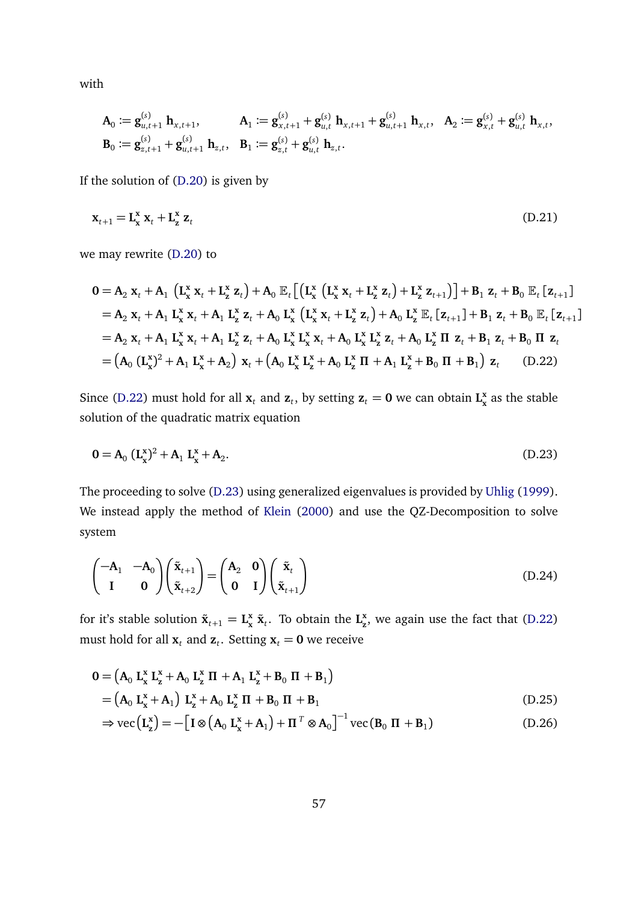with

$$
\mathbf{A}_0 := \mathbf{g}^{(s)}_{u,t+1}\,\mathbf{h}_{x,t+1}, \qquad \mathbf{A}_1 := \mathbf{g}^{(s)}_{x,t+1} + \mathbf{g}^{(s)}_{u,t}\,\mathbf{h}_{x,t+1} + \mathbf{g}^{(s)}_{u,t+1}\,\mathbf{h}_{x,t}, \quad \mathbf{A}_2 := \mathbf{g}^{(s)}_{x,t} + \mathbf{g}^{(s)}_{u,t}\,\mathbf{h}_{x,t},
$$
$$
\mathbf{B}_0 := \mathbf{g}^{(s)}_{z,t+1} + \mathbf{g}^{(s)}_{u,t+1}\,\mathbf{h}_{z,t}, \quad \mathbf{B}_1 := \mathbf{g}^{(s)}_{z,t} + \mathbf{g}^{(s)}_{u,t}\,\mathbf{h}_{z,t}.
$$

If the solution of (D.20) is given by

$$
\mathbf{x}_{t+1} = \mathbf{L}^{\mathbf{x}}_{\mathbf{x}}\,\mathbf{x}_t + \mathbf{L}^{\mathbf{x}}_{\mathbf{z}}\,\mathbf{z}_t \tag{D.21}
$$

we may rewrite (D.20) to

$$
\begin{aligned}
\mathbf{0} &= \mathbf{A}_2\,\mathbf{x}_t + \mathbf{A}_1\,\left(\mathbf{L}^{\mathbf{x}}_{\mathbf{x}}\,\mathbf{x}_t + \mathbf{L}^{\mathbf{x}}_{\mathbf{z}}\,\mathbf{z}_t\right) + \mathbf{A}_0\,\mathbb{E}_t\left[\left(\mathbf{L}^{\mathbf{x}}_{\mathbf{x}}\,\left(\mathbf{L}^{\mathbf{x}}_{\mathbf{x}}\,\mathbf{x}_t + \mathbf{L}^{\mathbf{x}}_{\mathbf{z}}\,\mathbf{z}_t\right) + \mathbf{L}^{\mathbf{x}}_{\mathbf{z}}\,\mathbf{z}_{t+1}\right)\right] + \mathbf{B}_1\,\mathbf{z}_t + \mathbf{B}_0\,\mathbb{E}_t\left[\mathbf{z}_{t+1}\right] \\
&= \mathbf{A}_2\,\mathbf{x}_t + \mathbf{A}_1\,\mathbf{L}^{\mathbf{x}}_{\mathbf{x}}\,\mathbf{x}_t + \mathbf{A}_1\,\mathbf{L}^{\mathbf{x}}_{\mathbf{z}}\,\mathbf{z}_t + \mathbf{A}_0\,\mathbf{L}^{\mathbf{x}}_{\mathbf{x}}\,\left(\mathbf{L}^{\mathbf{x}}_{\mathbf{x}}\,\mathbf{x}_t + \mathbf{L}^{\mathbf{x}}_{\mathbf{z}}\,\mathbf{z}_t\right) + \mathbf{A}_0\,\mathbf{L}^{\mathbf{x}}_{\mathbf{z}}\,\mathbb{E}_t\left[\mathbf{z}_{t+1}\right] + \mathbf{B}_1\,\mathbf{z}_t + \mathbf{B}_0\,\mathbb{E}_t\left[\mathbf{z}_{t+1}\right] \\
&= \mathbf{A}_2\,\mathbf{x}_t + \mathbf{A}_1\,\mathbf{L}^{\mathbf{x}}_{\mathbf{x}}\,\mathbf{x}_t + \mathbf{A}_1\,\mathbf{L}^{\mathbf{x}}_{\mathbf{z}}\,\mathbf{z}_t + \mathbf{A}_0\,\mathbf{L}^{\mathbf{x}}_{\mathbf{x}}\,\mathbf{L}^{\mathbf{x}}_{\mathbf{x}}\,\mathbf{x}_t + \mathbf{A}_0\,\mathbf{L}^{\mathbf{x}}_{\mathbf{x}}\,\mathbf{L}^{\mathbf{x}}_{\mathbf{z}}\,\mathbf{z}_t + \mathbf{A}_0\,\mathbf{L}^{\mathbf{x}}_{\mathbf{z}}\,\mathbf{\Pi}\,\mathbf{z}_t + \mathbf{B}_1\,\mathbf{z}_t + \mathbf{B}_0\,\mathbf{\Pi}\,\mathbf{z}_t \\
&= \left(\mathbf{A}_0\,(\mathbf{L}^{\mathbf{x}}_{\mathbf{x}})^2 + \mathbf{A}_1\,\mathbf{L}^{\mathbf{x}}_{\mathbf{x}} + \mathbf{A}_2\right)\,\mathbf{x}_t + \left(\mathbf{A}_0\,\mathbf{L}^{\mathbf{x}}_{\mathbf{x}}\,\mathbf{L}^{\mathbf{x}}_{\mathbf{z}} + \mathbf{A}_0\,\mathbf{L}^{\mathbf{x}}_{\mathbf{z}}\,\mathbf{\Pi} + \mathbf{A}_1\,\mathbf{L}^{\mathbf{x}}_{\mathbf{z}} + \mathbf{B}_0\,\mathbf{\Pi} + \mathbf{B}_1\right)\,\mathbf{z}_t
\end{aligned} \tag{D.22}
$$

Since (D.22) must hold for all $\mathbf{x}_t$ and $\mathbf{z}_t$, by setting $\mathbf{z}_t = \mathbf{0}$ we can obtain $\mathbf{L}^{\mathbf{x}}_{\mathbf{x}}$ as the stable solution of the quadratic matrix equation

$$
\mathbf{0} = \mathbf{A}_0\,(\mathbf{L}^{\mathbf{x}}_{\mathbf{x}})^2 + \mathbf{A}_1\,\mathbf{L}^{\mathbf{x}}_{\mathbf{x}} + \mathbf{A}_2. \tag{D.23}
$$

The proceeding to solve (D.23) using generalized eigenvalues is provided by Uhlig (1999). We instead apply the method of Klein (2000) and use the QZ-Decomposition to solve system

$$
\begin{pmatrix} -\mathbf{A}_1 & -\mathbf{A}_0 \\ \mathbf{I} & \mathbf{0} \end{pmatrix} \begin{pmatrix} \tilde{\mathbf{x}}_{t+1} \\ \tilde{\mathbf{x}}_{t+2} \end{pmatrix} = \begin{pmatrix} \mathbf{A}_2 & \mathbf{0} \\ \mathbf{0} & \mathbf{I} \end{pmatrix} \begin{pmatrix} \tilde{\mathbf{x}}_{t} \\ \tilde{\mathbf{x}}_{t+1} \end{pmatrix} \tag{D.24}
$$

for it's stable solution $\tilde{\mathbf{x}}_{t+1} = \mathbf{L}^{\mathbf{x}}_{\mathbf{x}}\,\tilde{\mathbf{x}}_t$. To obtain the $\mathbf{L}^{\mathbf{x}}_{\mathbf{z}}$, we again use the fact that (D.22) must hold for all $\mathbf{x}_t$ and $\mathbf{z}_t$. Setting $\mathbf{x}_t = \mathbf{0}$ we receive

$$
\begin{aligned}
\mathbf{0} &= \left(\mathbf{A}_0\,\mathbf{L}^{\mathbf{x}}_{\mathbf{x}}\,\mathbf{L}^{\mathbf{x}}_{\mathbf{z}} + \mathbf{A}_0\,\mathbf{L}^{\mathbf{x}}_{\mathbf{z}}\,\mathbf{\Pi} + \mathbf{A}_1\,\mathbf{L}^{\mathbf{x}}_{\mathbf{z}} + \mathbf{B}_0\,\mathbf{\Pi} + \mathbf{B}_1\right) \\
&= \left(\mathbf{A}_0\,\mathbf{L}^{\mathbf{x}}_{\mathbf{x}} + \mathbf{A}_1\right)\,\mathbf{L}^{\mathbf{x}}_{\mathbf{z}} + \mathbf{A}_0\,\mathbf{L}^{\mathbf{x}}_{\mathbf{z}}\,\mathbf{\Pi} + \mathbf{B}_0\,\mathbf{\Pi} + \mathbf{B}_1 && \text{(D.25)} \\
&\Rightarrow \operatorname{vec}\left(\mathbf{L}^{\mathbf{x}}_{\mathbf{z}}\right) = -\left[\mathbf{I} \otimes \left(\mathbf{A}_0\,\mathbf{L}^{\mathbf{x}}_{\mathbf{x}} + \mathbf{A}_1\right) + \mathbf{\Pi}^T \otimes \mathbf{A}_0\right]^{-1} \operatorname{vec}\left(\mathbf{B}_0\,\mathbf{\Pi} + \mathbf{B}_1\right) && \text{(D.26)}
\end{aligned}
$$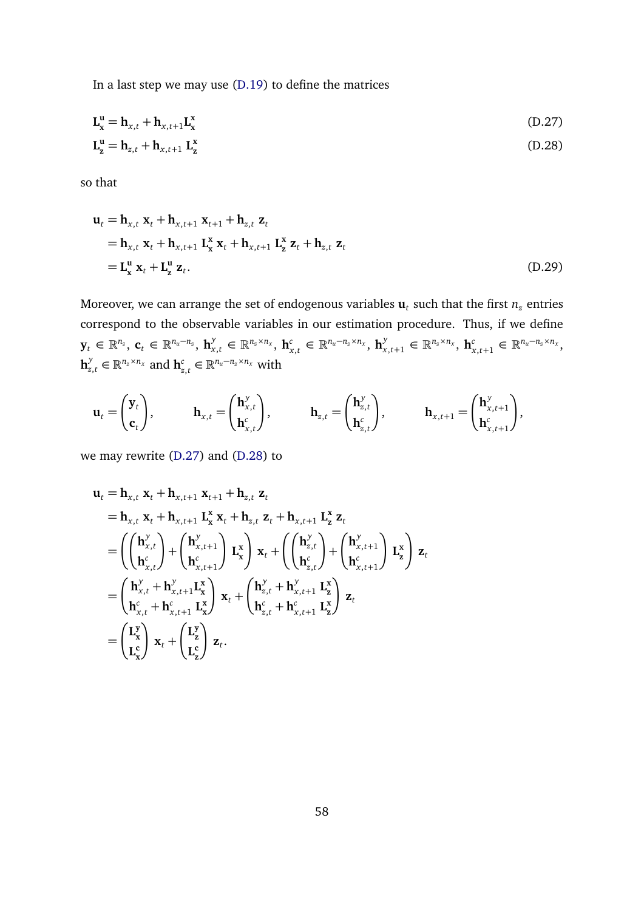In a last step we may use (D.19) to define the matrices

$$\mathbf{L}_{\mathbf{x}}^{\mathbf{u}} = \mathbf{h}_{x,t} + \mathbf{h}_{x,t+1}\mathbf{L}_{\mathbf{x}}^{\mathbf{x}} \tag{D.27}$$

$$\mathbf{L}_{\mathbf{z}}^{\mathbf{u}} = \mathbf{h}_{z,t} + \mathbf{h}_{x,t+1}\, \mathbf{L}_{\mathbf{z}}^{\mathbf{x}} \tag{D.28}$$

so that

$$\begin{aligned}
\mathbf{u}_t &= \mathbf{h}_{x,t}\, \mathbf{x}_t + \mathbf{h}_{x,t+1}\, \mathbf{x}_{t+1} + \mathbf{h}_{z,t}\, \mathbf{z}_t \\
&= \mathbf{h}_{x,t}\, \mathbf{x}_t + \mathbf{h}_{x,t+1}\, \mathbf{L}_{\mathbf{x}}^{\mathbf{x}}\, \mathbf{x}_t + \mathbf{h}_{x,t+1}\, \mathbf{L}_{\mathbf{z}}^{\mathbf{x}}\, \mathbf{z}_t + \mathbf{h}_{z,t}\, \mathbf{z}_t \\
&= \mathbf{L}_{\mathbf{x}}^{\mathbf{u}}\, \mathbf{x}_t + \mathbf{L}_{\mathbf{z}}^{\mathbf{u}}\, \mathbf{z}_t.
\end{aligned} \tag{D.29}$$

Moreover, we can arrange the set of endogenous variables $\mathbf{u}_t$ such that the first $n_z$ entries correspond to the observable variables in our estimation procedure. Thus, if we define $\mathbf{y}_t \in \mathbb{R}^{n_z}$, $\mathbf{c}_t \in \mathbb{R}^{n_u - n_z}$, $\mathbf{h}_{x,t}^{y} \in \mathbb{R}^{n_z \times n_x}$, $\mathbf{h}_{x,t}^{c} \in \mathbb{R}^{n_u - n_z \times n_x}$, $\mathbf{h}_{x,t+1}^{y} \in \mathbb{R}^{n_z \times n_x}$, $\mathbf{h}_{x,t+1}^{c} \in \mathbb{R}^{n_u - n_z \times n_x}$, $\mathbf{h}_{z,t}^{y} \in \mathbb{R}^{n_z \times n_x}$ and $\mathbf{h}_{z,t}^{c} \in \mathbb{R}^{n_u - n_z \times n_x}$ with

$$\mathbf{u}_t = \begin{pmatrix} \mathbf{y}_t \\ \mathbf{c}_t \end{pmatrix}, \qquad \mathbf{h}_{x,t} = \begin{pmatrix} \mathbf{h}_{x,t}^{y} \\ \mathbf{h}_{x,t}^{c} \end{pmatrix}, \qquad \mathbf{h}_{z,t} = \begin{pmatrix} \mathbf{h}_{z,t}^{y} \\ \mathbf{h}_{z,t}^{c} \end{pmatrix}, \qquad \mathbf{h}_{x,t+1} = \begin{pmatrix} \mathbf{h}_{x,t+1}^{y} \\ \mathbf{h}_{x,t+1}^{c} \end{pmatrix},$$

we may rewrite (D.27) and (D.28) to

$$\begin{aligned}
\mathbf{u}_t &= \mathbf{h}_{x,t}\, \mathbf{x}_t + \mathbf{h}_{x,t+1}\, \mathbf{x}_{t+1} + \mathbf{h}_{z,t}\, \mathbf{z}_t \\
&= \mathbf{h}_{x,t}\, \mathbf{x}_t + \mathbf{h}_{x,t+1}\, \mathbf{L}_{\mathbf{x}}^{\mathbf{x}}\, \mathbf{x}_t + \mathbf{h}_{z,t}\, \mathbf{z}_t + \mathbf{h}_{x,t+1}\, \mathbf{L}_{\mathbf{z}}^{\mathbf{x}}\, \mathbf{z}_t \\
&= \left( \begin{pmatrix} \mathbf{h}_{x,t}^{y} \\ \mathbf{h}_{x,t}^{c} \end{pmatrix} + \begin{pmatrix} \mathbf{h}_{x,t+1}^{y} \\ \mathbf{h}_{x,t+1}^{c} \end{pmatrix} \mathbf{L}_{\mathbf{x}}^{\mathbf{x}} \right) \mathbf{x}_t + \left( \begin{pmatrix} \mathbf{h}_{z,t}^{y} \\ \mathbf{h}_{z,t}^{c} \end{pmatrix} + \begin{pmatrix} \mathbf{h}_{x,t+1}^{y} \\ \mathbf{h}_{x,t+1}^{c} \end{pmatrix} \mathbf{L}_{\mathbf{z}}^{\mathbf{x}} \right) \mathbf{z}_t \\
&= \begin{pmatrix} \mathbf{h}_{x,t}^{y} + \mathbf{h}_{x,t+1}^{y}\mathbf{L}_{\mathbf{x}}^{\mathbf{x}} \\ \mathbf{h}_{x,t}^{c} + \mathbf{h}_{x,t+1}^{c}\, \mathbf{L}_{\mathbf{x}}^{\mathbf{x}} \end{pmatrix} \mathbf{x}_t + \begin{pmatrix} \mathbf{h}_{z,t}^{y} + \mathbf{h}_{x,t+1}^{y}\, \mathbf{L}_{\mathbf{z}}^{\mathbf{x}} \\ \mathbf{h}_{z,t}^{c} + \mathbf{h}_{x,t+1}^{c}\, \mathbf{L}_{\mathbf{z}}^{\mathbf{x}} \end{pmatrix} \mathbf{z}_t \\
&= \begin{pmatrix} \mathbf{L}_{\mathbf{x}}^{\mathbf{y}} \\ \mathbf{L}_{\mathbf{x}}^{\mathbf{c}} \end{pmatrix} \mathbf{x}_t + \begin{pmatrix} \mathbf{L}_{\mathbf{z}}^{\mathbf{y}} \\ \mathbf{L}_{\mathbf{z}}^{\mathbf{c}} \end{pmatrix} \mathbf{z}_t.
\end{aligned}$$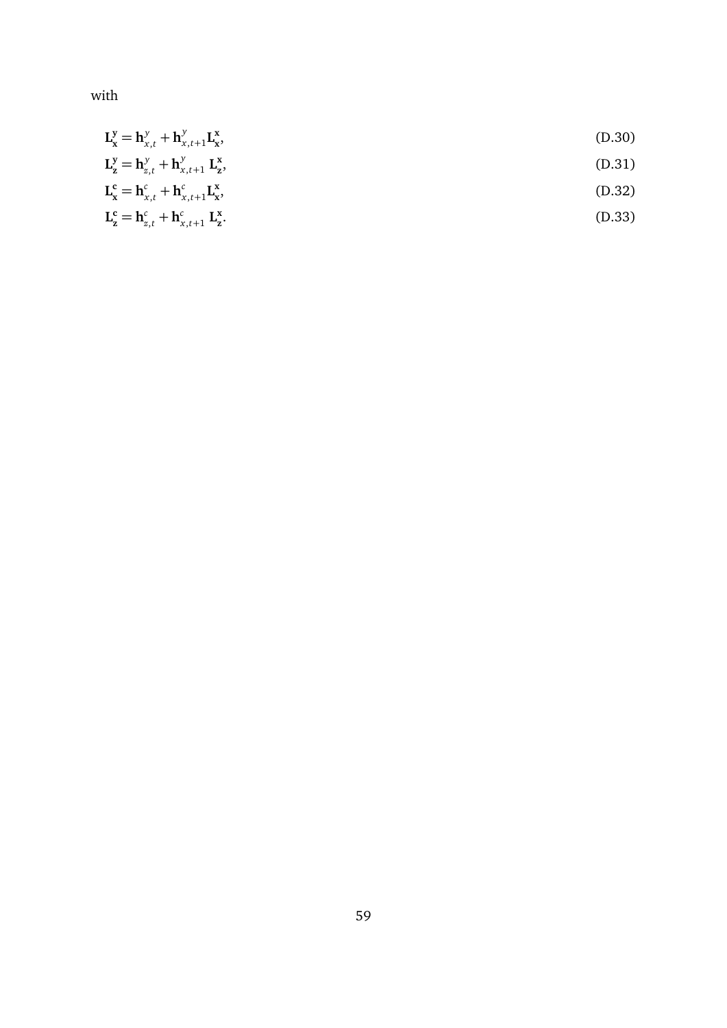with

$$\mathbf{L}_{\mathbf{x}}^{\mathbf{y}} = \mathbf{h}_{x,t}^{y} + \mathbf{h}_{x,t+1}^{y} \mathbf{L}_{\mathbf{x}}^{\mathbf{x}}, \tag{D.30}$$

$$\mathbf{L}_{\mathbf{z}}^{\mathbf{y}} = \mathbf{h}_{z,t}^{y} + \mathbf{h}_{x,t+1}^{y} \, \mathbf{L}_{\mathbf{z}}^{\mathbf{x}}, \tag{D.31}$$

$$\mathbf{L}_{\mathbf{x}}^{\mathbf{c}} = \mathbf{h}_{x,t}^{c} + \mathbf{h}_{x,t+1}^{c} \mathbf{L}_{\mathbf{x}}^{\mathbf{x}}, \tag{D.32}$$

$$\mathbf{L}_{\mathbf{z}}^{\mathbf{c}} = \mathbf{h}_{z,t}^{c} + \mathbf{h}_{x,t+1}^{c} \, \mathbf{L}_{\mathbf{z}}^{\mathbf{x}}. \tag{D.33}$$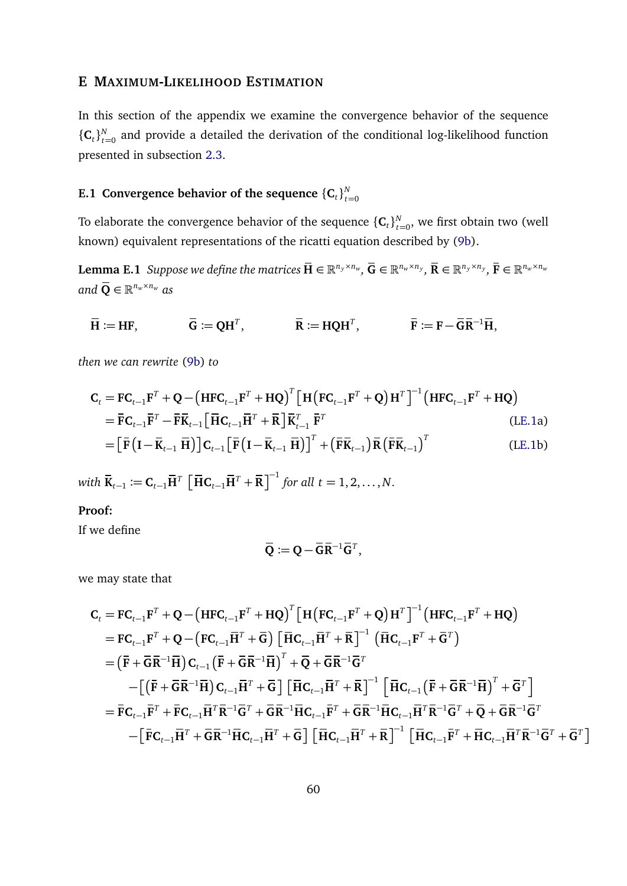## E Maximum-Likelihood Estimation

In this section of the appendix we examine the convergence behavior of the sequence $\{\mathbf{C}_t\}_{t=0}^{N}$ and provide a detailed the derivation of the conditional log-likelihood function presented in subsection 2.3.

### E.1 Convergence behavior of the sequence $\{\mathbf{C}_t\}_{t=0}^{N}$

To elaborate the convergence behavior of the sequence $\{\mathbf{C}_t\}_{t=0}^{N}$, we first obtain two (well known) equivalent representations of the ricatti equation described by (9b).

**Lemma E.1** *Suppose we define the matrices $\overline{\mathbf{H}} \in \mathbb{R}^{n_y \times n_w}$, $\overline{\mathbf{G}} \in \mathbb{R}^{n_w \times n_y}$, $\overline{\mathbf{R}} \in \mathbb{R}^{n_y \times n_y}$, $\overline{\mathbf{F}} \in \mathbb{R}^{n_w \times n_w}$ and $\overline{\mathbf{Q}} \in \mathbb{R}^{n_w \times n_w}$ as*

$$
\overline{\mathbf{H}} := \mathbf{HF}, \qquad \overline{\mathbf{G}} := \mathbf{QH}^T, \qquad \overline{\mathbf{R}} := \mathbf{HQH}^T, \qquad \overline{\mathbf{F}} := \mathbf{F} - \overline{\mathbf{G}}\,\overline{\mathbf{R}}^{-1}\overline{\mathbf{H}},
$$

*then we can rewrite (9b) to*

$$
\begin{aligned}
\mathbf{C}_t &= \mathbf{FC}_{t-1}\mathbf{F}^T + \mathbf{Q} - \left(\mathbf{HFC}_{t-1}\mathbf{F}^T + \mathbf{HQ}\right)^T \left[\mathbf{H}\left(\mathbf{FC}_{t-1}\mathbf{F}^T + \mathbf{Q}\right)\mathbf{H}^T\right]^{-1}\left(\mathbf{HFC}_{t-1}\mathbf{F}^T + \mathbf{HQ}\right) \\
&= \overline{\mathbf{F}}\mathbf{C}_{t-1}\overline{\mathbf{F}}^T - \overline{\mathbf{F}}\,\overline{\mathbf{K}}_{t-1}\left[\overline{\mathbf{H}}\mathbf{C}_{t-1}\overline{\mathbf{H}}^T + \overline{\mathbf{R}}\right]\overline{\mathbf{K}}_{t-1}^T\,\overline{\mathbf{F}}^T \qquad \text{(LE.1a)} \\
&= \left[\overline{\mathbf{F}}\left(\mathbf{I} - \overline{\mathbf{K}}_{t-1}\,\overline{\mathbf{H}}\right)\right]\mathbf{C}_{t-1}\left[\overline{\mathbf{F}}\left(\mathbf{I} - \overline{\mathbf{K}}_{t-1}\,\overline{\mathbf{H}}\right)\right]^T + \left(\overline{\mathbf{F}}\,\overline{\mathbf{K}}_{t-1}\right)\overline{\mathbf{R}}\left(\overline{\mathbf{F}}\,\overline{\mathbf{K}}_{t-1}\right)^T \qquad \text{(LE.1b)}
\end{aligned}
$$

*with $\overline{\mathbf{K}}_{t-1} := \mathbf{C}_{t-1}\overline{\mathbf{H}}^T\left[\overline{\mathbf{H}}\mathbf{C}_{t-1}\overline{\mathbf{H}}^T + \overline{\mathbf{R}}\right]^{-1}$ for all $t = 1, 2, \ldots, N$.*

**Proof:**
If we define

$$
\overline{\mathbf{Q}} := \mathbf{Q} - \overline{\mathbf{G}}\,\overline{\mathbf{R}}^{-1}\overline{\mathbf{G}}^T,
$$

we may state that

$$
\begin{aligned}
\mathbf{C}_t &= \mathbf{FC}_{t-1}\mathbf{F}^T + \mathbf{Q} - \left(\mathbf{HFC}_{t-1}\mathbf{F}^T + \mathbf{HQ}\right)^T \left[\mathbf{H}\left(\mathbf{FC}_{t-1}\mathbf{F}^T + \mathbf{Q}\right)\mathbf{H}^T\right]^{-1}\left(\mathbf{HFC}_{t-1}\mathbf{F}^T + \mathbf{HQ}\right) \\
&= \mathbf{FC}_{t-1}\mathbf{F}^T + \mathbf{Q} - \left(\mathbf{FC}_{t-1}\overline{\mathbf{H}}^T + \overline{\mathbf{G}}\right)\left[\overline{\mathbf{H}}\mathbf{C}_{t-1}\overline{\mathbf{H}}^T + \overline{\mathbf{R}}\right]^{-1}\left(\overline{\mathbf{H}}\mathbf{C}_{t-1}\mathbf{F}^T + \overline{\mathbf{G}}^T\right) \\
&= \left(\overline{\mathbf{F}} + \overline{\mathbf{G}}\,\overline{\mathbf{R}}^{-1}\overline{\mathbf{H}}\right)\mathbf{C}_{t-1}\left(\overline{\mathbf{F}} + \overline{\mathbf{G}}\,\overline{\mathbf{R}}^{-1}\overline{\mathbf{H}}\right)^T + \overline{\mathbf{Q}} + \overline{\mathbf{G}}\,\overline{\mathbf{R}}^{-1}\overline{\mathbf{G}}^T \\
&\quad - \left[\left(\overline{\mathbf{F}} + \overline{\mathbf{G}}\,\overline{\mathbf{R}}^{-1}\overline{\mathbf{H}}\right)\mathbf{C}_{t-1}\overline{\mathbf{H}}^T + \overline{\mathbf{G}}\right]\left[\overline{\mathbf{H}}\mathbf{C}_{t-1}\overline{\mathbf{H}}^T + \overline{\mathbf{R}}\right]^{-1}\left[\overline{\mathbf{H}}\mathbf{C}_{t-1}\left(\overline{\mathbf{F}} + \overline{\mathbf{G}}\,\overline{\mathbf{R}}^{-1}\overline{\mathbf{H}}\right)^T + \overline{\mathbf{G}}^T\right] \\
&= \overline{\mathbf{F}}\mathbf{C}_{t-1}\overline{\mathbf{F}}^T + \overline{\mathbf{F}}\mathbf{C}_{t-1}\overline{\mathbf{H}}^T\overline{\mathbf{R}}^{-1}\overline{\mathbf{G}}^T + \overline{\mathbf{G}}\,\overline{\mathbf{R}}^{-1}\overline{\mathbf{H}}\mathbf{C}_{t-1}\overline{\mathbf{F}}^T + \overline{\mathbf{G}}\,\overline{\mathbf{R}}^{-1}\overline{\mathbf{H}}\mathbf{C}_{t-1}\overline{\mathbf{H}}^T\overline{\mathbf{R}}^{-1}\overline{\mathbf{G}}^T + \overline{\mathbf{Q}} + \overline{\mathbf{G}}\,\overline{\mathbf{R}}^{-1}\overline{\mathbf{G}}^T \\
&\quad - \left[\overline{\mathbf{F}}\mathbf{C}_{t-1}\overline{\mathbf{H}}^T + \overline{\mathbf{G}}\,\overline{\mathbf{R}}^{-1}\overline{\mathbf{H}}\mathbf{C}_{t-1}\overline{\mathbf{H}}^T + \overline{\mathbf{G}}\right]\left[\overline{\mathbf{H}}\mathbf{C}_{t-1}\overline{\mathbf{H}}^T + \overline{\mathbf{R}}\right]^{-1}\left[\overline{\mathbf{H}}\mathbf{C}_{t-1}\overline{\mathbf{F}}^T + \overline{\mathbf{H}}\mathbf{C}_{t-1}\overline{\mathbf{H}}^T\overline{\mathbf{R}}^{-1}\overline{\mathbf{G}}^T + \overline{\mathbf{G}}^T\right]
\end{aligned}
$$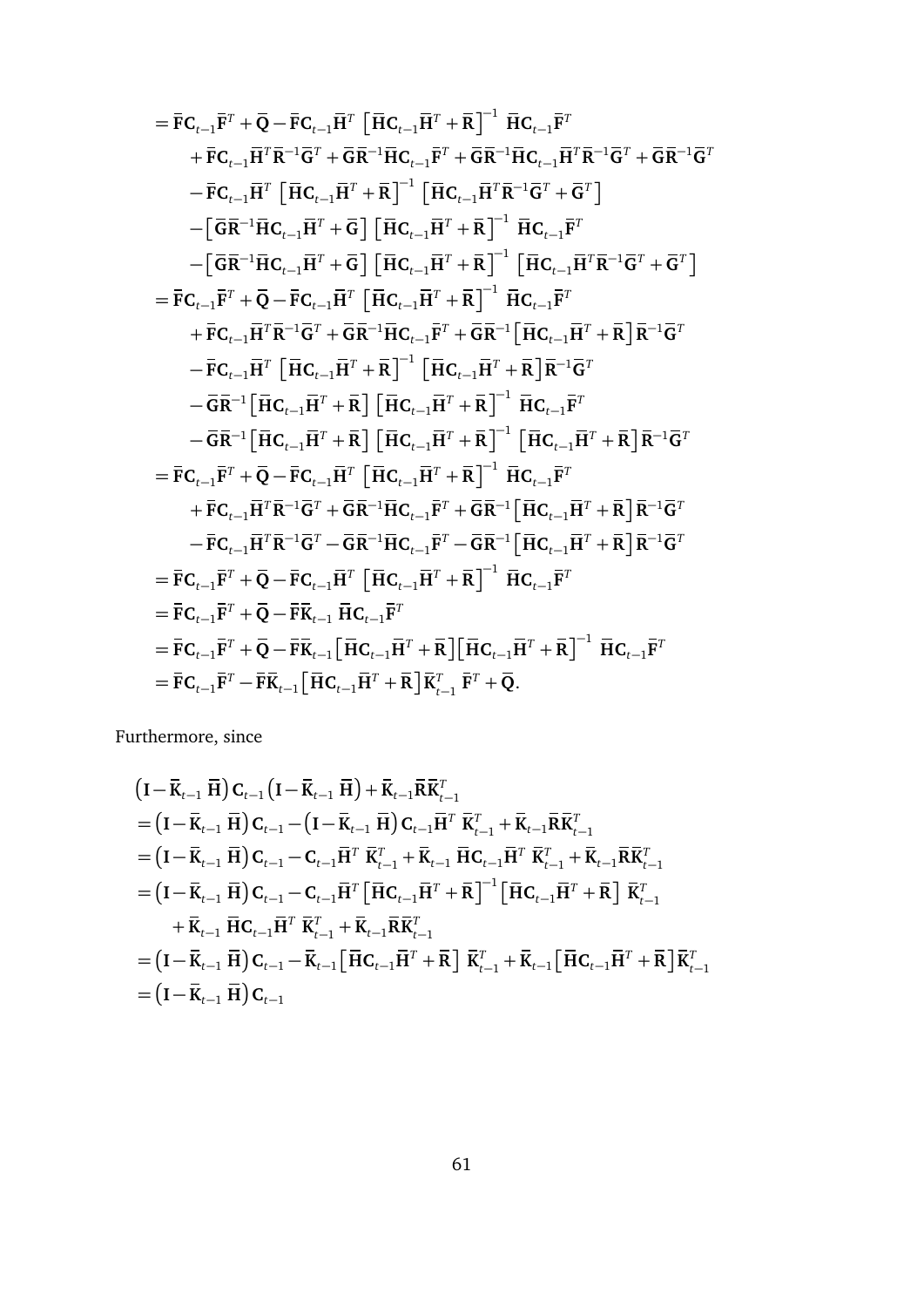$$
\begin{aligned}
&= \bar{\mathbf{F}}\mathbf{C}_{t-1}\bar{\mathbf{F}}^T + \bar{\mathbf{Q}} - \bar{\mathbf{F}}\mathbf{C}_{t-1}\bar{\mathbf{H}}^T \left[\bar{\mathbf{H}}\mathbf{C}_{t-1}\bar{\mathbf{H}}^T + \bar{\mathbf{R}}\right]^{-1} \bar{\mathbf{H}}\mathbf{C}_{t-1}\bar{\mathbf{F}}^T \\
&\quad + \bar{\mathbf{F}}\mathbf{C}_{t-1}\bar{\mathbf{H}}^T\bar{\mathbf{R}}^{-1}\bar{\mathbf{G}}^T + \bar{\mathbf{G}}\bar{\mathbf{R}}^{-1}\bar{\mathbf{H}}\mathbf{C}_{t-1}\bar{\mathbf{F}}^T + \bar{\mathbf{G}}\bar{\mathbf{R}}^{-1}\bar{\mathbf{H}}\mathbf{C}_{t-1}\bar{\mathbf{H}}^T\bar{\mathbf{R}}^{-1}\bar{\mathbf{G}}^T + \bar{\mathbf{G}}\bar{\mathbf{R}}^{-1}\bar{\mathbf{G}}^T \\
&\quad - \bar{\mathbf{F}}\mathbf{C}_{t-1}\bar{\mathbf{H}}^T \left[\bar{\mathbf{H}}\mathbf{C}_{t-1}\bar{\mathbf{H}}^T + \bar{\mathbf{R}}\right]^{-1} \left[\bar{\mathbf{H}}\mathbf{C}_{t-1}\bar{\mathbf{H}}^T\bar{\mathbf{R}}^{-1}\bar{\mathbf{G}}^T + \bar{\mathbf{G}}^T\right] \\
&\quad - \left[\bar{\mathbf{G}}\bar{\mathbf{R}}^{-1}\bar{\mathbf{H}}\mathbf{C}_{t-1}\bar{\mathbf{H}}^T + \bar{\mathbf{G}}\right] \left[\bar{\mathbf{H}}\mathbf{C}_{t-1}\bar{\mathbf{H}}^T + \bar{\mathbf{R}}\right]^{-1} \bar{\mathbf{H}}\mathbf{C}_{t-1}\bar{\mathbf{F}}^T \\
&\quad - \left[\bar{\mathbf{G}}\bar{\mathbf{R}}^{-1}\bar{\mathbf{H}}\mathbf{C}_{t-1}\bar{\mathbf{H}}^T + \bar{\mathbf{G}}\right] \left[\bar{\mathbf{H}}\mathbf{C}_{t-1}\bar{\mathbf{H}}^T + \bar{\mathbf{R}}\right]^{-1} \left[\bar{\mathbf{H}}\mathbf{C}_{t-1}\bar{\mathbf{H}}^T\bar{\mathbf{R}}^{-1}\bar{\mathbf{G}}^T + \bar{\mathbf{G}}^T\right] \\
&= \bar{\mathbf{F}}\mathbf{C}_{t-1}\bar{\mathbf{F}}^T + \bar{\mathbf{Q}} - \bar{\mathbf{F}}\mathbf{C}_{t-1}\bar{\mathbf{H}}^T \left[\bar{\mathbf{H}}\mathbf{C}_{t-1}\bar{\mathbf{H}}^T + \bar{\mathbf{R}}\right]^{-1} \bar{\mathbf{H}}\mathbf{C}_{t-1}\bar{\mathbf{F}}^T \\
&\quad + \bar{\mathbf{F}}\mathbf{C}_{t-1}\bar{\mathbf{H}}^T\bar{\mathbf{R}}^{-1}\bar{\mathbf{G}}^T + \bar{\mathbf{G}}\bar{\mathbf{R}}^{-1}\bar{\mathbf{H}}\mathbf{C}_{t-1}\bar{\mathbf{F}}^T + \bar{\mathbf{G}}\bar{\mathbf{R}}^{-1}\left[\bar{\mathbf{H}}\mathbf{C}_{t-1}\bar{\mathbf{H}}^T + \bar{\mathbf{R}}\right]\bar{\mathbf{R}}^{-1}\bar{\mathbf{G}}^T \\
&\quad - \bar{\mathbf{F}}\mathbf{C}_{t-1}\bar{\mathbf{H}}^T \left[\bar{\mathbf{H}}\mathbf{C}_{t-1}\bar{\mathbf{H}}^T + \bar{\mathbf{R}}\right]^{-1} \left[\bar{\mathbf{H}}\mathbf{C}_{t-1}\bar{\mathbf{H}}^T + \bar{\mathbf{R}}\right]\bar{\mathbf{R}}^{-1}\bar{\mathbf{G}}^T \\
&\quad - \bar{\mathbf{G}}\bar{\mathbf{R}}^{-1}\left[\bar{\mathbf{H}}\mathbf{C}_{t-1}\bar{\mathbf{H}}^T + \bar{\mathbf{R}}\right] \left[\bar{\mathbf{H}}\mathbf{C}_{t-1}\bar{\mathbf{H}}^T + \bar{\mathbf{R}}\right]^{-1} \bar{\mathbf{H}}\mathbf{C}_{t-1}\bar{\mathbf{F}}^T \\
&\quad - \bar{\mathbf{G}}\bar{\mathbf{R}}^{-1}\left[\bar{\mathbf{H}}\mathbf{C}_{t-1}\bar{\mathbf{H}}^T + \bar{\mathbf{R}}\right] \left[\bar{\mathbf{H}}\mathbf{C}_{t-1}\bar{\mathbf{H}}^T + \bar{\mathbf{R}}\right]^{-1} \left[\bar{\mathbf{H}}\mathbf{C}_{t-1}\bar{\mathbf{H}}^T + \bar{\mathbf{R}}\right]\bar{\mathbf{R}}^{-1}\bar{\mathbf{G}}^T \\
&= \bar{\mathbf{F}}\mathbf{C}_{t-1}\bar{\mathbf{F}}^T + \bar{\mathbf{Q}} - \bar{\mathbf{F}}\mathbf{C}_{t-1}\bar{\mathbf{H}}^T \left[\bar{\mathbf{H}}\mathbf{C}_{t-1}\bar{\mathbf{H}}^T + \bar{\mathbf{R}}\right]^{-1} \bar{\mathbf{H}}\mathbf{C}_{t-1}\bar{\mathbf{F}}^T \\
&\quad + \bar{\mathbf{F}}\mathbf{C}_{t-1}\bar{\mathbf{H}}^T\bar{\mathbf{R}}^{-1}\bar{\mathbf{G}}^T + \bar{\mathbf{G}}\bar{\mathbf{R}}^{-1}\bar{\mathbf{H}}\mathbf{C}_{t-1}\bar{\mathbf{F}}^T + \bar{\mathbf{G}}\bar{\mathbf{R}}^{-1}\left[\bar{\mathbf{H}}\mathbf{C}_{t-1}\bar{\mathbf{H}}^T + \bar{\mathbf{R}}\right]\bar{\mathbf{R}}^{-1}\bar{\mathbf{G}}^T \\
&\quad - \bar{\mathbf{F}}\mathbf{C}_{t-1}\bar{\mathbf{H}}^T\bar{\mathbf{R}}^{-1}\bar{\mathbf{G}}^T - \bar{\mathbf{G}}\bar{\mathbf{R}}^{-1}\bar{\mathbf{H}}\mathbf{C}_{t-1}\bar{\mathbf{F}}^T - \bar{\mathbf{G}}\bar{\mathbf{R}}^{-1}\left[\bar{\mathbf{H}}\mathbf{C}_{t-1}\bar{\mathbf{H}}^T + \bar{\mathbf{R}}\right]\bar{\mathbf{R}}^{-1}\bar{\mathbf{G}}^T \\
&= \bar{\mathbf{F}}\mathbf{C}_{t-1}\bar{\mathbf{F}}^T + \bar{\mathbf{Q}} - \bar{\mathbf{F}}\mathbf{C}_{t-1}\bar{\mathbf{H}}^T \left[\bar{\mathbf{H}}\mathbf{C}_{t-1}\bar{\mathbf{H}}^T + \bar{\mathbf{R}}\right]^{-1} \bar{\mathbf{H}}\mathbf{C}_{t-1}\bar{\mathbf{F}}^T \\
&= \bar{\mathbf{F}}\mathbf{C}_{t-1}\bar{\mathbf{F}}^T + \bar{\mathbf{Q}} - \bar{\mathbf{F}}\bar{\mathbf{K}}_{t-1}\,\bar{\mathbf{H}}\mathbf{C}_{t-1}\bar{\mathbf{F}}^T \\
&= \bar{\mathbf{F}}\mathbf{C}_{t-1}\bar{\mathbf{F}}^T + \bar{\mathbf{Q}} - \bar{\mathbf{F}}\bar{\mathbf{K}}_{t-1}\left[\bar{\mathbf{H}}\mathbf{C}_{t-1}\bar{\mathbf{H}}^T + \bar{\mathbf{R}}\right]\left[\bar{\mathbf{H}}\mathbf{C}_{t-1}\bar{\mathbf{H}}^T + \bar{\mathbf{R}}\right]^{-1} \bar{\mathbf{H}}\mathbf{C}_{t-1}\bar{\mathbf{F}}^T \\
&= \bar{\mathbf{F}}\mathbf{C}_{t-1}\bar{\mathbf{F}}^T - \bar{\mathbf{F}}\bar{\mathbf{K}}_{t-1}\left[\bar{\mathbf{H}}\mathbf{C}_{t-1}\bar{\mathbf{H}}^T + \bar{\mathbf{R}}\right]\bar{\mathbf{K}}_{t-1}^T\,\bar{\mathbf{F}}^T + \bar{\mathbf{Q}}.
\end{aligned}
$$

Furthermore, since

$$
\begin{aligned}
&\left(\mathbf{I} - \bar{\mathbf{K}}_{t-1}\,\bar{\mathbf{H}}\right)\mathbf{C}_{t-1}\left(\mathbf{I} - \bar{\mathbf{K}}_{t-1}\,\bar{\mathbf{H}}\right) + \bar{\mathbf{K}}_{t-1}\bar{\mathbf{R}}\bar{\mathbf{K}}_{t-1}^T \\
&= \left(\mathbf{I} - \bar{\mathbf{K}}_{t-1}\,\bar{\mathbf{H}}\right)\mathbf{C}_{t-1} - \left(\mathbf{I} - \bar{\mathbf{K}}_{t-1}\,\bar{\mathbf{H}}\right)\mathbf{C}_{t-1}\bar{\mathbf{H}}^T\,\bar{\mathbf{K}}_{t-1}^T + \bar{\mathbf{K}}_{t-1}\bar{\mathbf{R}}\bar{\mathbf{K}}_{t-1}^T \\
&= \left(\mathbf{I} - \bar{\mathbf{K}}_{t-1}\,\bar{\mathbf{H}}\right)\mathbf{C}_{t-1} - \mathbf{C}_{t-1}\bar{\mathbf{H}}^T\,\bar{\mathbf{K}}_{t-1}^T + \bar{\mathbf{K}}_{t-1}\,\bar{\mathbf{H}}\mathbf{C}_{t-1}\bar{\mathbf{H}}^T\,\bar{\mathbf{K}}_{t-1}^T + \bar{\mathbf{K}}_{t-1}\bar{\mathbf{R}}\bar{\mathbf{K}}_{t-1}^T \\
&= \left(\mathbf{I} - \bar{\mathbf{K}}_{t-1}\,\bar{\mathbf{H}}\right)\mathbf{C}_{t-1} - \mathbf{C}_{t-1}\bar{\mathbf{H}}^T\left[\bar{\mathbf{H}}\mathbf{C}_{t-1}\bar{\mathbf{H}}^T + \bar{\mathbf{R}}\right]^{-1}\left[\bar{\mathbf{H}}\mathbf{C}_{t-1}\bar{\mathbf{H}}^T + \bar{\mathbf{R}}\right]\,\bar{\mathbf{K}}_{t-1}^T \\
&\quad + \bar{\mathbf{K}}_{t-1}\,\bar{\mathbf{H}}\mathbf{C}_{t-1}\bar{\mathbf{H}}^T\,\bar{\mathbf{K}}_{t-1}^T + \bar{\mathbf{K}}_{t-1}\bar{\mathbf{R}}\bar{\mathbf{K}}_{t-1}^T \\
&= \left(\mathbf{I} - \bar{\mathbf{K}}_{t-1}\,\bar{\mathbf{H}}\right)\mathbf{C}_{t-1} - \bar{\mathbf{K}}_{t-1}\left[\bar{\mathbf{H}}\mathbf{C}_{t-1}\bar{\mathbf{H}}^T + \bar{\mathbf{R}}\right]\,\bar{\mathbf{K}}_{t-1}^T + \bar{\mathbf{K}}_{t-1}\left[\bar{\mathbf{H}}\mathbf{C}_{t-1}\bar{\mathbf{H}}^T + \bar{\mathbf{R}}\right]\bar{\mathbf{K}}_{t-1}^T \\
&= \left(\mathbf{I} - \bar{\mathbf{K}}_{t-1}\,\bar{\mathbf{H}}\right)\mathbf{C}_{t-1}
\end{aligned}
$$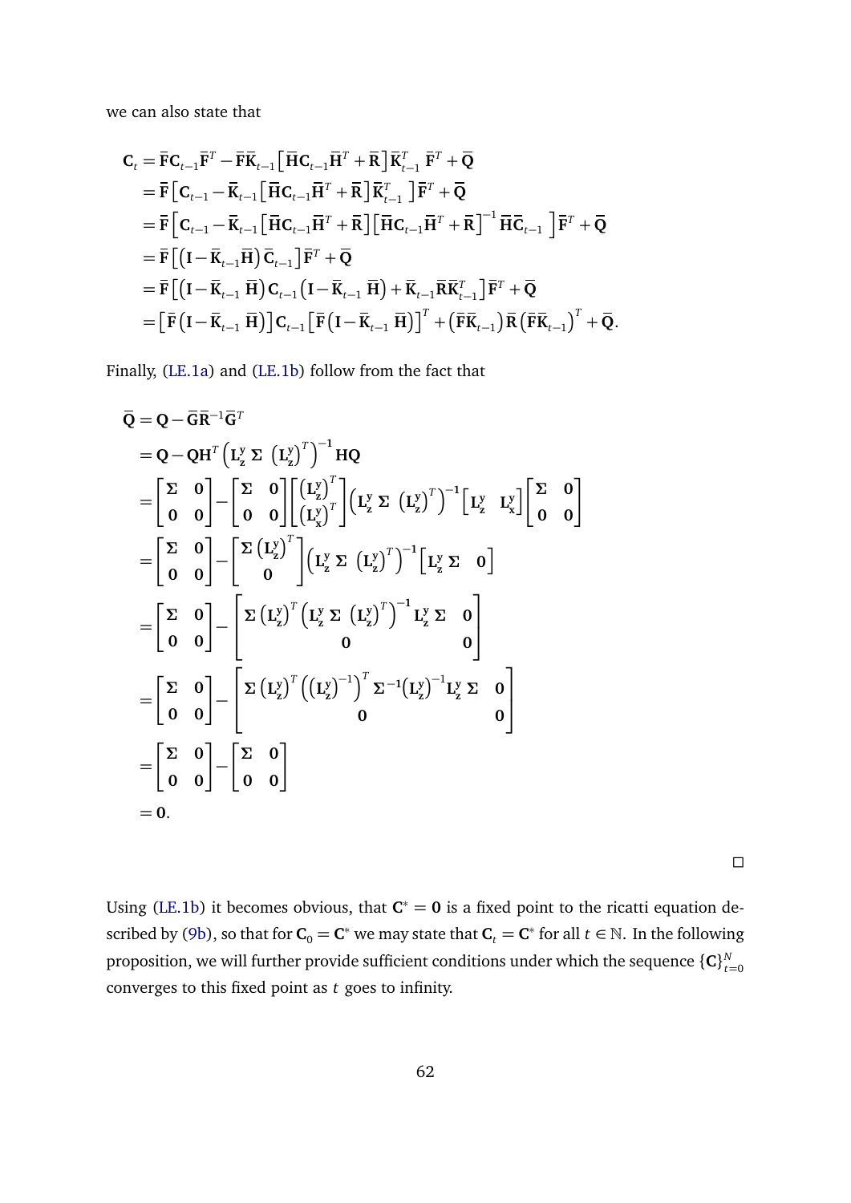we can also state that

$$
\begin{aligned}
\mathbf{C}_t &= \bar{\mathbf{F}}\mathbf{C}_{t-1}\bar{\mathbf{F}}^T - \bar{\mathbf{F}}\bar{\mathbf{K}}_{t-1}\left[\bar{\mathbf{H}}\mathbf{C}_{t-1}\bar{\mathbf{H}}^T + \bar{\mathbf{R}}\right]\bar{\mathbf{K}}_{t-1}^T\,\bar{\mathbf{F}}^T + \bar{\mathbf{Q}} \\
&= \bar{\mathbf{F}}\left[\mathbf{C}_{t-1} - \bar{\mathbf{K}}_{t-1}\left[\bar{\mathbf{H}}\mathbf{C}_{t-1}\bar{\mathbf{H}}^T + \bar{\mathbf{R}}\right]\bar{\mathbf{K}}_{t-1}^T\,\right]\bar{\mathbf{F}}^T + \bar{\mathbf{Q}} \\
&= \bar{\mathbf{F}}\left[\mathbf{C}_{t-1} - \bar{\mathbf{K}}_{t-1}\left[\bar{\mathbf{H}}\mathbf{C}_{t-1}\bar{\mathbf{H}}^T + \bar{\mathbf{R}}\right]\left[\bar{\mathbf{H}}\mathbf{C}_{t-1}\bar{\mathbf{H}}^T + \bar{\mathbf{R}}\right]^{-1}\bar{\mathbf{H}}\bar{\mathbf{C}}_{t-1}\,\right]\bar{\mathbf{F}}^T + \bar{\mathbf{Q}} \\
&= \bar{\mathbf{F}}\left[\left(\mathbf{I} - \bar{\mathbf{K}}_{t-1}\bar{\mathbf{H}}\right)\bar{\mathbf{C}}_{t-1}\right]\bar{\mathbf{F}}^T + \bar{\mathbf{Q}} \\
&= \bar{\mathbf{F}}\left[\left(\mathbf{I} - \bar{\mathbf{K}}_{t-1}\,\bar{\mathbf{H}}\right)\mathbf{C}_{t-1}\left(\mathbf{I} - \bar{\mathbf{K}}_{t-1}\,\bar{\mathbf{H}}\right) + \bar{\mathbf{K}}_{t-1}\bar{\mathbf{R}}\bar{\mathbf{K}}_{t-1}^T\right]\bar{\mathbf{F}}^T + \bar{\mathbf{Q}} \\
&= \left[\bar{\mathbf{F}}\left(\mathbf{I} - \bar{\mathbf{K}}_{t-1}\,\bar{\mathbf{H}}\right)\right]\mathbf{C}_{t-1}\left[\bar{\mathbf{F}}\left(\mathbf{I} - \bar{\mathbf{K}}_{t-1}\,\bar{\mathbf{H}}\right)\right]^T + \left(\bar{\mathbf{F}}\bar{\mathbf{K}}_{t-1}\right)\bar{\mathbf{R}}\left(\bar{\mathbf{F}}\bar{\mathbf{K}}_{t-1}\right)^T + \bar{\mathbf{Q}}.
\end{aligned}
$$

Finally, (LE.1a) and (LE.1b) follow from the fact that

$$
\begin{aligned}
\bar{\mathbf{Q}} &= \mathbf{Q} - \bar{\mathbf{G}}\bar{\mathbf{R}}^{-1}\bar{\mathbf{G}}^T \\
&= \mathbf{Q} - \mathbf{Q}\mathbf{H}^T\left(\mathbf{L}_{\mathbf{z}}^{\mathbf{y}}\,\boldsymbol{\Sigma}\,\left(\mathbf{L}_{\mathbf{z}}^{\mathbf{y}}\right)^T\right)^{-1}\mathbf{H}\mathbf{Q} \\
&= \begin{bmatrix} \boldsymbol{\Sigma} & \mathbf{0} \\ \mathbf{0} & \mathbf{0} \end{bmatrix} - \begin{bmatrix} \boldsymbol{\Sigma} & \mathbf{0} \\ \mathbf{0} & \mathbf{0} \end{bmatrix}\begin{bmatrix} \left(\mathbf{L}_{\mathbf{z}}^{\mathbf{y}}\right)^T \\ \left(\mathbf{L}_{\mathbf{x}}^{\mathbf{y}}\right)^T \end{bmatrix}\left(\mathbf{L}_{\mathbf{z}}^{\mathbf{y}}\,\boldsymbol{\Sigma}\,\left(\mathbf{L}_{\mathbf{z}}^{\mathbf{y}}\right)^T\right)^{-1}\begin{bmatrix} \mathbf{L}_{\mathbf{z}}^{\mathbf{y}} & \mathbf{L}_{\mathbf{x}}^{\mathbf{y}} \end{bmatrix}\begin{bmatrix} \boldsymbol{\Sigma} & \mathbf{0} \\ \mathbf{0} & \mathbf{0} \end{bmatrix} \\
&= \begin{bmatrix} \boldsymbol{\Sigma} & \mathbf{0} \\ \mathbf{0} & \mathbf{0} \end{bmatrix} - \begin{bmatrix} \boldsymbol{\Sigma}\left(\mathbf{L}_{\mathbf{z}}^{\mathbf{y}}\right)^T \\ \mathbf{0} \end{bmatrix}\left(\mathbf{L}_{\mathbf{z}}^{\mathbf{y}}\,\boldsymbol{\Sigma}\,\left(\mathbf{L}_{\mathbf{z}}^{\mathbf{y}}\right)^T\right)^{-1}\begin{bmatrix} \mathbf{L}_{\mathbf{z}}^{\mathbf{y}}\,\boldsymbol{\Sigma} & \mathbf{0} \end{bmatrix} \\
&= \begin{bmatrix} \boldsymbol{\Sigma} & \mathbf{0} \\ \mathbf{0} & \mathbf{0} \end{bmatrix} - \begin{bmatrix} \boldsymbol{\Sigma}\left(\mathbf{L}_{\mathbf{z}}^{\mathbf{y}}\right)^T\left(\mathbf{L}_{\mathbf{z}}^{\mathbf{y}}\,\boldsymbol{\Sigma}\,\left(\mathbf{L}_{\mathbf{z}}^{\mathbf{y}}\right)^T\right)^{-1}\mathbf{L}_{\mathbf{z}}^{\mathbf{y}}\,\boldsymbol{\Sigma} & \mathbf{0} \\ \mathbf{0} & \mathbf{0} \end{bmatrix} \\
&= \begin{bmatrix} \boldsymbol{\Sigma} & \mathbf{0} \\ \mathbf{0} & \mathbf{0} \end{bmatrix} - \begin{bmatrix} \boldsymbol{\Sigma}\left(\mathbf{L}_{\mathbf{z}}^{\mathbf{y}}\right)^T\left(\left(\mathbf{L}_{\mathbf{z}}^{\mathbf{y}}\right)^{-1}\right)^T\boldsymbol{\Sigma}^{-1}\left(\mathbf{L}_{\mathbf{z}}^{\mathbf{y}}\right)^{-1}\mathbf{L}_{\mathbf{z}}^{\mathbf{y}}\,\boldsymbol{\Sigma} & \mathbf{0} \\ \mathbf{0} & \mathbf{0} \end{bmatrix} \\
&= \begin{bmatrix} \boldsymbol{\Sigma} & \mathbf{0} \\ \mathbf{0} & \mathbf{0} \end{bmatrix} - \begin{bmatrix} \boldsymbol{\Sigma} & \mathbf{0} \\ \mathbf{0} & \mathbf{0} \end{bmatrix} \\
&= \mathbf{0}.
\end{aligned}
$$

□

Using (LE.1b) it becomes obvious, that $\mathbf{C}^* = \mathbf{0}$ is a fixed point to the ricatti equation described by (9b), so that for $\mathbf{C}_0 = \mathbf{C}^*$ we may state that $\mathbf{C}_t = \mathbf{C}^*$ for all $t \in \mathbb{N}$. In the following proposition, we will further provide sufficient conditions under which the sequence $\{\mathbf{C}\}_{t=0}^N$ converges to this fixed point as $t$ goes to infinity.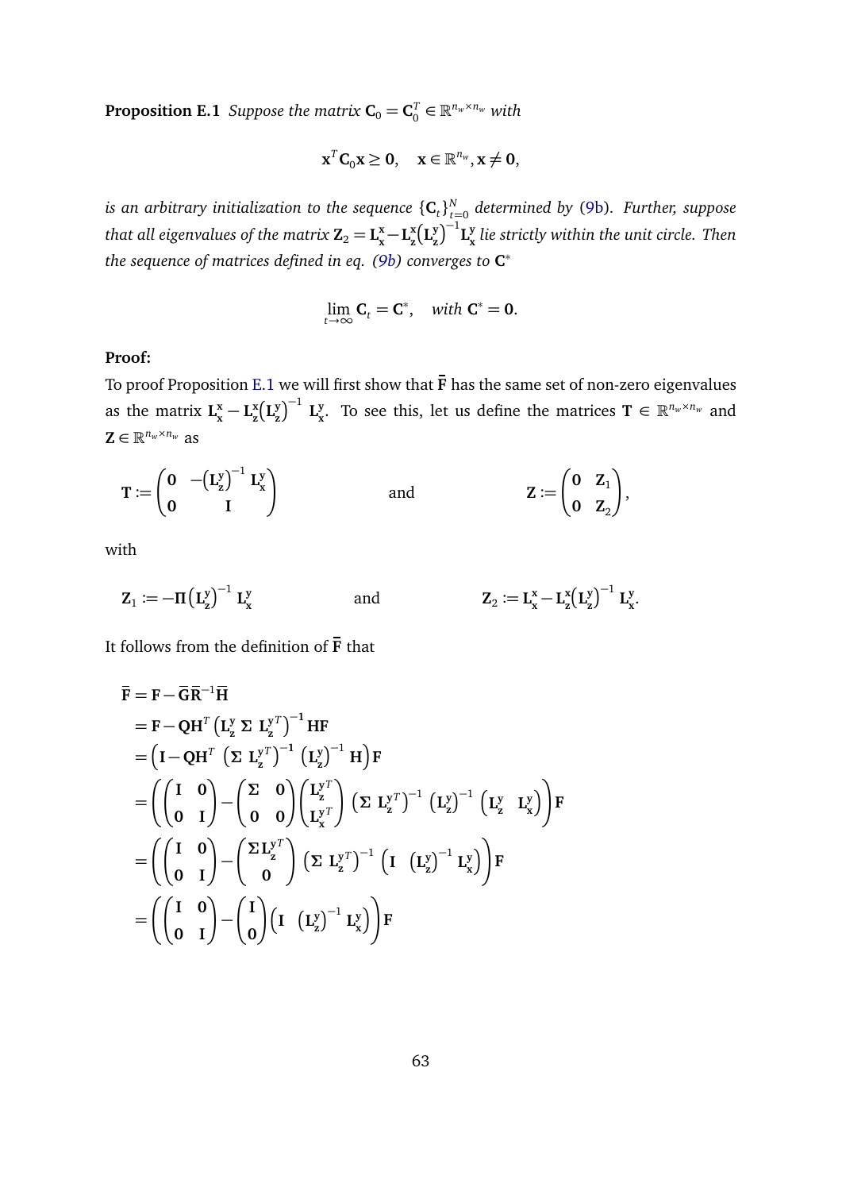**Proposition E.1** *Suppose the matrix $\mathbf{C}_0 = \mathbf{C}_0^T \in \mathbb{R}^{n_w \times n_w}$ with*

$$\mathbf{x}^T \mathbf{C}_0 \mathbf{x} \geq \mathbf{0}, \quad \mathbf{x} \in \mathbb{R}^{n_w}, \mathbf{x} \neq \mathbf{0},$$

*is an arbitrary initialization to the sequence $\{\mathbf{C}_t\}_{t=0}^N$ determined by (9b). Further, suppose that all eigenvalues of the matrix $\mathbf{Z}_2 = \mathbf{L}_\mathbf{x}^\mathbf{x} - \mathbf{L}_\mathbf{z}^\mathbf{x} \left(\mathbf{L}_\mathbf{z}^\mathbf{y}\right)^{-1} \mathbf{L}_\mathbf{x}^\mathbf{y}$ lie strictly within the unit circle. Then the sequence of matrices defined in eq. (9b) converges to $\mathbf{C}^*$*

$$\lim_{t\to\infty} \mathbf{C}_t = \mathbf{C}^*, \quad \textit{with } \mathbf{C}^* = \mathbf{0}.$$

**Proof:**

To proof Proposition E.1 we will first show that $\bar{\mathbf{F}}$ has the same set of non-zero eigenvalues as the matrix $\mathbf{L}_\mathbf{x}^\mathbf{x} - \mathbf{L}_\mathbf{z}^\mathbf{x} \left(\mathbf{L}_\mathbf{z}^\mathbf{y}\right)^{-1} \mathbf{L}_\mathbf{x}^\mathbf{y}$. To see this, let us define the matrices $\mathbf{T} \in \mathbb{R}^{n_w \times n_w}$ and $\mathbf{Z} \in \mathbb{R}^{n_w \times n_w}$ as

$$\mathbf{T} := \begin{pmatrix} \mathbf{0} & -\left(\mathbf{L}_\mathbf{z}^\mathbf{y}\right)^{-1} \mathbf{L}_\mathbf{x}^\mathbf{y} \\ \mathbf{0} & \mathbf{I} \end{pmatrix} \qquad \text{and} \qquad \mathbf{Z} := \begin{pmatrix} \mathbf{0} & \mathbf{Z}_1 \\ \mathbf{0} & \mathbf{Z}_2 \end{pmatrix},$$

with

$$\mathbf{Z}_1 := -\mathbf{\Pi} \left(\mathbf{L}_\mathbf{z}^\mathbf{y}\right)^{-1} \mathbf{L}_\mathbf{x}^\mathbf{y} \qquad \text{and} \qquad \mathbf{Z}_2 := \mathbf{L}_\mathbf{x}^\mathbf{x} - \mathbf{L}_\mathbf{z}^\mathbf{x} \left(\mathbf{L}_\mathbf{z}^\mathbf{y}\right)^{-1} \mathbf{L}_\mathbf{x}^\mathbf{y}.$$

It follows from the definition of $\bar{\mathbf{F}}$ that

$$\begin{aligned}
\bar{\mathbf{F}} &= \mathbf{F} - \bar{\mathbf{G}} \bar{\mathbf{R}}^{-1} \bar{\mathbf{H}} \\
&= \mathbf{F} - \mathbf{Q}\mathbf{H}^T \left(\mathbf{L}_\mathbf{z}^\mathbf{y}\, \mathbf{\Sigma}\, \mathbf{L}_\mathbf{z}^{\mathbf{y}T}\right)^{-1} \mathbf{H}\mathbf{F} \\
&= \left(\mathbf{I} - \mathbf{Q}\mathbf{H}^T \left(\mathbf{\Sigma}\, \mathbf{L}_\mathbf{z}^{\mathbf{y}T}\right)^{-1} \left(\mathbf{L}_\mathbf{z}^\mathbf{y}\right)^{-1} \mathbf{H}\right) \mathbf{F} \\
&= \left( \begin{pmatrix} \mathbf{I} & \mathbf{0} \\ \mathbf{0} & \mathbf{I} \end{pmatrix} - \begin{pmatrix} \mathbf{\Sigma} & \mathbf{0} \\ \mathbf{0} & \mathbf{0} \end{pmatrix} \begin{pmatrix} \mathbf{L}_\mathbf{z}^{\mathbf{y}T} \\ \mathbf{L}_\mathbf{x}^{\mathbf{y}T} \end{pmatrix} \left(\mathbf{\Sigma}\, \mathbf{L}_\mathbf{z}^{\mathbf{y}T}\right)^{-1} \left(\mathbf{L}_\mathbf{z}^\mathbf{y}\right)^{-1} \begin{pmatrix} \mathbf{L}_\mathbf{z}^\mathbf{y} & \mathbf{L}_\mathbf{x}^\mathbf{y} \end{pmatrix} \right) \mathbf{F} \\
&= \left( \begin{pmatrix} \mathbf{I} & \mathbf{0} \\ \mathbf{0} & \mathbf{I} \end{pmatrix} - \begin{pmatrix} \mathbf{\Sigma} \mathbf{L}_\mathbf{z}^{\mathbf{y}T} \\ \mathbf{0} \end{pmatrix} \left(\mathbf{\Sigma}\, \mathbf{L}_\mathbf{z}^{\mathbf{y}T}\right)^{-1} \begin{pmatrix} \mathbf{I} & \left(\mathbf{L}_\mathbf{z}^\mathbf{y}\right)^{-1} \mathbf{L}_\mathbf{x}^\mathbf{y} \end{pmatrix} \right) \mathbf{F} \\
&= \left( \begin{pmatrix} \mathbf{I} & \mathbf{0} \\ \mathbf{0} & \mathbf{I} \end{pmatrix} - \begin{pmatrix} \mathbf{I} \\ \mathbf{0} \end{pmatrix} \begin{pmatrix} \mathbf{I} & \left(\mathbf{L}_\mathbf{z}^\mathbf{y}\right)^{-1} \mathbf{L}_\mathbf{x}^\mathbf{y} \end{pmatrix} \right) \mathbf{F}
\end{aligned}$$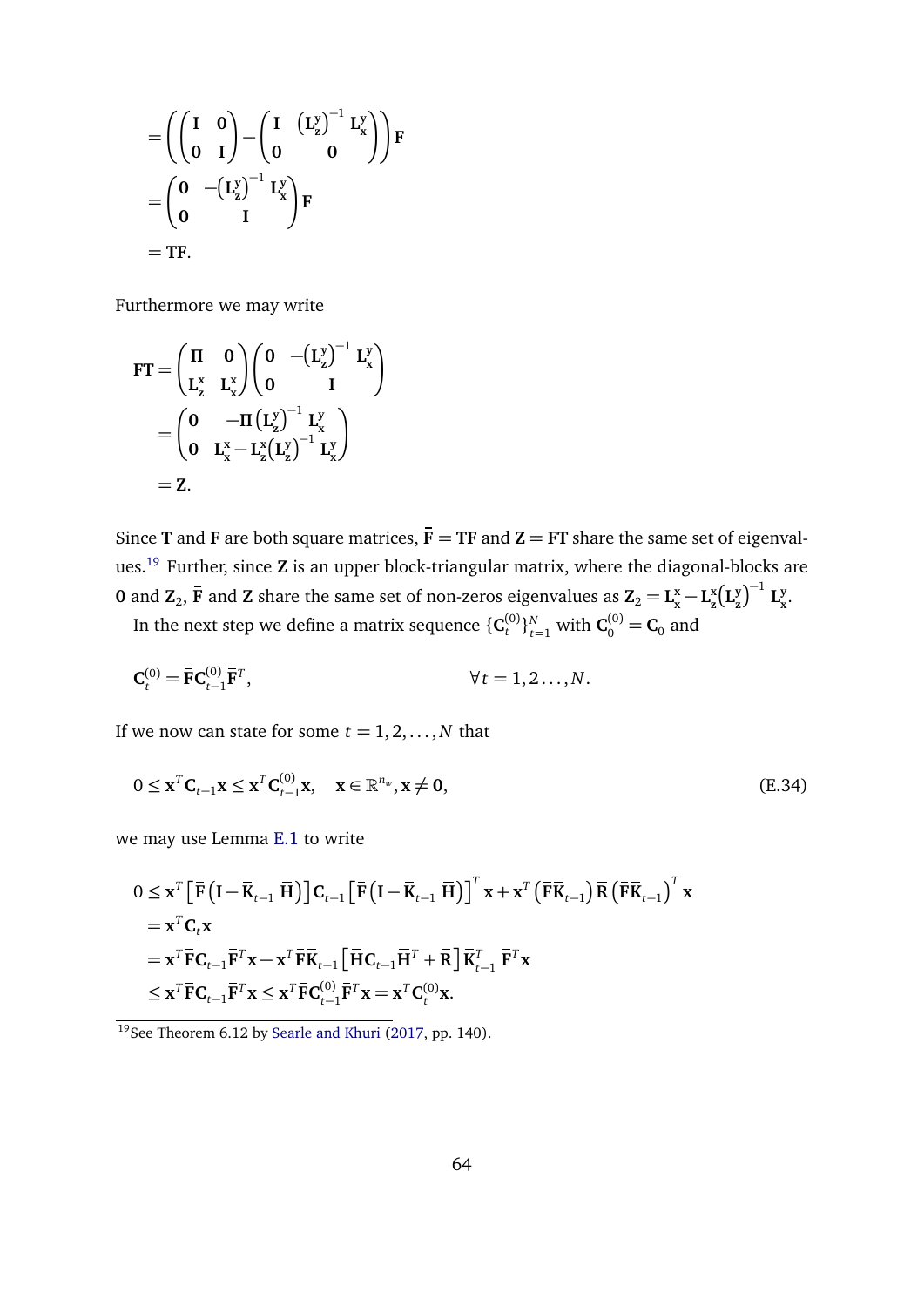$$
\begin{aligned}
&= \left( \begin{pmatrix} \mathbf{I} & \mathbf{0} \\ \mathbf{0} & \mathbf{I} \end{pmatrix} - \begin{pmatrix} \mathbf{I} & \left(\mathbf{L}_{\mathbf{z}}^{\mathbf{y}}\right)^{-1} \mathbf{L}_{\mathbf{x}}^{\mathbf{y}} \\ \mathbf{0} & \mathbf{0} \end{pmatrix} \right) \mathbf{F} \\
&= \begin{pmatrix} \mathbf{0} & -\left(\mathbf{L}_{\mathbf{z}}^{\mathbf{y}}\right)^{-1} \mathbf{L}_{\mathbf{x}}^{\mathbf{y}} \\ \mathbf{0} & \mathbf{I} \end{pmatrix} \mathbf{F} \\
&= \mathbf{T}\mathbf{F}.
\end{aligned}
$$

Furthermore we may write

$$
\begin{aligned}
\mathbf{F}\mathbf{T} &= \begin{pmatrix} \mathbf{\Pi} & \mathbf{0} \\ \mathbf{L}_{\mathbf{z}}^{\mathbf{x}} & \mathbf{L}_{\mathbf{x}}^{\mathbf{x}} \end{pmatrix} \begin{pmatrix} \mathbf{0} & -\left(\mathbf{L}_{\mathbf{z}}^{\mathbf{y}}\right)^{-1} \mathbf{L}_{\mathbf{x}}^{\mathbf{y}} \\ \mathbf{0} & \mathbf{I} \end{pmatrix} \\
&= \begin{pmatrix} \mathbf{0} & -\mathbf{\Pi} \left(\mathbf{L}_{\mathbf{z}}^{\mathbf{y}}\right)^{-1} \mathbf{L}_{\mathbf{x}}^{\mathbf{y}} \\ \mathbf{0} & \mathbf{L}_{\mathbf{x}}^{\mathbf{x}} - \mathbf{L}_{\mathbf{z}}^{\mathbf{x}} \left(\mathbf{L}_{\mathbf{z}}^{\mathbf{y}}\right)^{-1} \mathbf{L}_{\mathbf{x}}^{\mathbf{y}} \end{pmatrix} \\
&= \mathbf{Z}.
\end{aligned}
$$

Since $\mathbf{T}$ and $\mathbf{F}$ are both square matrices, $\bar{\mathbf{F}} = \mathbf{T}\mathbf{F}$ and $\mathbf{Z} = \mathbf{F}\mathbf{T}$ share the same set of eigenvalues.[19] Further, since $\mathbf{Z}$ is an upper block-triangular matrix, where the diagonal-blocks are $\mathbf{0}$ and $\mathbf{Z}_2$, $\bar{\mathbf{F}}$ and $\mathbf{Z}$ share the same set of non-zeros eigenvalues as $\mathbf{Z}_2 = \mathbf{L}_{\mathbf{x}}^{\mathbf{x}} - \mathbf{L}_{\mathbf{z}}^{\mathbf{x}} \left(\mathbf{L}_{\mathbf{z}}^{\mathbf{y}}\right)^{-1} \mathbf{L}_{\mathbf{x}}^{\mathbf{y}}$.

In the next step we define a matrix sequence $\{\mathbf{C}_t^{(0)}\}_{t=1}^{N}$ with $\mathbf{C}_0^{(0)} = \mathbf{C}_0$ and

$$
\mathbf{C}_t^{(0)} = \bar{\mathbf{F}} \mathbf{C}_{t-1}^{(0)} \bar{\mathbf{F}}^T, \qquad \forall t = 1, 2 \ldots, N.
$$

If we now can state for some $t = 1, 2, \ldots, N$ that

$$
0 \leq \mathbf{x}^T \mathbf{C}_{t-1} \mathbf{x} \leq \mathbf{x}^T \mathbf{C}_{t-1}^{(0)} \mathbf{x}, \quad \mathbf{x} \in \mathbb{R}^{n_w}, \mathbf{x} \neq \mathbf{0}, \tag{E.34}
$$

we may use Lemma E.1 to write

$$
\begin{aligned}
0 &\leq \mathbf{x}^T \left[ \bar{\mathbf{F}} \left( \mathbf{I} - \bar{\mathbf{K}}_{t-1} \, \bar{\mathbf{H}} \right) \right] \mathbf{C}_{t-1} \left[ \bar{\mathbf{F}} \left( \mathbf{I} - \bar{\mathbf{K}}_{t-1} \, \bar{\mathbf{H}} \right) \right]^T \mathbf{x} + \mathbf{x}^T \left( \bar{\mathbf{F}} \bar{\mathbf{K}}_{t-1} \right) \bar{\mathbf{R}} \left( \bar{\mathbf{F}} \bar{\mathbf{K}}_{t-1} \right)^T \mathbf{x} \\
&= \mathbf{x}^T \mathbf{C}_t \mathbf{x} \\
&= \mathbf{x}^T \bar{\mathbf{F}} \mathbf{C}_{t-1} \bar{\mathbf{F}}^T \mathbf{x} - \mathbf{x}^T \bar{\mathbf{F}} \bar{\mathbf{K}}_{t-1} \left[ \bar{\mathbf{H}} \mathbf{C}_{t-1} \bar{\mathbf{H}}^T + \bar{\mathbf{R}} \right] \bar{\mathbf{K}}_{t-1}^T \, \bar{\mathbf{F}}^T \mathbf{x} \\
&\leq \mathbf{x}^T \bar{\mathbf{F}} \mathbf{C}_{t-1} \bar{\mathbf{F}}^T \mathbf{x} \leq \mathbf{x}^T \bar{\mathbf{F}} \mathbf{C}_{t-1}^{(0)} \bar{\mathbf{F}}^T \mathbf{x} = \mathbf{x}^T \mathbf{C}_t^{(0)} \mathbf{x}.
\end{aligned}
$$

[19] See Theorem 6.12 by Searle and Khuri (2017, pp. 140).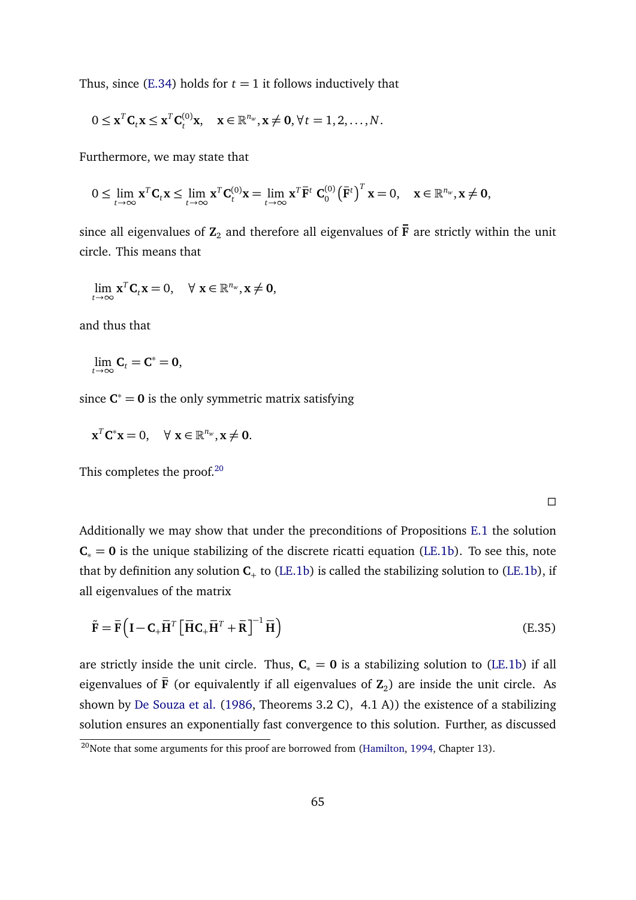Thus, since (E.34) holds for $t = 1$ it follows inductively that

$$0 \leq \mathbf{x}^T \mathbf{C}_t \mathbf{x} \leq \mathbf{x}^T \mathbf{C}_t^{(0)} \mathbf{x}, \quad \mathbf{x} \in \mathbb{R}^{n_w}, \mathbf{x} \neq \mathbf{0}, \forall t = 1, 2, \ldots, N.$$

Furthermore, we may state that

$$0 \leq \lim_{t \to \infty} \mathbf{x}^T \mathbf{C}_t \mathbf{x} \leq \lim_{t \to \infty} \mathbf{x}^T \mathbf{C}_t^{(0)} \mathbf{x} = \lim_{t \to \infty} \mathbf{x}^T \bar{\mathbf{F}}^t \, \mathbf{C}_0^{(0)} \left(\bar{\mathbf{F}}^t\right)^T \mathbf{x} = 0, \quad \mathbf{x} \in \mathbb{R}^{n_w}, \mathbf{x} \neq \mathbf{0},$$

since all eigenvalues of $\mathbf{Z}_2$ and therefore all eigenvalues of $\bar{\mathbf{F}}$ are strictly within the unit circle. This means that

$$\lim_{t \to \infty} \mathbf{x}^T \mathbf{C}_t \mathbf{x} = 0, \quad \forall \, \mathbf{x} \in \mathbb{R}^{n_w}, \mathbf{x} \neq \mathbf{0},$$

and thus that

$$\lim_{t \to \infty} \mathbf{C}_t = \mathbf{C}^* = \mathbf{0},$$

since $\mathbf{C}^* = \mathbf{0}$ is the only symmetric matrix satisfying

$$\mathbf{x}^T \mathbf{C}^* \mathbf{x} = 0, \quad \forall \, \mathbf{x} \in \mathbb{R}^{n_w}, \mathbf{x} \neq \mathbf{0}.$$

This completes the proof.[20]

□

Additionally we may show that under the preconditions of Propositions E.1 the solution $\mathbf{C}_* = \mathbf{0}$ is the unique stabilizing of the discrete ricatti equation (LE.1b). To see this, note that by definition any solution $\mathbf{C}_+$ to (LE.1b) is called the stabilizing solution to (LE.1b), if all eigenvalues of the matrix

$$\tilde{\mathbf{F}} = \bar{\mathbf{F}} \left( \mathbf{I} - \mathbf{C}_+ \bar{\mathbf{H}}^T \left[ \bar{\mathbf{H}} \mathbf{C}_+ \bar{\mathbf{H}}^T + \bar{\mathbf{R}} \right]^{-1} \bar{\mathbf{H}} \right) \tag{E.35}$$

are strictly inside the unit circle. Thus, $\mathbf{C}_* = \mathbf{0}$ is a stabilizing solution to (LE.1b) if all eigenvalues of $\bar{\mathbf{F}}$ (or equivalently if all eigenvalues of $\mathbf{Z}_2$) are inside the unit circle. As shown by De Souza et al. (1986, Theorems 3.2 C), 4.1 A)) the existence of a stabilizing solution ensures an exponentially fast convergence to this solution. Further, as discussed

[20] Note that some arguments for this proof are borrowed from (Hamilton, 1994, Chapter 13).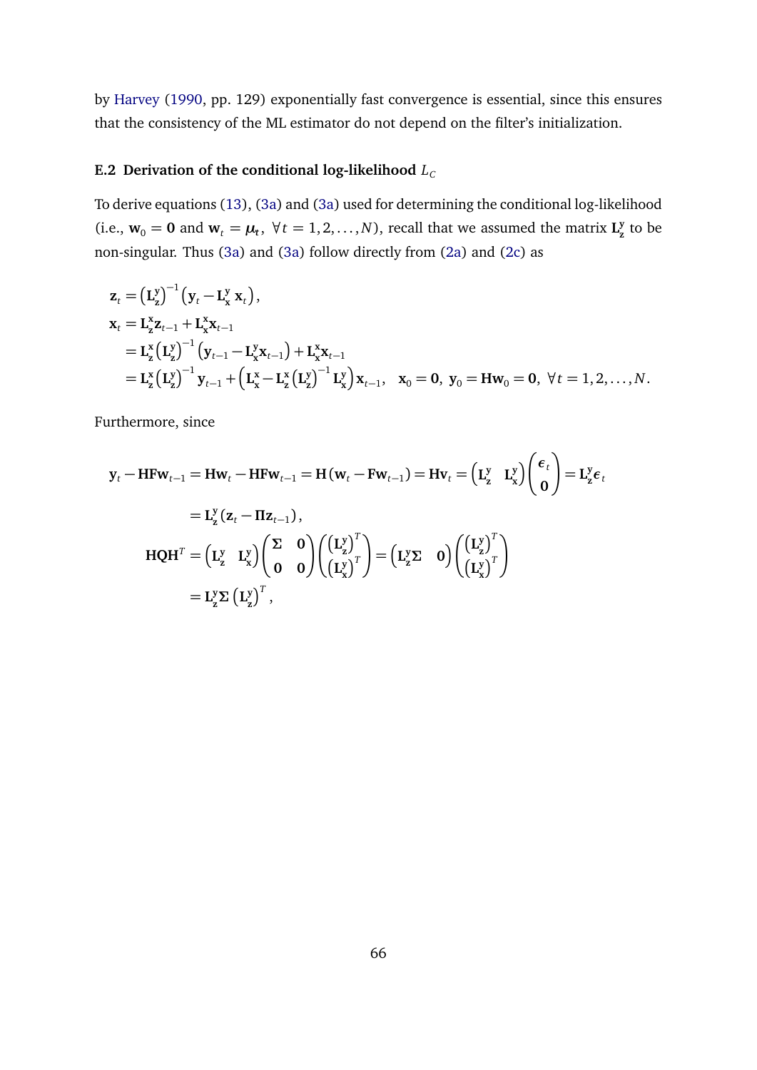by Harvey (1990, pp. 129) exponentially fast convergence is essential, since this ensures that the consistency of the ML estimator do not depend on the filter's initialization.

### E.2 Derivation of the conditional log-likelihood $L_C$

To derive equations (13), (3a) and (3a) used for determining the conditional log-likelihood (i.e., $\mathbf{w}_0 = \mathbf{0}$ and $\mathbf{w}_t = \boldsymbol{\mu}_t, \ \forall t = 1, 2, \ldots, N$), recall that we assumed the matrix $\mathbf{L}_\mathbf{z}^\mathbf{y}$ to be non-singular. Thus (3a) and (3a) follow directly from (2a) and (2c) as

$$
\begin{aligned}
\mathbf{z}_t &= \left(\mathbf{L}_\mathbf{z}^\mathbf{y}\right)^{-1}\left(\mathbf{y}_t - \mathbf{L}_\mathbf{x}^\mathbf{y}\,\mathbf{x}_t\right), \\
\mathbf{x}_t &= \mathbf{L}_\mathbf{z}^\mathbf{x}\mathbf{z}_{t-1} + \mathbf{L}_\mathbf{x}^\mathbf{x}\mathbf{x}_{t-1} \\
&= \mathbf{L}_\mathbf{z}^\mathbf{x}\left(\mathbf{L}_\mathbf{z}^\mathbf{y}\right)^{-1}\left(\mathbf{y}_{t-1} - \mathbf{L}_\mathbf{x}^\mathbf{y}\mathbf{x}_{t-1}\right) + \mathbf{L}_\mathbf{x}^\mathbf{x}\mathbf{x}_{t-1} \\
&= \mathbf{L}_\mathbf{z}^\mathbf{x}\left(\mathbf{L}_\mathbf{z}^\mathbf{y}\right)^{-1}\mathbf{y}_{t-1} + \left(\mathbf{L}_\mathbf{x}^\mathbf{x} - \mathbf{L}_\mathbf{z}^\mathbf{x}\left(\mathbf{L}_\mathbf{z}^\mathbf{y}\right)^{-1}\mathbf{L}_\mathbf{x}^\mathbf{y}\right)\mathbf{x}_{t-1}, \quad \mathbf{x}_0 = \mathbf{0}, \ \mathbf{y}_0 = \mathbf{H}\mathbf{w}_0 = \mathbf{0}, \ \forall t = 1, 2, \ldots, N.
\end{aligned}
$$

Furthermore, since

$$
\begin{aligned}
\mathbf{y}_t - \mathbf{H}\mathbf{F}\mathbf{w}_{t-1} &= \mathbf{H}\mathbf{w}_t - \mathbf{H}\mathbf{F}\mathbf{w}_{t-1} = \mathbf{H}\left(\mathbf{w}_t - \mathbf{F}\mathbf{w}_{t-1}\right) = \mathbf{H}\mathbf{v}_t = \begin{pmatrix} \mathbf{L}_\mathbf{z}^\mathbf{y} & \mathbf{L}_\mathbf{x}^\mathbf{y} \end{pmatrix} \begin{pmatrix} \boldsymbol{\epsilon}_t \\ \mathbf{0} \end{pmatrix} = \mathbf{L}_\mathbf{z}^\mathbf{y}\boldsymbol{\epsilon}_t \\
&= \mathbf{L}_\mathbf{z}^\mathbf{y}\left(\mathbf{z}_t - \boldsymbol{\Pi}\mathbf{z}_{t-1}\right), \\
\mathbf{H}\mathbf{Q}\mathbf{H}^T &= \begin{pmatrix} \mathbf{L}_\mathbf{z}^\mathbf{y} & \mathbf{L}_\mathbf{x}^\mathbf{y} \end{pmatrix} \begin{pmatrix} \boldsymbol{\Sigma} & \mathbf{0} \\ \mathbf{0} & \mathbf{0} \end{pmatrix} \begin{pmatrix} \left(\mathbf{L}_\mathbf{z}^\mathbf{y}\right)^T \\ \left(\mathbf{L}_\mathbf{x}^\mathbf{y}\right)^T \end{pmatrix} = \begin{pmatrix} \mathbf{L}_\mathbf{z}^\mathbf{y}\boldsymbol{\Sigma} & \mathbf{0} \end{pmatrix} \begin{pmatrix} \left(\mathbf{L}_\mathbf{z}^\mathbf{y}\right)^T \\ \left(\mathbf{L}_\mathbf{x}^\mathbf{y}\right)^T \end{pmatrix} \\
&= \mathbf{L}_\mathbf{z}^\mathbf{y}\boldsymbol{\Sigma}\left(\mathbf{L}_\mathbf{z}^\mathbf{y}\right)^T,
\end{aligned}
$$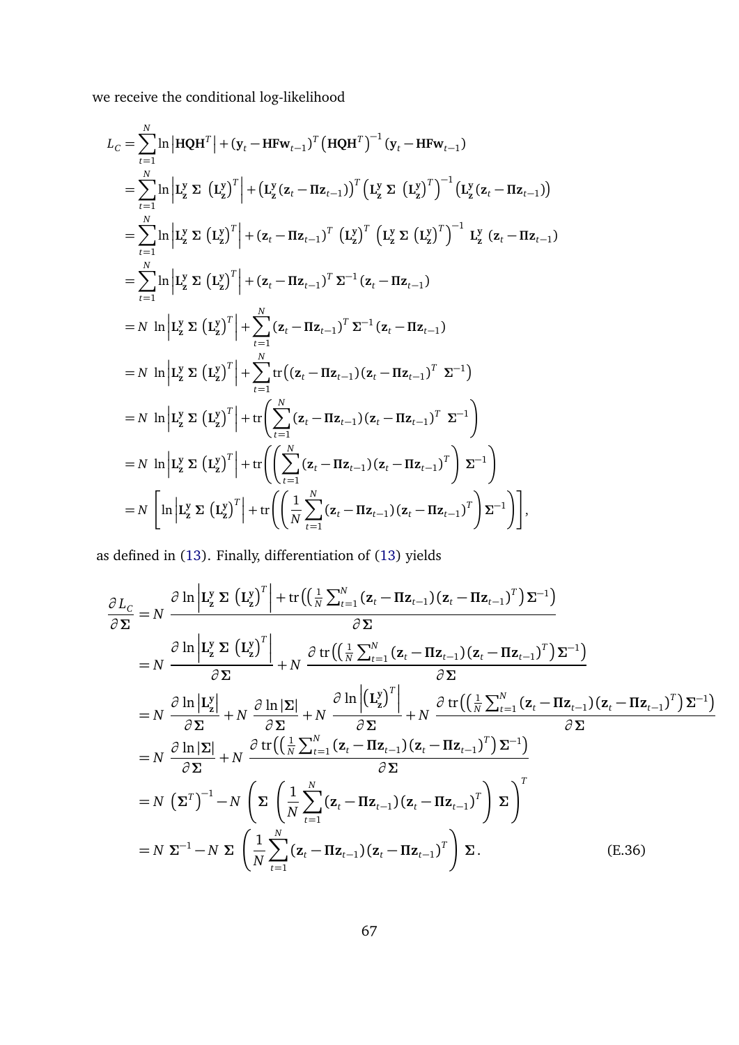we receive the conditional log-likelihood

$$
\begin{aligned}
L_C &= \sum_{t=1}^{N} \ln\left|\mathbf{HQH}^T\right| + \left(\mathbf{y}_t - \mathbf{HFw}_{t-1}\right)^T \left(\mathbf{HQH}^T\right)^{-1} \left(\mathbf{y}_t - \mathbf{HFw}_{t-1}\right) \\
&= \sum_{t=1}^{N} \ln\left|\mathbf{L}_\mathbf{z}^\mathbf{y}\ \boldsymbol{\Sigma}\ \left(\mathbf{L}_\mathbf{z}^\mathbf{y}\right)^T\right| + \left(\mathbf{L}_\mathbf{z}^\mathbf{y}(\mathbf{z}_t - \boldsymbol{\Pi}\mathbf{z}_{t-1})\right)^T \left(\mathbf{L}_\mathbf{z}^\mathbf{y}\ \boldsymbol{\Sigma}\ \left(\mathbf{L}_\mathbf{z}^\mathbf{y}\right)^T\right)^{-1} \left(\mathbf{L}_\mathbf{z}^\mathbf{y}(\mathbf{z}_t - \boldsymbol{\Pi}\mathbf{z}_{t-1})\right) \\
&= \sum_{t=1}^{N} \ln\left|\mathbf{L}_\mathbf{z}^\mathbf{y}\ \boldsymbol{\Sigma}\ \left(\mathbf{L}_\mathbf{z}^\mathbf{y}\right)^T\right| + \left(\mathbf{z}_t - \boldsymbol{\Pi}\mathbf{z}_{t-1}\right)^T\ \left(\mathbf{L}_\mathbf{z}^\mathbf{y}\right)^T\ \left(\mathbf{L}_\mathbf{z}^\mathbf{y}\ \boldsymbol{\Sigma}\ \left(\mathbf{L}_\mathbf{z}^\mathbf{y}\right)^T\right)^{-1}\ \mathbf{L}_\mathbf{z}^\mathbf{y}\ \left(\mathbf{z}_t - \boldsymbol{\Pi}\mathbf{z}_{t-1}\right) \\
&= \sum_{t=1}^{N} \ln\left|\mathbf{L}_\mathbf{z}^\mathbf{y}\ \boldsymbol{\Sigma}\ \left(\mathbf{L}_\mathbf{z}^\mathbf{y}\right)^T\right| + \left(\mathbf{z}_t - \boldsymbol{\Pi}\mathbf{z}_{t-1}\right)^T \boldsymbol{\Sigma}^{-1} \left(\mathbf{z}_t - \boldsymbol{\Pi}\mathbf{z}_{t-1}\right) \\
&= N\ \ln\left|\mathbf{L}_\mathbf{z}^\mathbf{y}\ \boldsymbol{\Sigma}\ \left(\mathbf{L}_\mathbf{z}^\mathbf{y}\right)^T\right| + \sum_{t=1}^{N} \left(\mathbf{z}_t - \boldsymbol{\Pi}\mathbf{z}_{t-1}\right)^T \boldsymbol{\Sigma}^{-1} \left(\mathbf{z}_t - \boldsymbol{\Pi}\mathbf{z}_{t-1}\right) \\
&= N\ \ln\left|\mathbf{L}_\mathbf{z}^\mathbf{y}\ \boldsymbol{\Sigma}\ \left(\mathbf{L}_\mathbf{z}^\mathbf{y}\right)^T\right| + \sum_{t=1}^{N} \operatorname{tr}\left(\left(\mathbf{z}_t - \boldsymbol{\Pi}\mathbf{z}_{t-1}\right)\left(\mathbf{z}_t - \boldsymbol{\Pi}\mathbf{z}_{t-1}\right)^T\ \boldsymbol{\Sigma}^{-1}\right) \\
&= N\ \ln\left|\mathbf{L}_\mathbf{z}^\mathbf{y}\ \boldsymbol{\Sigma}\ \left(\mathbf{L}_\mathbf{z}^\mathbf{y}\right)^T\right| + \operatorname{tr}\left(\sum_{t=1}^{N} \left(\mathbf{z}_t - \boldsymbol{\Pi}\mathbf{z}_{t-1}\right)\left(\mathbf{z}_t - \boldsymbol{\Pi}\mathbf{z}_{t-1}\right)^T\ \boldsymbol{\Sigma}^{-1}\right) \\
&= N\ \ln\left|\mathbf{L}_\mathbf{z}^\mathbf{y}\ \boldsymbol{\Sigma}\ \left(\mathbf{L}_\mathbf{z}^\mathbf{y}\right)^T\right| + \operatorname{tr}\left(\left(\sum_{t=1}^{N} \left(\mathbf{z}_t - \boldsymbol{\Pi}\mathbf{z}_{t-1}\right)\left(\mathbf{z}_t - \boldsymbol{\Pi}\mathbf{z}_{t-1}\right)^T\right)\ \boldsymbol{\Sigma}^{-1}\right) \\
&= N\ \left[\ln\left|\mathbf{L}_\mathbf{z}^\mathbf{y}\ \boldsymbol{\Sigma}\ \left(\mathbf{L}_\mathbf{z}^\mathbf{y}\right)^T\right| + \operatorname{tr}\left(\left(\frac{1}{N}\sum_{t=1}^{N} \left(\mathbf{z}_t - \boldsymbol{\Pi}\mathbf{z}_{t-1}\right)\left(\mathbf{z}_t - \boldsymbol{\Pi}\mathbf{z}_{t-1}\right)^T\right)\boldsymbol{\Sigma}^{-1}\right)\right],
\end{aligned}
$$

as defined in (13). Finally, differentiation of (13) yields

$$
\begin{aligned}
\frac{\partial L_C}{\partial \boldsymbol{\Sigma}} &= N\ \frac{\partial \ln\left|\mathbf{L}_\mathbf{z}^\mathbf{y}\ \boldsymbol{\Sigma}\ \left(\mathbf{L}_\mathbf{z}^\mathbf{y}\right)^T\right| + \operatorname{tr}\left(\left(\frac{1}{N}\sum_{t=1}^{N}\left(\mathbf{z}_t - \boldsymbol{\Pi}\mathbf{z}_{t-1}\right)\left(\mathbf{z}_t - \boldsymbol{\Pi}\mathbf{z}_{t-1}\right)^T\right)\boldsymbol{\Sigma}^{-1}\right)}{\partial \boldsymbol{\Sigma}} \\
&= N\ \frac{\partial \ln\left|\mathbf{L}_\mathbf{z}^\mathbf{y}\ \boldsymbol{\Sigma}\ \left(\mathbf{L}_\mathbf{z}^\mathbf{y}\right)^T\right|}{\partial \boldsymbol{\Sigma}} + N\ \frac{\partial \operatorname{tr}\left(\left(\frac{1}{N}\sum_{t=1}^{N}\left(\mathbf{z}_t - \boldsymbol{\Pi}\mathbf{z}_{t-1}\right)\left(\mathbf{z}_t - \boldsymbol{\Pi}\mathbf{z}_{t-1}\right)^T\right)\boldsymbol{\Sigma}^{-1}\right)}{\partial \boldsymbol{\Sigma}} \\
&= N\ \frac{\partial \ln\left|\mathbf{L}_\mathbf{z}^\mathbf{y}\right|}{\partial \boldsymbol{\Sigma}} + N\ \frac{\partial \ln|\boldsymbol{\Sigma}|}{\partial \boldsymbol{\Sigma}} + N\ \frac{\partial \ln\left|\left(\mathbf{L}_\mathbf{z}^\mathbf{y}\right)^T\right|}{\partial \boldsymbol{\Sigma}} + N\ \frac{\partial \operatorname{tr}\left(\left(\frac{1}{N}\sum_{t=1}^{N}\left(\mathbf{z}_t - \boldsymbol{\Pi}\mathbf{z}_{t-1}\right)\left(\mathbf{z}_t - \boldsymbol{\Pi}\mathbf{z}_{t-1}\right)^T\right)\boldsymbol{\Sigma}^{-1}\right)}{\partial \boldsymbol{\Sigma}} \\
&= N\ \frac{\partial \ln|\boldsymbol{\Sigma}|}{\partial \boldsymbol{\Sigma}} + N\ \frac{\partial \operatorname{tr}\left(\left(\frac{1}{N}\sum_{t=1}^{N}\left(\mathbf{z}_t - \boldsymbol{\Pi}\mathbf{z}_{t-1}\right)\left(\mathbf{z}_t - \boldsymbol{\Pi}\mathbf{z}_{t-1}\right)^T\right)\boldsymbol{\Sigma}^{-1}\right)}{\partial \boldsymbol{\Sigma}} \\
&= N\ \left(\boldsymbol{\Sigma}^T\right)^{-1} - N\ \left(\boldsymbol{\Sigma}\ \left(\frac{1}{N}\sum_{t=1}^{N}\left(\mathbf{z}_t - \boldsymbol{\Pi}\mathbf{z}_{t-1}\right)\left(\mathbf{z}_t - \boldsymbol{\Pi}\mathbf{z}_{t-1}\right)^T\right)\ \boldsymbol{\Sigma}\right)^T \\
&= N\ \boldsymbol{\Sigma}^{-1} - N\ \boldsymbol{\Sigma}\ \left(\frac{1}{N}\sum_{t=1}^{N}\left(\mathbf{z}_t - \boldsymbol{\Pi}\mathbf{z}_{t-1}\right)\left(\mathbf{z}_t - \boldsymbol{\Pi}\mathbf{z}_{t-1}\right)^T\right)\ \boldsymbol{\Sigma}\,. \qquad \text{(E.36)}
\end{aligned}
$$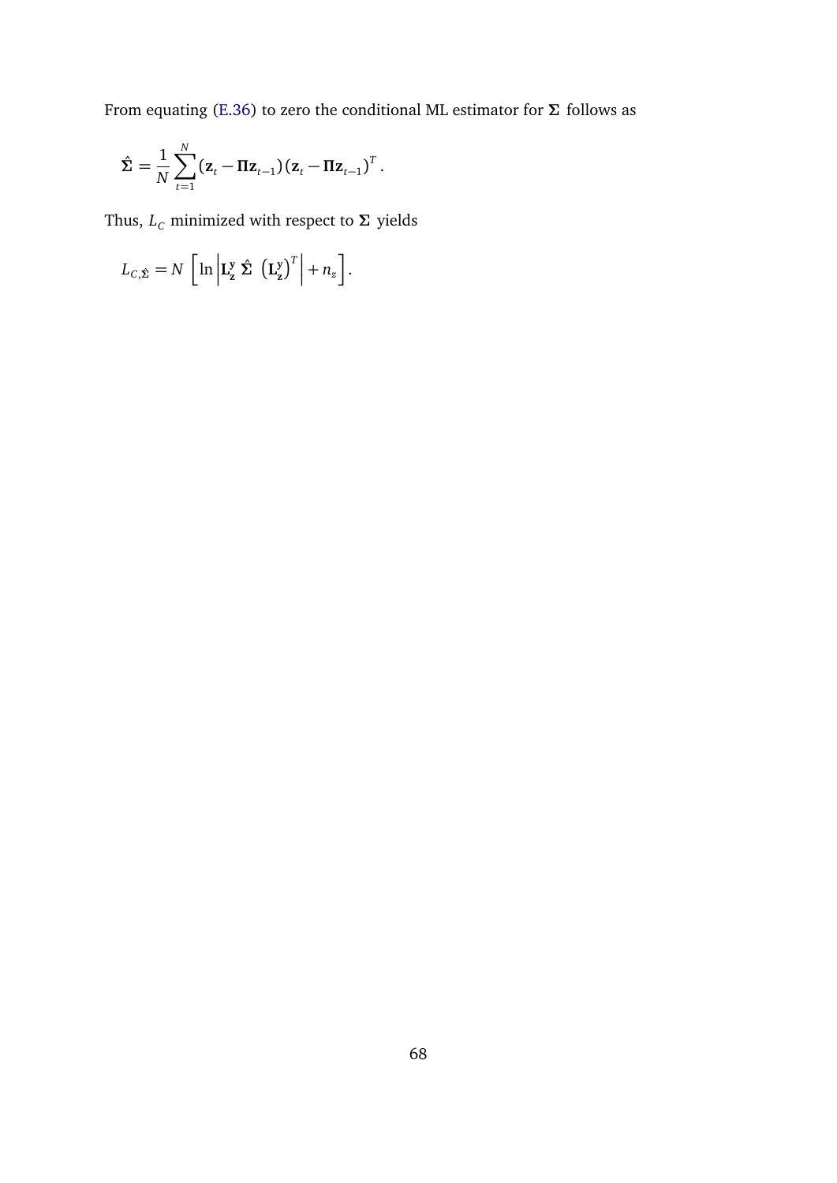From equating (E.36) to zero the conditional ML estimator for $\boldsymbol{\Sigma}$ follows as

$$\hat{\boldsymbol{\Sigma}} = \frac{1}{N} \sum_{t=1}^{N} (\mathbf{z}_t - \boldsymbol{\Pi} \mathbf{z}_{t-1}) (\mathbf{z}_t - \boldsymbol{\Pi} \mathbf{z}_{t-1})^T .$$

Thus, $L_C$ minimized with respect to $\boldsymbol{\Sigma}$ yields

$$L_{C,\hat{\boldsymbol{\Sigma}}} = N \left[ \ln \left| \mathbf{L}_{\mathbf{z}}^{\mathbf{y}} \, \hat{\boldsymbol{\Sigma}} \, \left( \mathbf{L}_{\mathbf{z}}^{\mathbf{y}} \right)^T \right| + n_z \right].$$